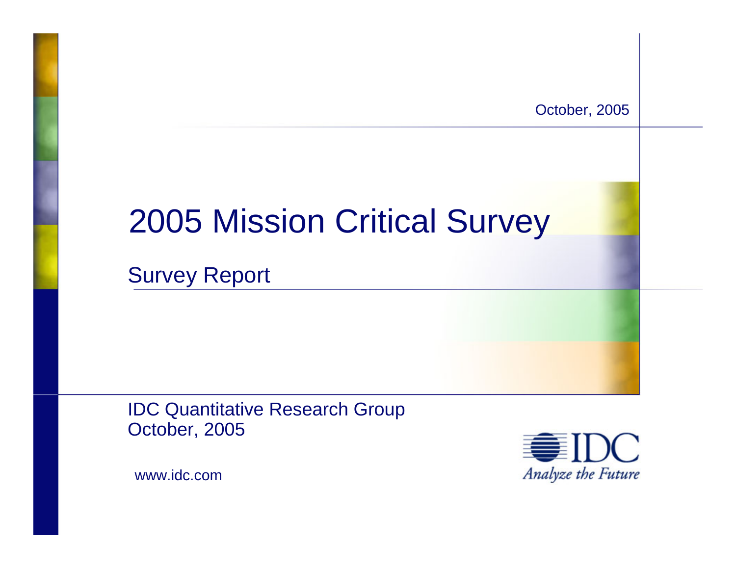October, 2005

# 2005 Mission Critical Survey

## Survey Report

IDC Quantitative Research Group
October, 2005

www.idc.com

IDC
*Analyze the Future*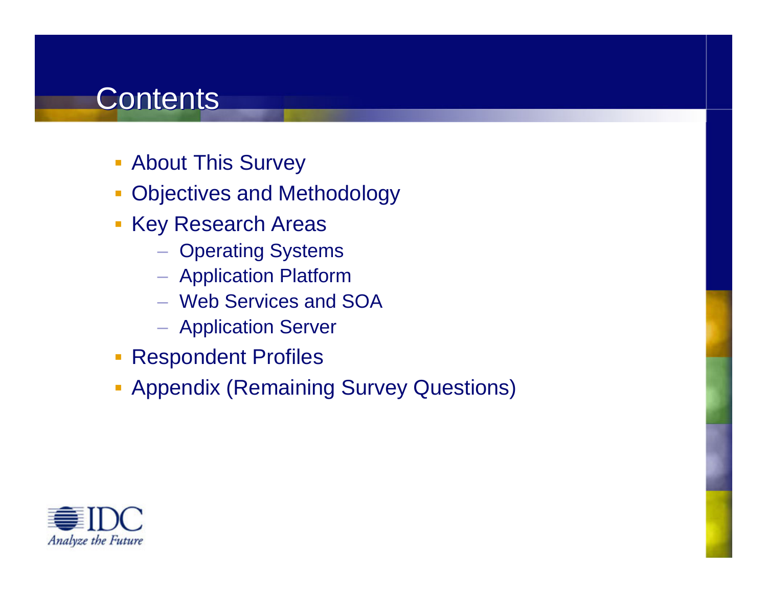# Contents

- About This Survey
- Objectives and Methodology
- Key Research Areas
  - Operating Systems
  - Application Platform
  - Web Services and SOA
  - Application Server
- Respondent Profiles
- Appendix (Remaining Survey Questions)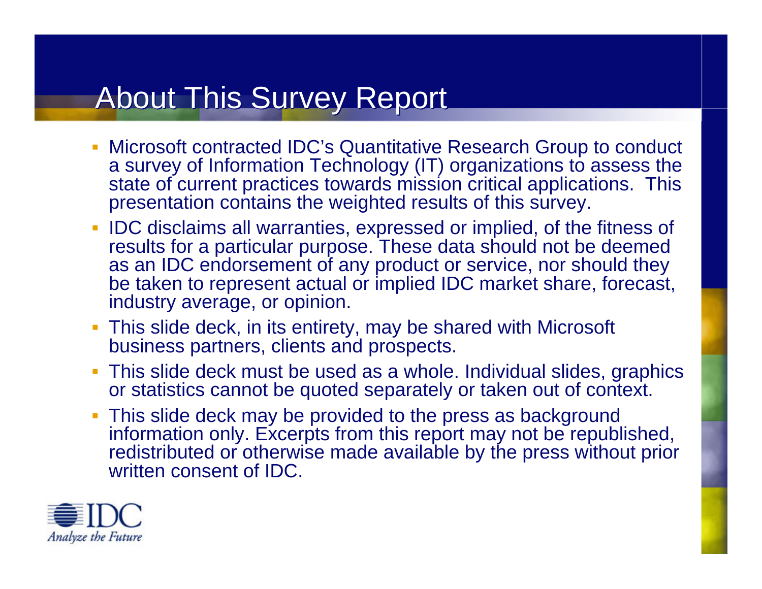# About This Survey Report

- Microsoft contracted IDC's Quantitative Research Group to conduct a survey of Information Technology (IT) organizations to assess the state of current practices towards mission critical applications. This presentation contains the weighted results of this survey.
- IDC disclaims all warranties, expressed or implied, of the fitness of results for a particular purpose. These data should not be deemed as an IDC endorsement of any product or service, nor should they be taken to represent actual or implied IDC market share, forecast, industry average, or opinion.
- This slide deck, in its entirety, may be shared with Microsoft business partners, clients and prospects.
- This slide deck must be used as a whole. Individual slides, graphics or statistics cannot be quoted separately or taken out of context.
- This slide deck may be provided to the press as background information only. Excerpts from this report may not be republished, redistributed or otherwise made available by the press without prior written consent of IDC.

IDC
*Analyze the Future*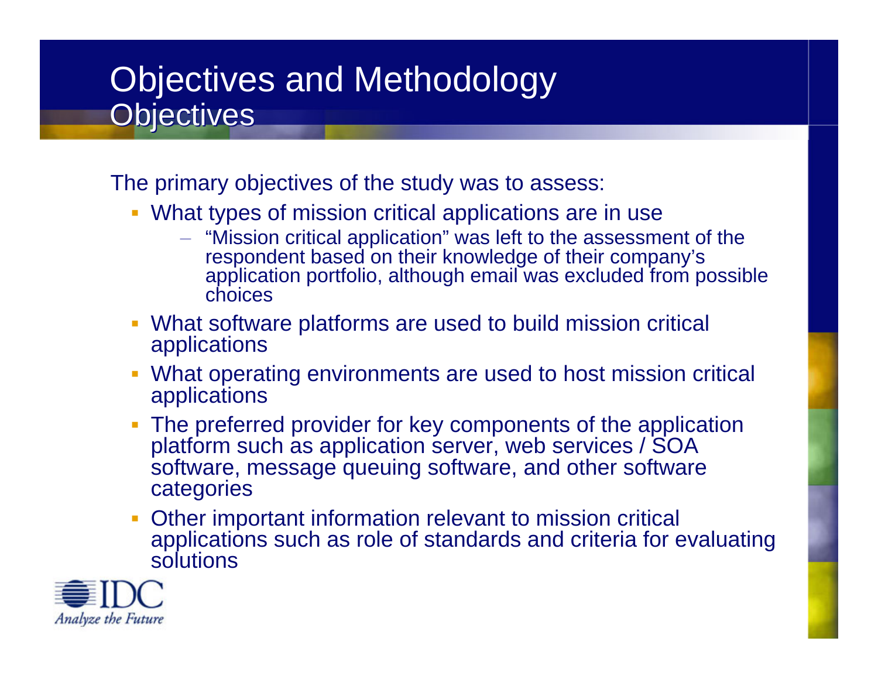# Objectives and Methodology
## Objectives

The primary objectives of the study was to assess:

- What types of mission critical applications are in use
  - "Mission critical application" was left to the assessment of the respondent based on their knowledge of their company's application portfolio, although email was excluded from possible choices
- What software platforms are used to build mission critical applications
- What operating environments are used to host mission critical applications
- The preferred provider for key components of the application platform such as application server, web services / SOA software, message queuing software, and other software categories
- Other important information relevant to mission critical applications such as role of standards and criteria for evaluating solutions

IDC
*Analyze the Future*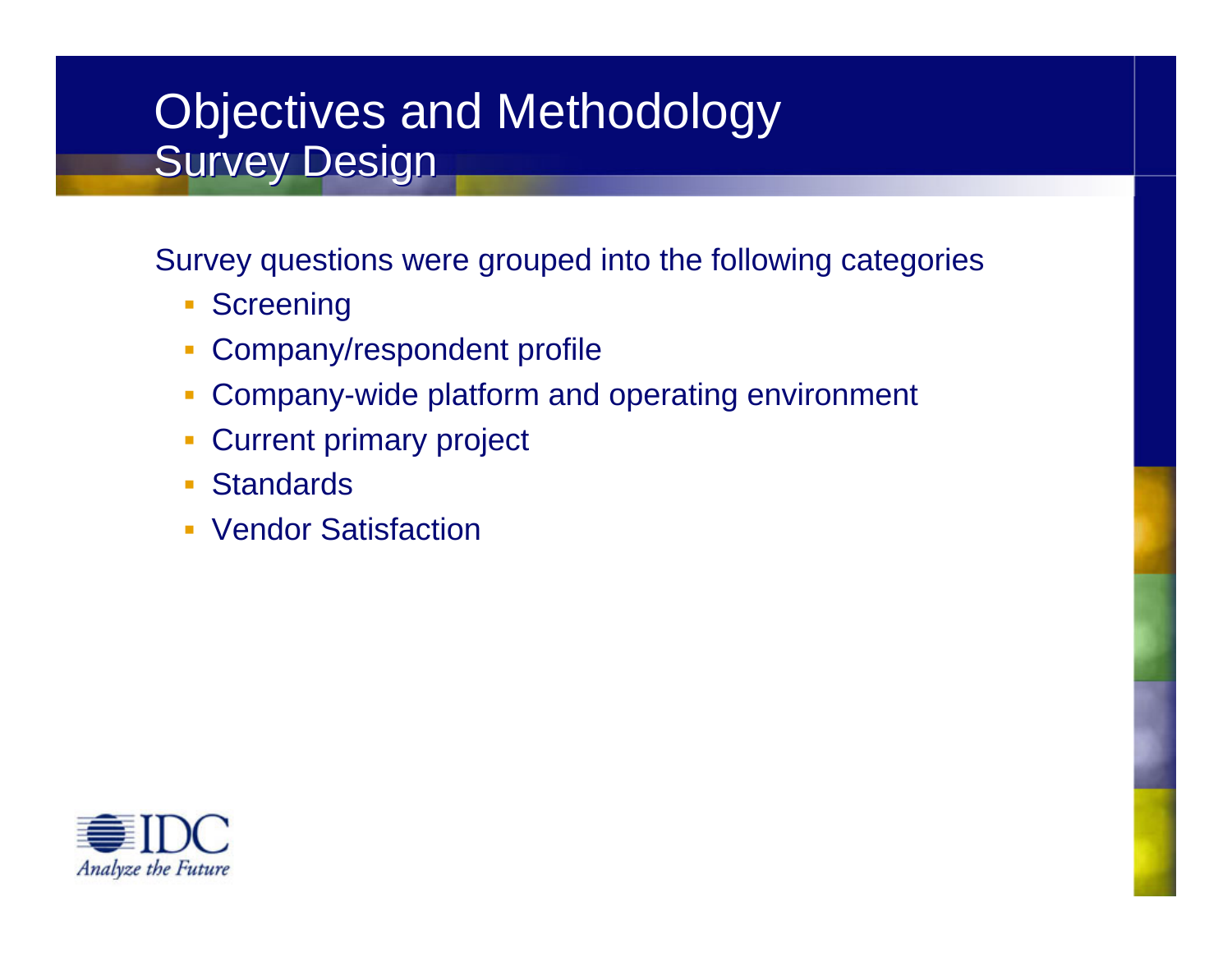# Objectives and Methodology
## Survey Design

Survey questions were grouped into the following categories

- Screening
- Company/respondent profile
- Company-wide platform and operating environment
- Current primary project
- Standards
- Vendor Satisfaction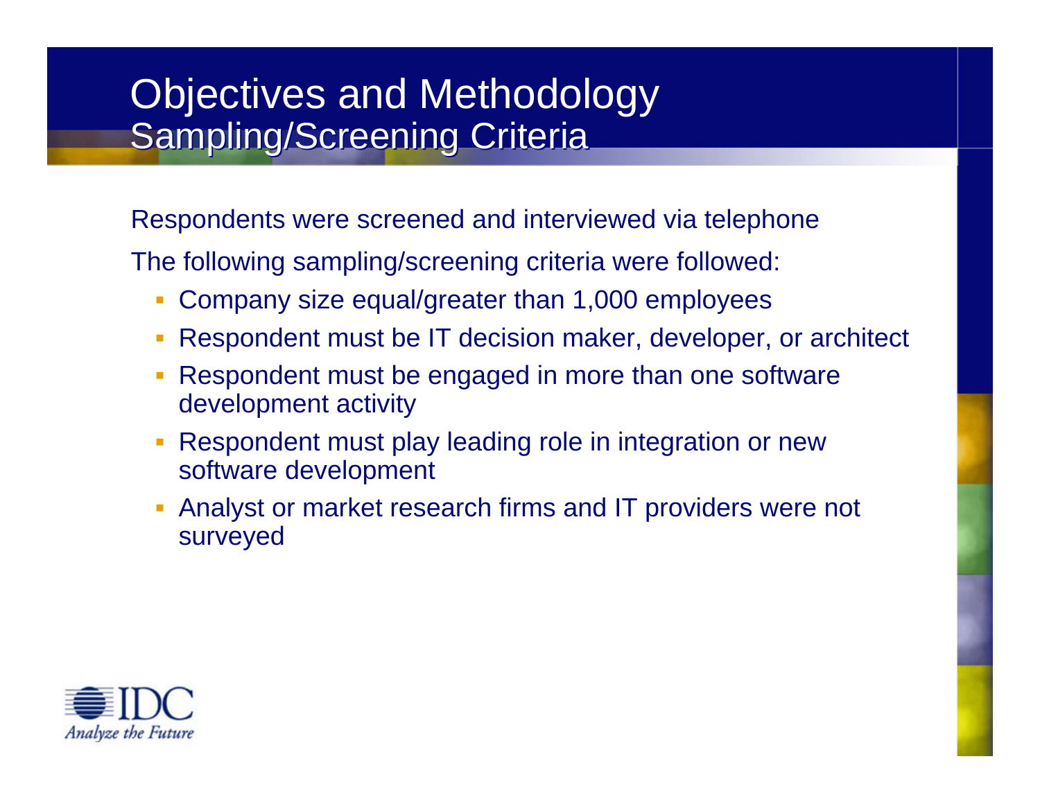# Objectives and Methodology
## Sampling/Screening Criteria

Respondents were screened and interviewed via telephone

The following sampling/screening criteria were followed:

- Company size equal/greater than 1,000 employees
- Respondent must be IT decision maker, developer, or architect
- Respondent must be engaged in more than one software development activity
- Respondent must play leading role in integration or new software development
- Analyst or market research firms and IT providers were not surveyed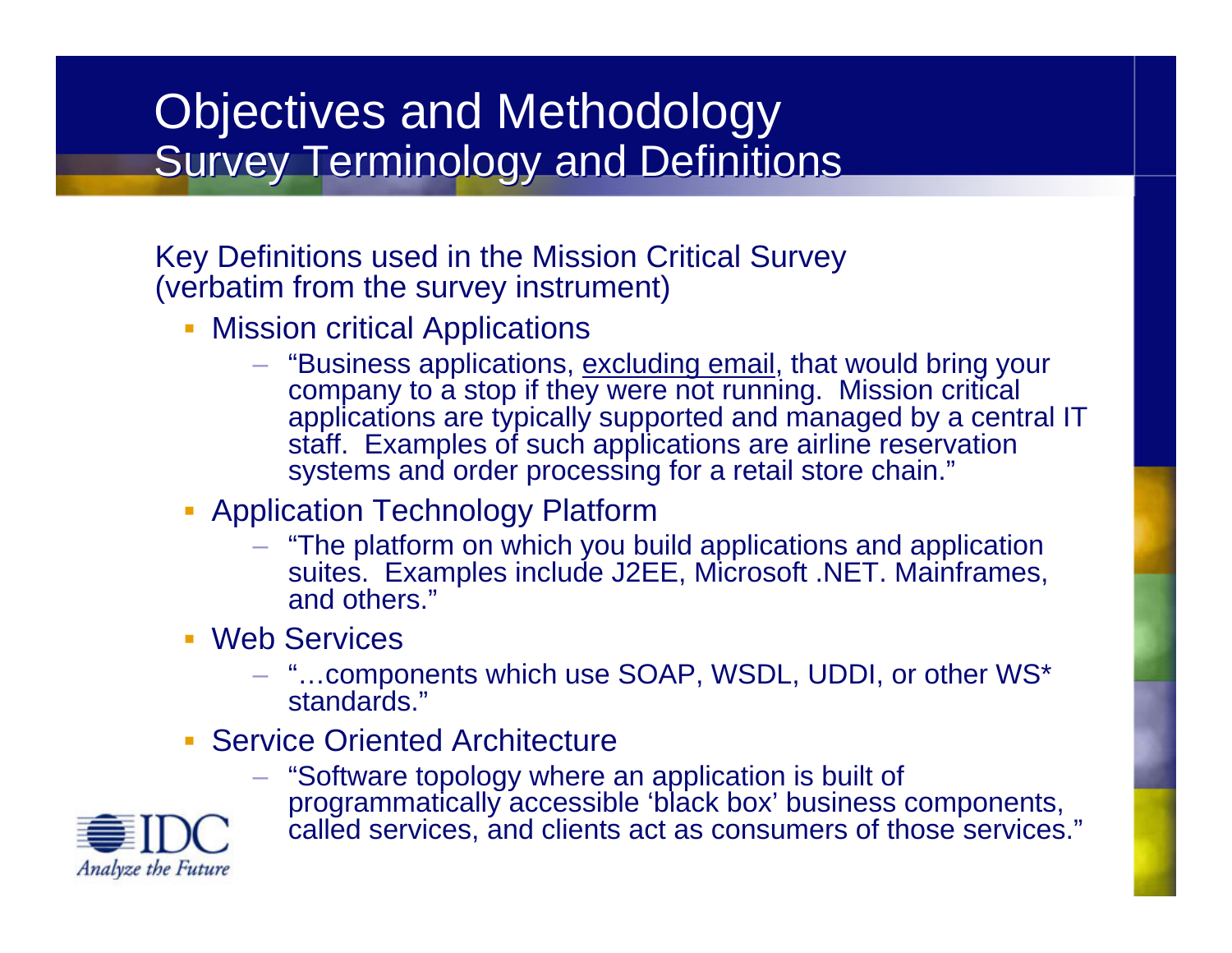# Objectives and Methodology
## Survey Terminology and Definitions

Key Definitions used in the Mission Critical Survey (verbatim from the survey instrument)

- Mission critical Applications
  - "Business applications, excluding email, that would bring your company to a stop if they were not running. Mission critical applications are typically supported and managed by a central IT staff. Examples of such applications are airline reservation systems and order processing for a retail store chain."
- Application Technology Platform
  - "The platform on which you build applications and application suites. Examples include J2EE, Microsoft .NET. Mainframes, and others."
- Web Services
  - "…components which use SOAP, WSDL, UDDI, or other WS* standards."
- Service Oriented Architecture
  - "Software topology where an application is built of programmatically accessible 'black box' business components, called services, and clients act as consumers of those services."

IDC
*Analyze the Future*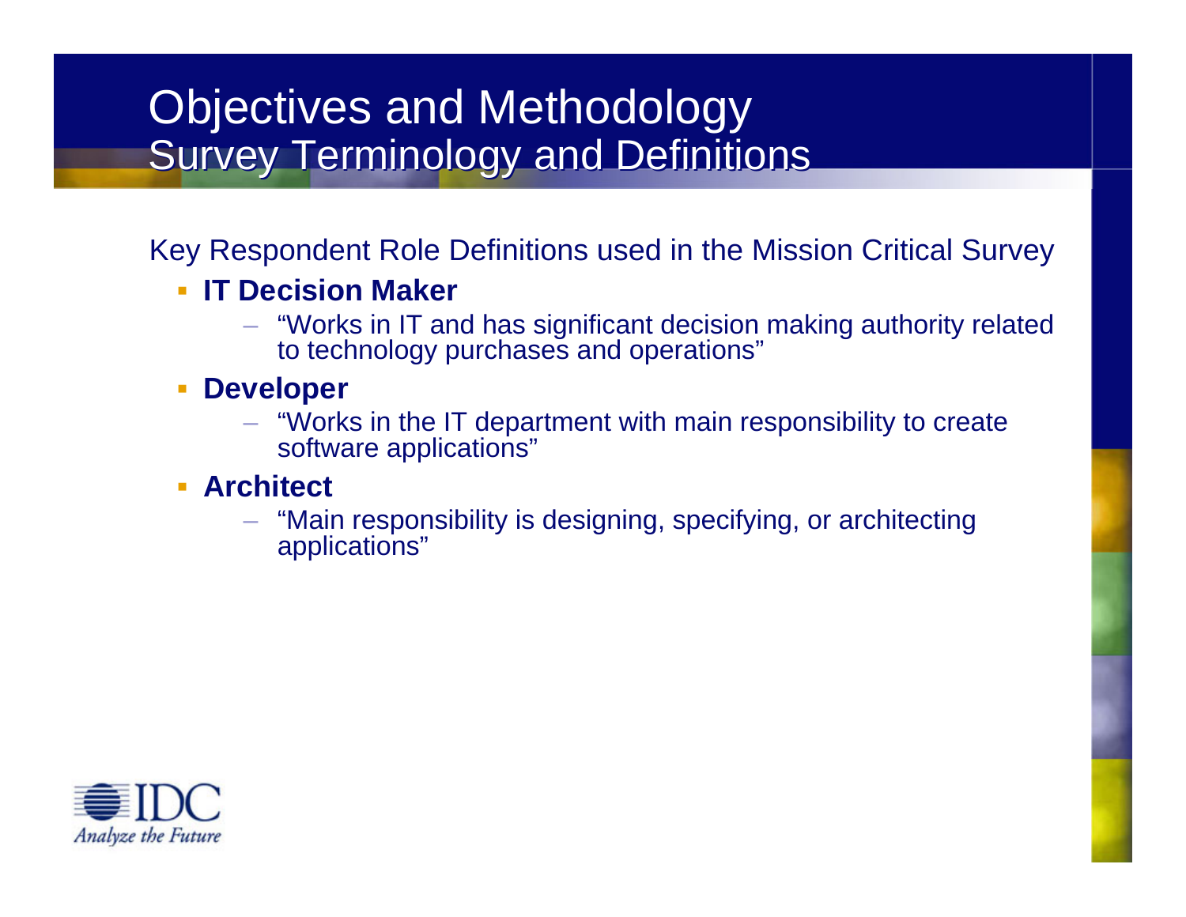# Objectives and Methodology
## Survey Terminology and Definitions

Key Respondent Role Definitions used in the Mission Critical Survey

- **IT Decision Maker**
  - “Works in IT and has significant decision making authority related to technology purchases and operations”
- **Developer**
  - “Works in the IT department with main responsibility to create software applications”
- **Architect**
  - “Main responsibility is designing, specifying, or architecting applications”

IDC
*Analyze the Future*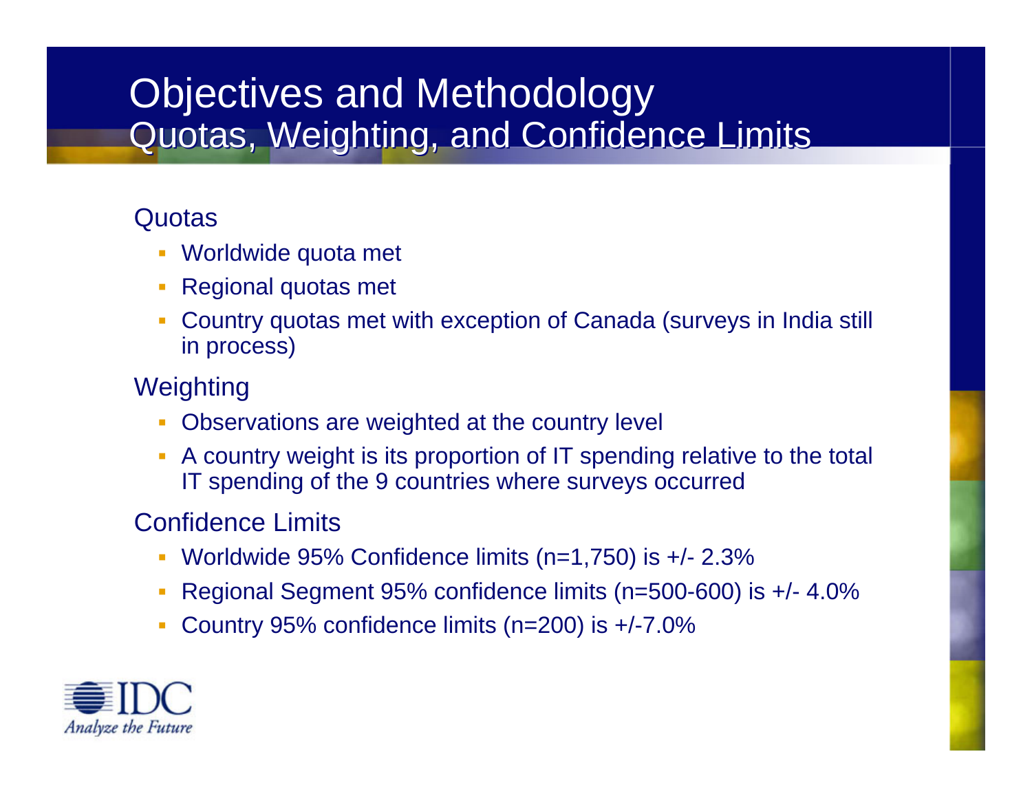# Objectives and Methodology
## Quotas, Weighting, and Confidence Limits

### Quotas

- Worldwide quota met
- Regional quotas met
- Country quotas met with exception of Canada (surveys in India still in process)

### Weighting

- Observations are weighted at the country level
- A country weight is its proportion of IT spending relative to the total IT spending of the 9 countries where surveys occurred

### Confidence Limits

- Worldwide 95% Confidence limits (n=1,750) is +/- 2.3%
- Regional Segment 95% confidence limits (n=500-600) is +/- 4.0%
- Country 95% confidence limits (n=200) is +/-7.0%

IDC
*Analyze the Future*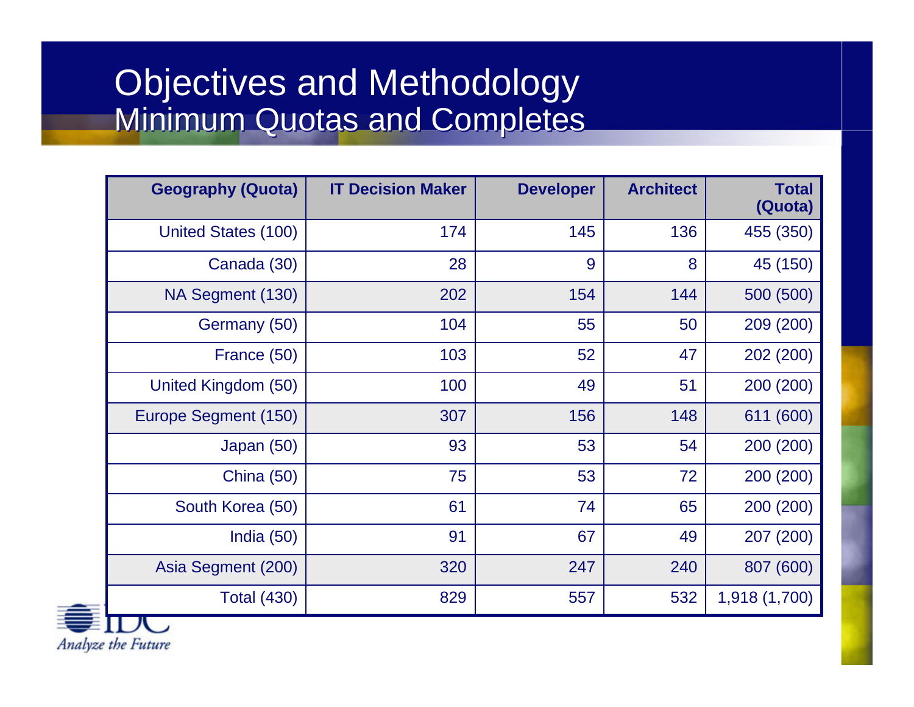# Objectives and Methodology

## Minimum Quotas and Completes

| Geography (Quota) | IT Decision Maker | Developer | Architect | Total (Quota) |
|---|---|---|---|---|
| United States (100) | 174 | 145 | 136 | 455 (350) |
| Canada (30) | 28 | 9 | 8 | 45 (150) |
| NA Segment (130) | 202 | 154 | 144 | 500 (500) |
| Germany (50) | 104 | 55 | 50 | 209 (200) |
| France (50) | 103 | 52 | 47 | 202 (200) |
| United Kingdom (50) | 100 | 49 | 51 | 200 (200) |
| Europe Segment (150) | 307 | 156 | 148 | 611 (600) |
| Japan (50) | 93 | 53 | 54 | 200 (200) |
| China (50) | 75 | 53 | 72 | 200 (200) |
| South Korea (50) | 61 | 74 | 65 | 200 (200) |
| India (50) | 91 | 67 | 49 | 207 (200) |
| Asia Segment (200) | 320 | 247 | 240 | 807 (600) |
| Total (430) | 829 | 557 | 532 | 1,918 (1,700) |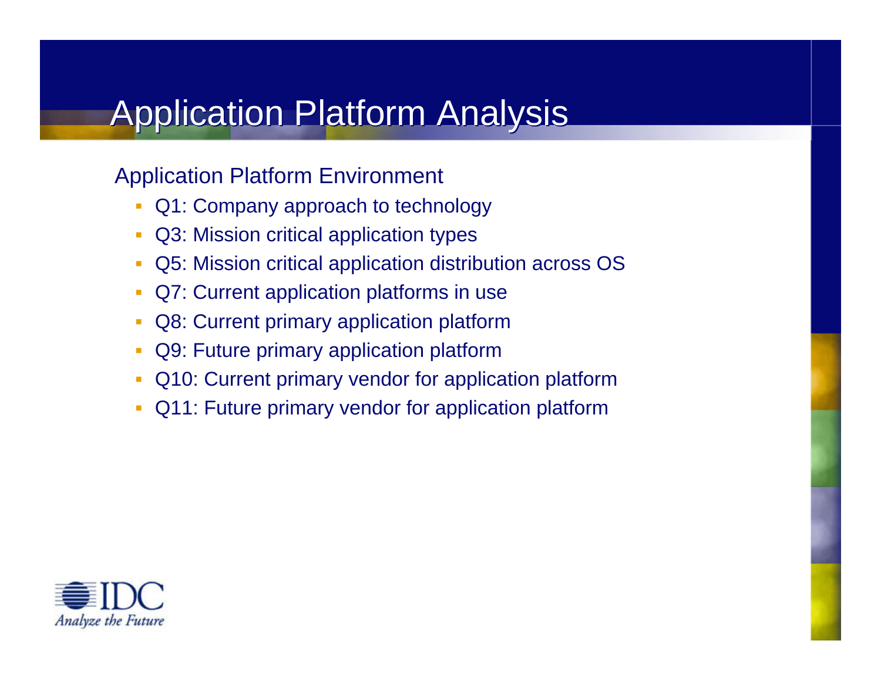# Application Platform Analysis

Application Platform Environment

- Q1: Company approach to technology
- Q3: Mission critical application types
- Q5: Mission critical application distribution across OS
- Q7: Current application platforms in use
- Q8: Current primary application platform
- Q9: Future primary application platform
- Q10: Current primary vendor for application platform
- Q11: Future primary vendor for application platform

IDC
*Analyze the Future*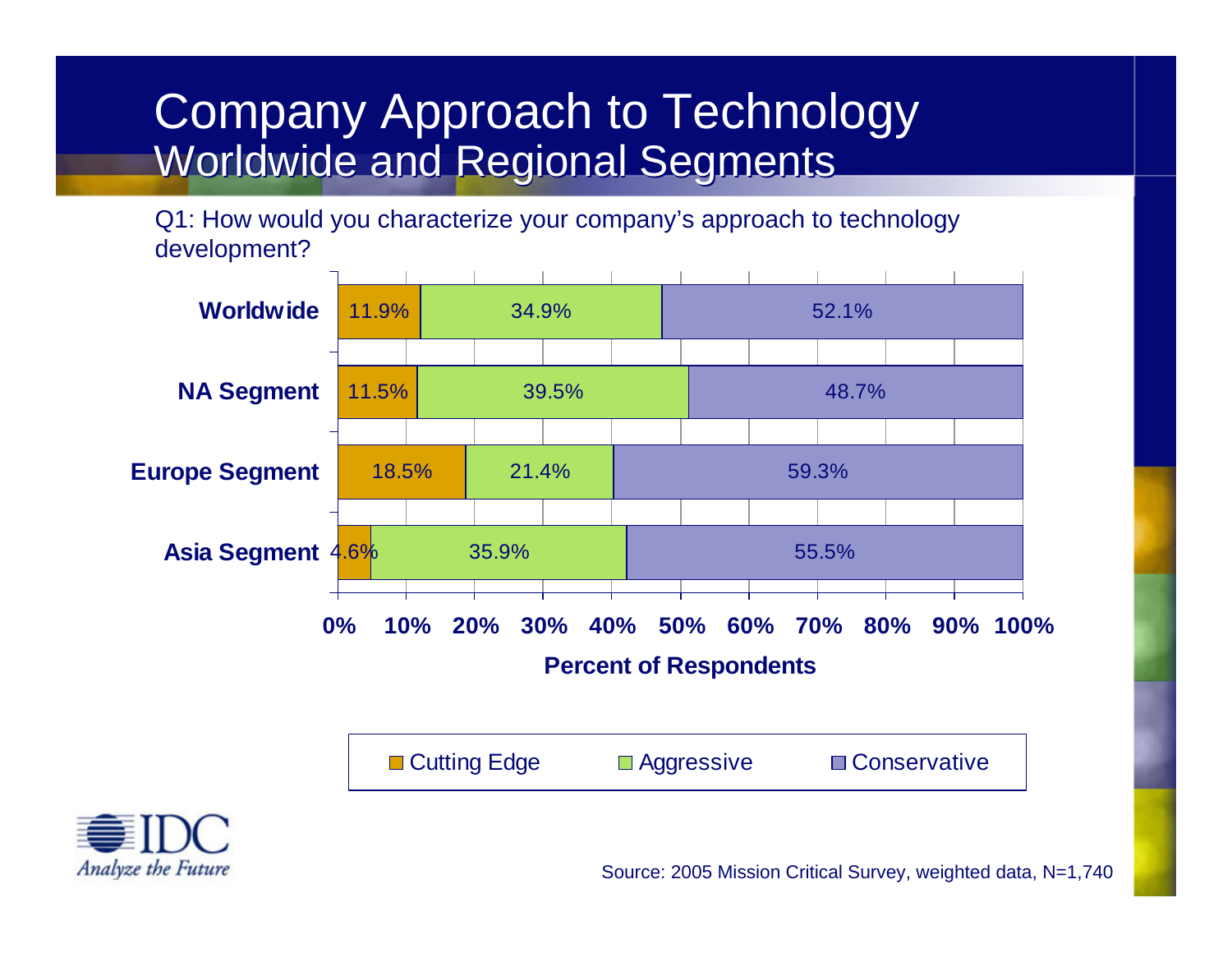# Company Approach to Technology
## Worldwide and Regional Segments

Q1: How would you characterize your company's approach to technology development?

| Segment | Cutting Edge | Aggressive | Conservative |
|---|---|---|---|
| Worldwide | 11.9% | 34.9% | 52.1% |
| NA Segment | 11.5% | 39.5% | 48.7% |
| Europe Segment | 18.5% | 21.4% | 59.3% |
| Asia Segment | 4.6% | 35.9% | 55.5% |

Percent of Respondents

Source: 2005 Mission Critical Survey, weighted data, N=1,740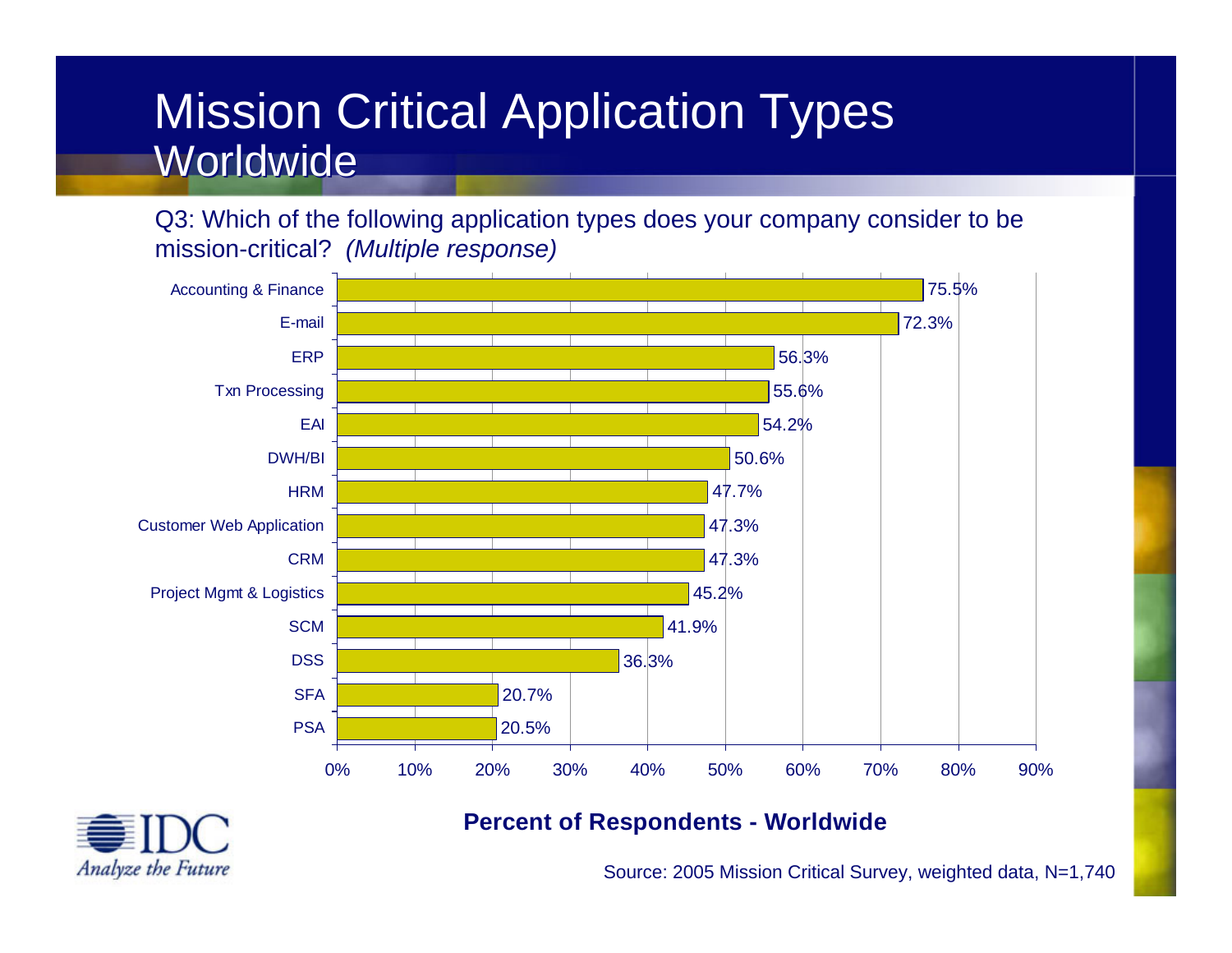# Mission Critical Application Types Worldwide

Q3: Which of the following application types does your company consider to be mission-critical? *(Multiple response)*

| Application Type | Percent of Respondents - Worldwide |
|---|---|
| Accounting & Finance | 75.5% |
| E-mail | 72.3% |
| ERP | 56.3% |
| Txn Processing | 55.6% |
| EAI | 54.2% |
| DWH/BI | 50.6% |
| HRM | 47.7% |
| Customer Web Application | 47.3% |
| CRM | 47.3% |
| Project Mgmt & Logistics | 45.2% |
| SCM | 41.9% |
| DSS | 36.3% |
| SFA | 20.7% |
| PSA | 20.5% |

**Percent of Respondents - Worldwide**

Source: 2005 Mission Critical Survey, weighted data, N=1,740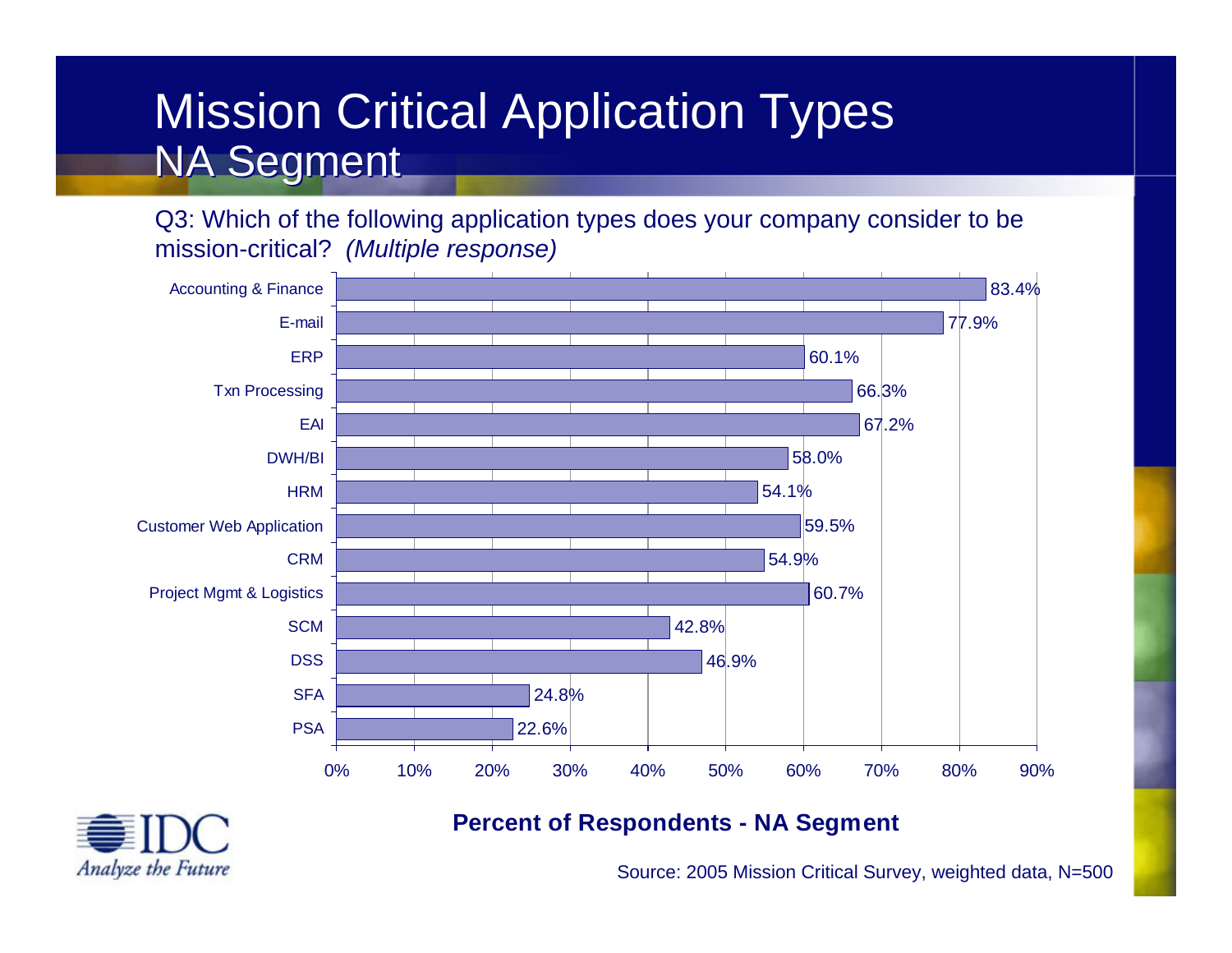# Mission Critical Application Types
## NA Segment

Q3: Which of the following application types does your company consider to be mission-critical? *(Multiple response)*

| Application Type | Percent of Respondents |
|---|---|
| Accounting & Finance | 83.4% |
| E-mail | 77.9% |
| ERP | 60.1% |
| Txn Processing | 66.3% |
| EAI | 67.2% |
| DWH/BI | 58.0% |
| HRM | 54.1% |
| Customer Web Application | 59.5% |
| CRM | 54.9% |
| Project Mgmt & Logistics | 60.7% |
| SCM | 42.8% |
| DSS | 46.9% |
| SFA | 24.8% |
| PSA | 22.6% |

**Percent of Respondents - NA Segment**

Source: 2005 Mission Critical Survey, weighted data, N=500

IDC *Analyze the Future*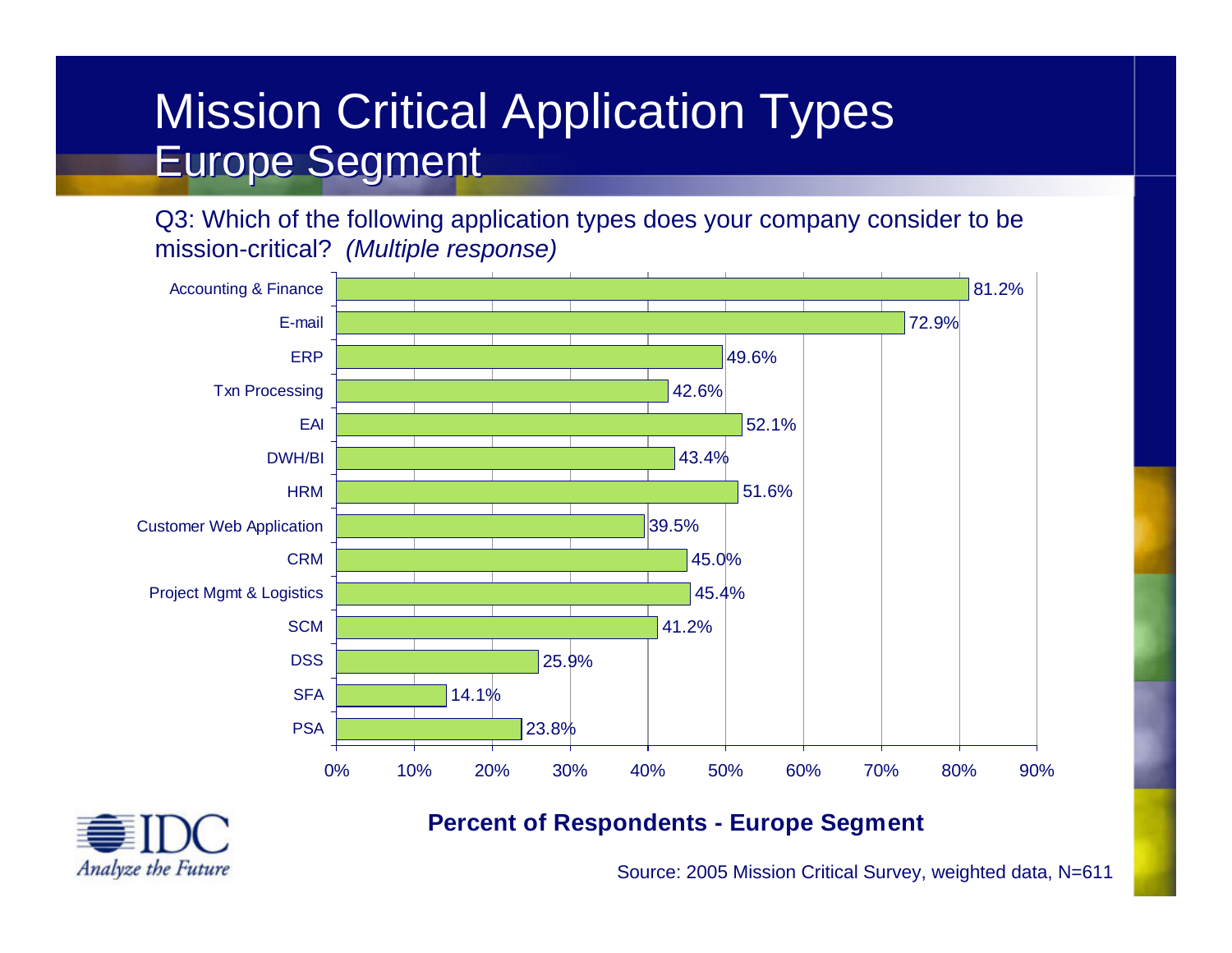# Mission Critical Application Types
## Europe Segment

Q3: Which of the following application types does your company consider to be mission-critical? *(Multiple response)*

| Application Type | Percent of Respondents - Europe Segment |
| --- | --- |
| Accounting & Finance | 81.2% |
| E-mail | 72.9% |
| ERP | 49.6% |
| Txn Processing | 42.6% |
| EAI | 52.1% |
| DWH/BI | 43.4% |
| HRM | 51.6% |
| Customer Web Application | 39.5% |
| CRM | 45.0% |
| Project Mgmt & Logistics | 45.4% |
| SCM | 41.2% |
| DSS | 25.9% |
| SFA | 14.1% |
| PSA | 23.8% |

**Percent of Respondents - Europe Segment**

IDC *Analyze the Future*

Source: 2005 Mission Critical Survey, weighted data, N=611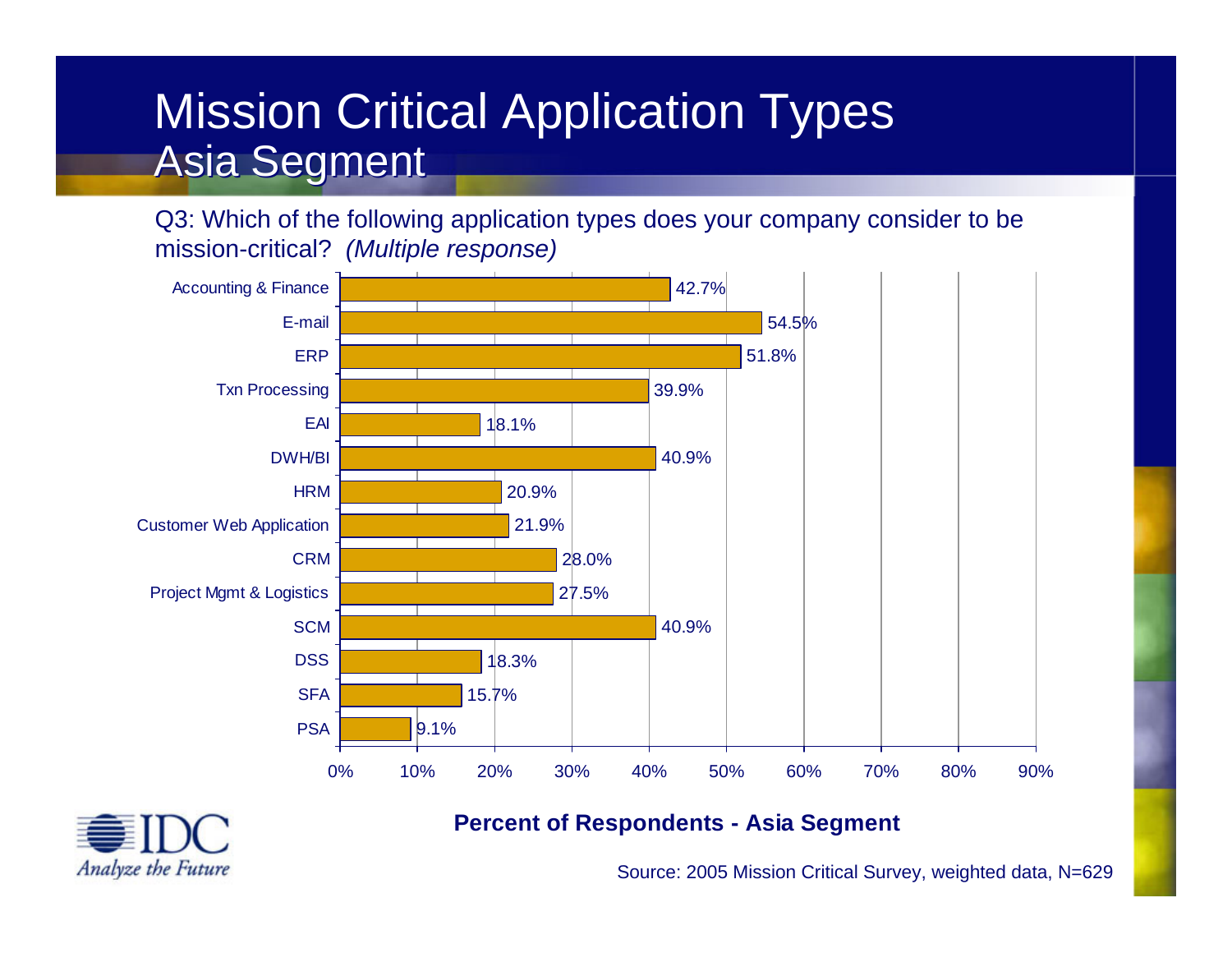# Mission Critical Application Types
## Asia Segment

Q3: Which of the following application types does your company consider to be mission-critical? *(Multiple response)*

| Application Type | Percent of Respondents |
|---|---|
| Accounting & Finance | 42.7% |
| E-mail | 54.5% |
| ERP | 51.8% |
| Txn Processing | 39.9% |
| EAI | 18.1% |
| DWH/BI | 40.9% |
| HRM | 20.9% |
| Customer Web Application | 21.9% |
| CRM | 28.0% |
| Project Mgmt & Logistics | 27.5% |
| SCM | 40.9% |
| DSS | 18.3% |
| SFA | 15.7% |
| PSA | 9.1% |

**Percent of Respondents - Asia Segment**

IDC Analyze the Future

Source: 2005 Mission Critical Survey, weighted data, N=629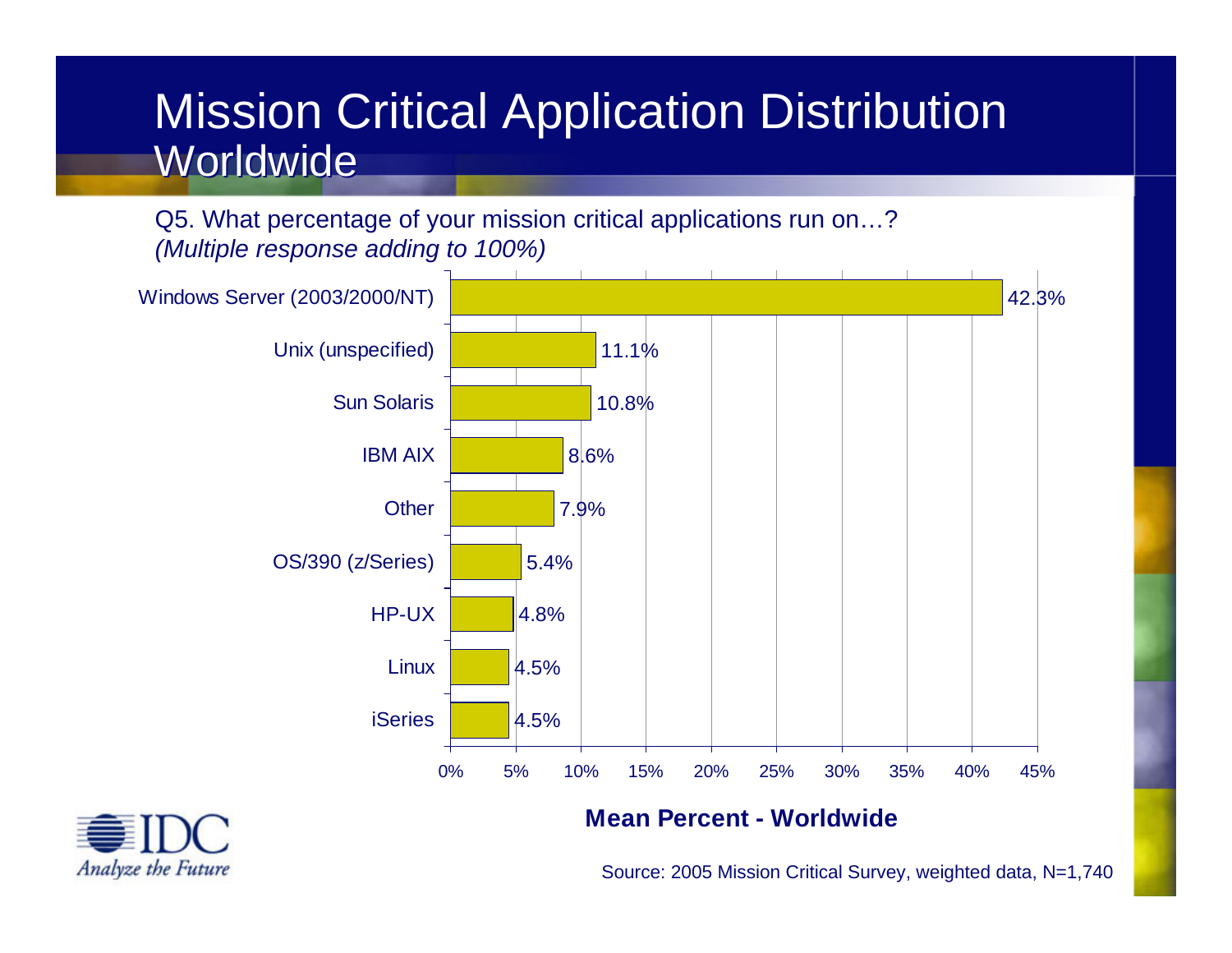# Mission Critical Application Distribution Worldwide

Q5. What percentage of your mission critical applications run on…?
*(Multiple response adding to 100%)*

| Platform | Mean Percent - Worldwide |
|---|---|
| Windows Server (2003/2000/NT) | 42.3% |
| Unix (unspecified) | 11.1% |
| Sun Solaris | 10.8% |
| IBM AIX | 8.6% |
| Other | 7.9% |
| OS/390 (z/Series) | 5.4% |
| HP-UX | 4.8% |
| Linux | 4.5% |
| iSeries | 4.5% |

**Mean Percent - Worldwide**

Source: 2005 Mission Critical Survey, weighted data, N=1,740

IDC
*Analyze the Future*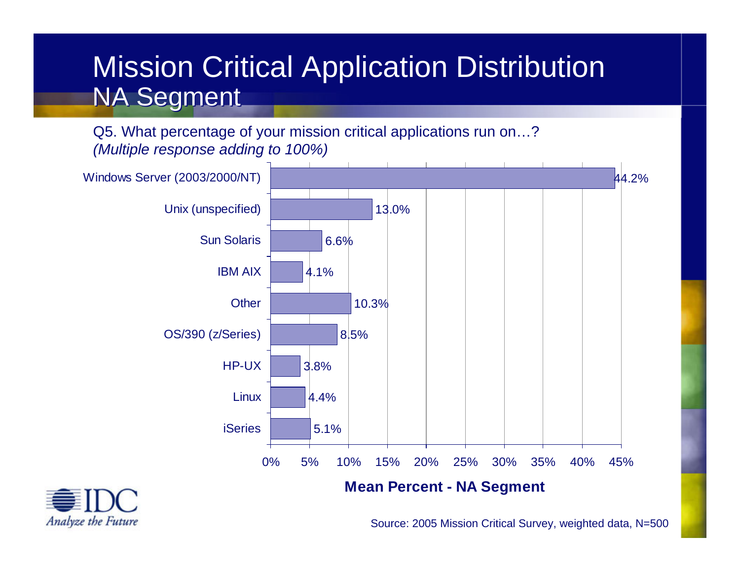# Mission Critical Application Distribution
## NA Segment

Q5. What percentage of your mission critical applications run on…?
*(Multiple response adding to 100%)*

| Platform | Mean Percent - NA Segment |
|---|---|
| Windows Server (2003/2000/NT) | 44.2% |
| Unix (unspecified) | 13.0% |
| Sun Solaris | 6.6% |
| IBM AIX | 4.1% |
| Other | 10.3% |
| OS/390 (z/Series) | 8.5% |
| HP-UX | 3.8% |
| Linux | 4.4% |
| iSeries | 5.1% |

**Mean Percent - NA Segment**

IDC
*Analyze the Future*

Source: 2005 Mission Critical Survey, weighted data, N=500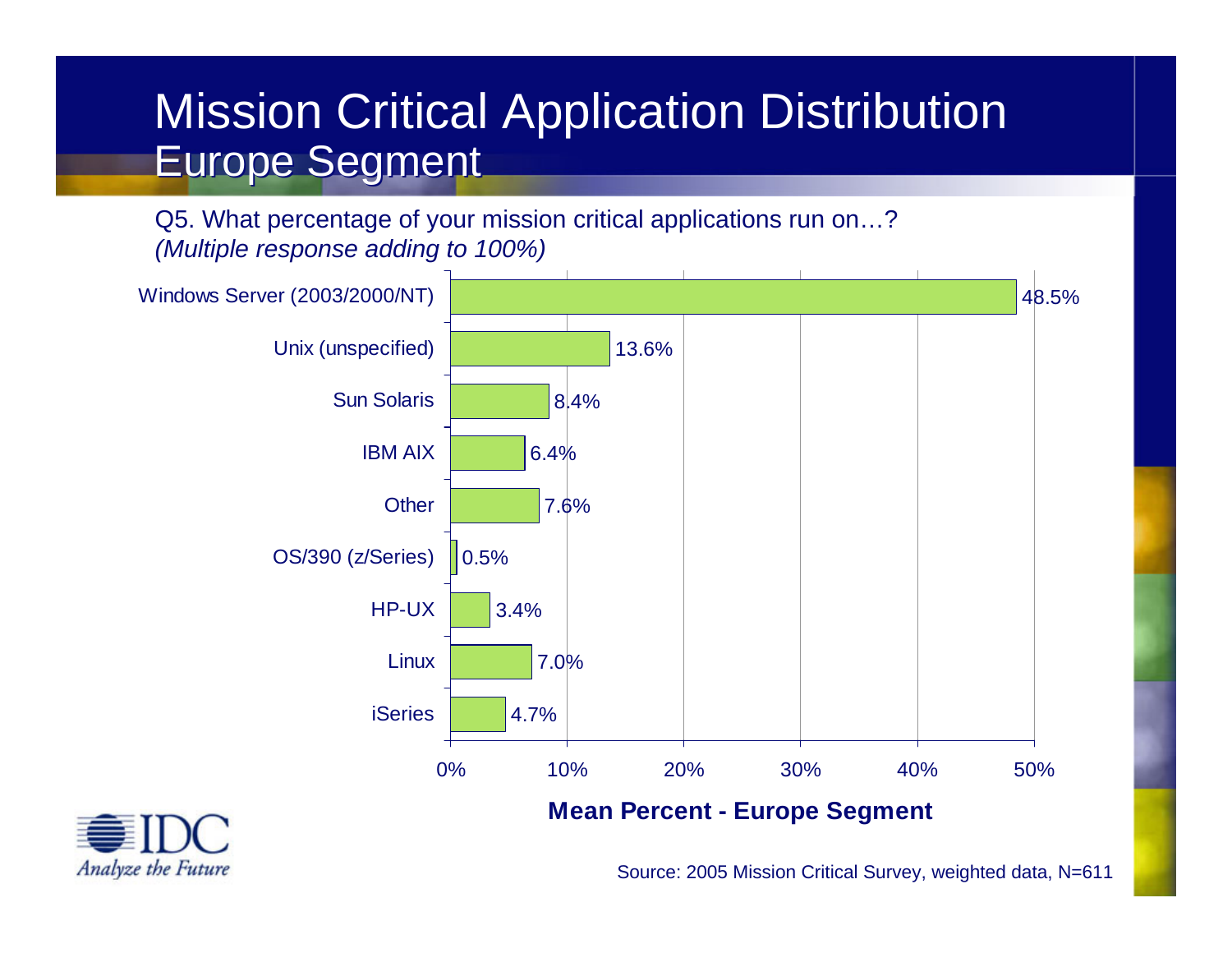# Mission Critical Application Distribution
## Europe Segment

Q5. What percentage of your mission critical applications run on…?
*(Multiple response adding to 100%)*

| Platform | Mean Percent - Europe Segment |
|---|---|
| Windows Server (2003/2000/NT) | 48.5% |
| Unix (unspecified) | 13.6% |
| Sun Solaris | 8.4% |
| IBM AIX | 6.4% |
| Other | 7.6% |
| OS/390 (z/Series) | 0.5% |
| HP-UX | 3.4% |
| Linux | 7.0% |
| iSeries | 4.7% |

**Mean Percent - Europe Segment**

IDC *Analyze the Future*

Source: 2005 Mission Critical Survey, weighted data, N=611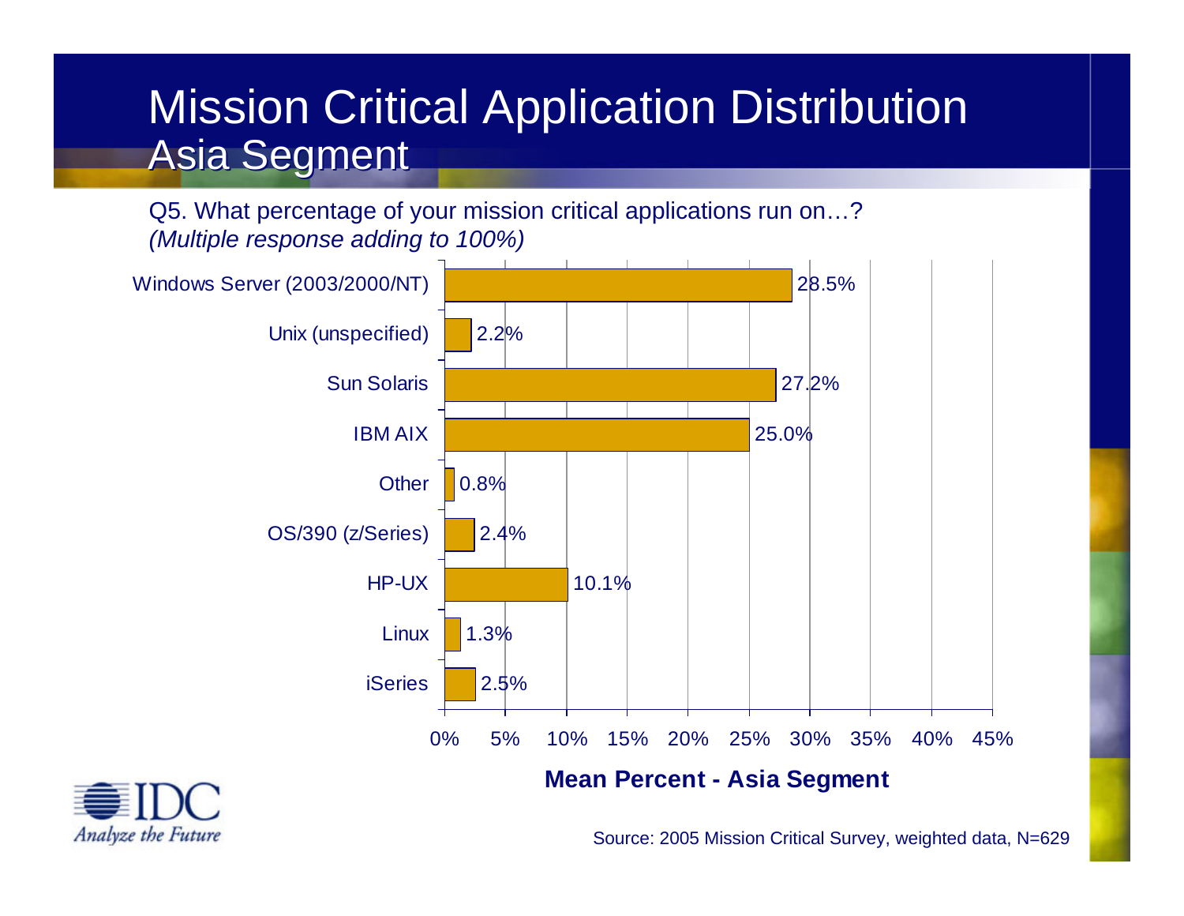# Mission Critical Application Distribution
## Asia Segment

Q5. What percentage of your mission critical applications run on…?
*(Multiple response adding to 100%)*

| Platform | Mean Percent - Asia Segment |
| --- | --- |
| Windows Server (2003/2000/NT) | 28.5% |
| Unix (unspecified) | 2.2% |
| Sun Solaris | 27.2% |
| IBM AIX | 25.0% |
| Other | 0.8% |
| OS/390 (z/Series) | 2.4% |
| HP-UX | 10.1% |
| Linux | 1.3% |
| iSeries | 2.5% |

**Mean Percent - Asia Segment**

Source: 2005 Mission Critical Survey, weighted data, N=629

IDC Analyze the Future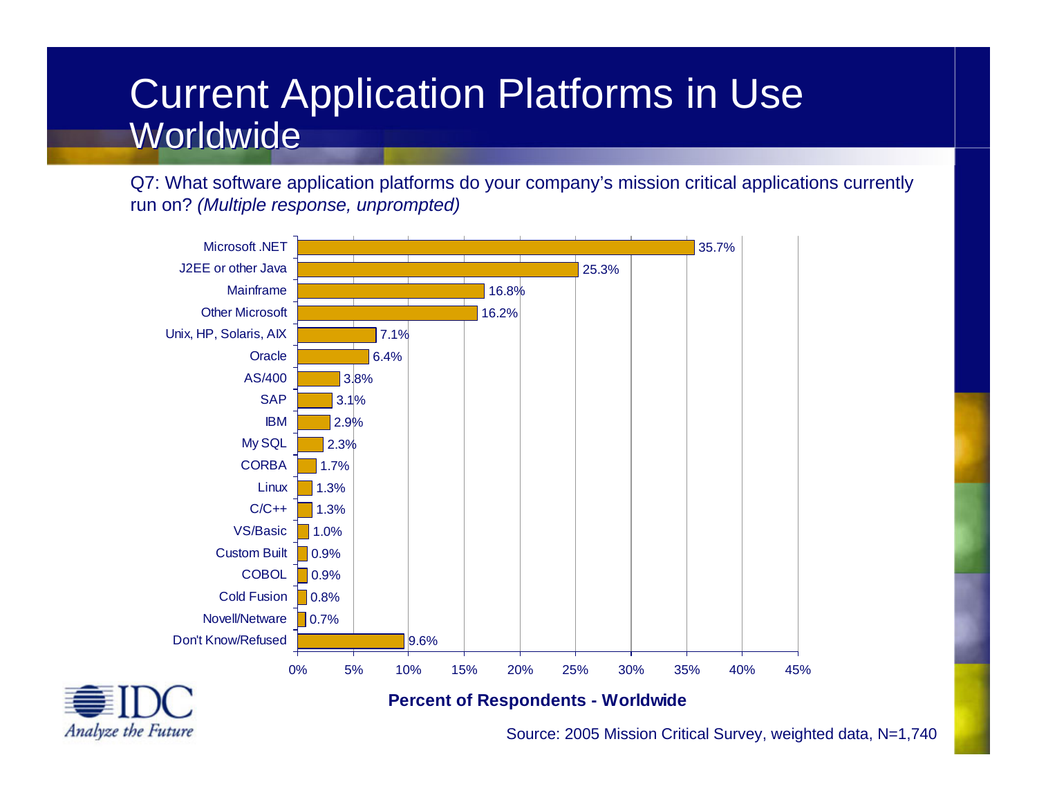# Current Application Platforms in Use Worldwide

Q7: What software application platforms do your company's mission critical applications currently run on? *(Multiple response, unprompted)*

| Platform | Percent of Respondents - Worldwide |
| --- | --- |
| Microsoft .NET | 35.7% |
| J2EE or other Java | 25.3% |
| Mainframe | 16.8% |
| Other Microsoft | 16.2% |
| Unix, HP, Solaris, AIX | 7.1% |
| Oracle | 6.4% |
| AS/400 | 3.8% |
| SAP | 3.1% |
| IBM | 2.9% |
| My SQL | 2.3% |
| CORBA | 1.7% |
| Linux | 1.3% |
| C/C++ | 1.3% |
| VS/Basic | 1.0% |
| Custom Built | 0.9% |
| COBOL | 0.9% |
| Cold Fusion | 0.8% |
| Novell/Netware | 0.7% |
| Don't Know/Refused | 9.6% |

**Percent of Respondents - Worldwide**

IDC — *Analyze the Future*

Source: 2005 Mission Critical Survey, weighted data, N=1,740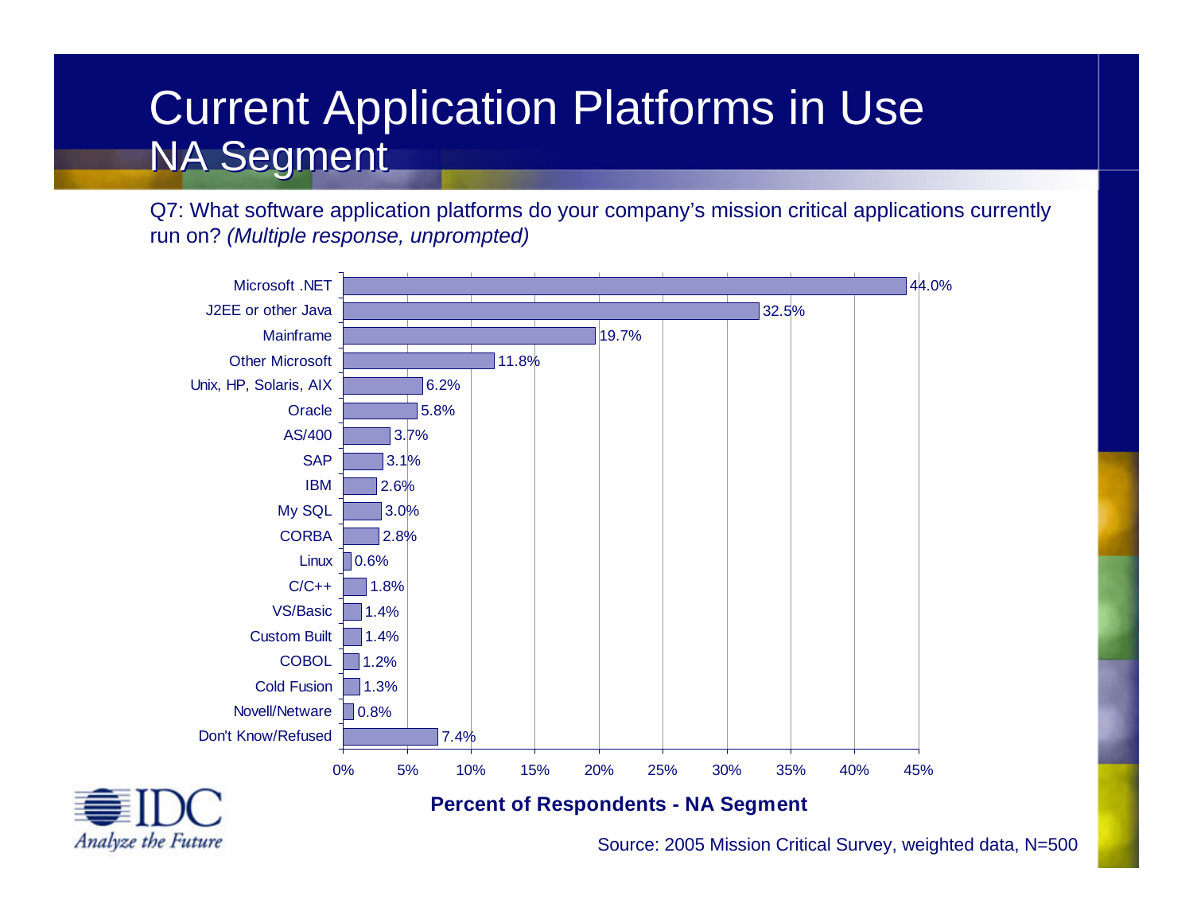# Current Application Platforms in Use
## NA Segment

Q7: What software application platforms do your company's mission critical applications currently run on? *(Multiple response, unprompted)*

| Platform | Percent of Respondents - NA Segment |
|---|---|
| Microsoft .NET | 44.0% |
| J2EE or other Java | 32.5% |
| Mainframe | 19.7% |
| Other Microsoft | 11.8% |
| Unix, HP, Solaris, AIX | 6.2% |
| Oracle | 5.8% |
| AS/400 | 3.7% |
| SAP | 3.1% |
| IBM | 2.6% |
| My SQL | 3.0% |
| CORBA | 2.8% |
| Linux | 0.6% |
| C/C++ | 1.8% |
| VS/Basic | 1.4% |
| Custom Built | 1.4% |
| COBOL | 1.2% |
| Cold Fusion | 1.3% |
| Novell/Netware | 0.8% |
| Don't Know/Refused | 7.4% |

**Percent of Respondents - NA Segment**

Source: 2005 Mission Critical Survey, weighted data, N=500

IDC
*Analyze the Future*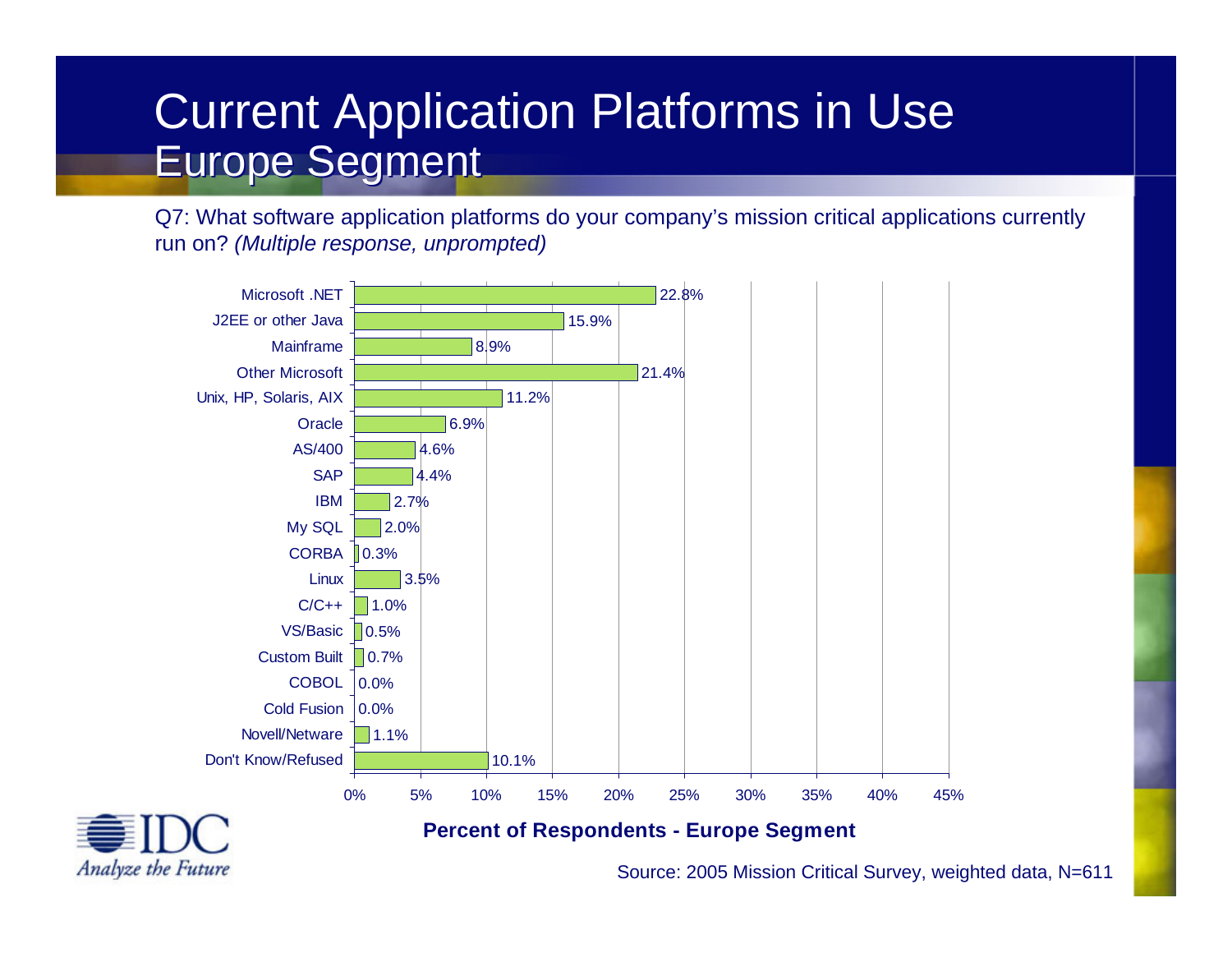# Current Application Platforms in Use
## Europe Segment

Q7: What software application platforms do your company's mission critical applications currently run on? *(Multiple response, unprompted)*

| Platform | Percent of Respondents - Europe Segment |
|---|---|
| Microsoft .NET | 22.8% |
| J2EE or other Java | 15.9% |
| Mainframe | 8.9% |
| Other Microsoft | 21.4% |
| Unix, HP, Solaris, AIX | 11.2% |
| Oracle | 6.9% |
| AS/400 | 4.6% |
| SAP | 4.4% |
| IBM | 2.7% |
| My SQL | 2.0% |
| CORBA | 0.3% |
| Linux | 3.5% |
| C/C++ | 1.0% |
| VS/Basic | 0.5% |
| Custom Built | 0.7% |
| COBOL | 0.0% |
| Cold Fusion | 0.0% |
| Novell/Netware | 1.1% |
| Don't Know/Refused | 10.1% |

**Percent of Respondents - Europe Segment**

Source: 2005 Mission Critical Survey, weighted data, N=611

IDC *Analyze the Future*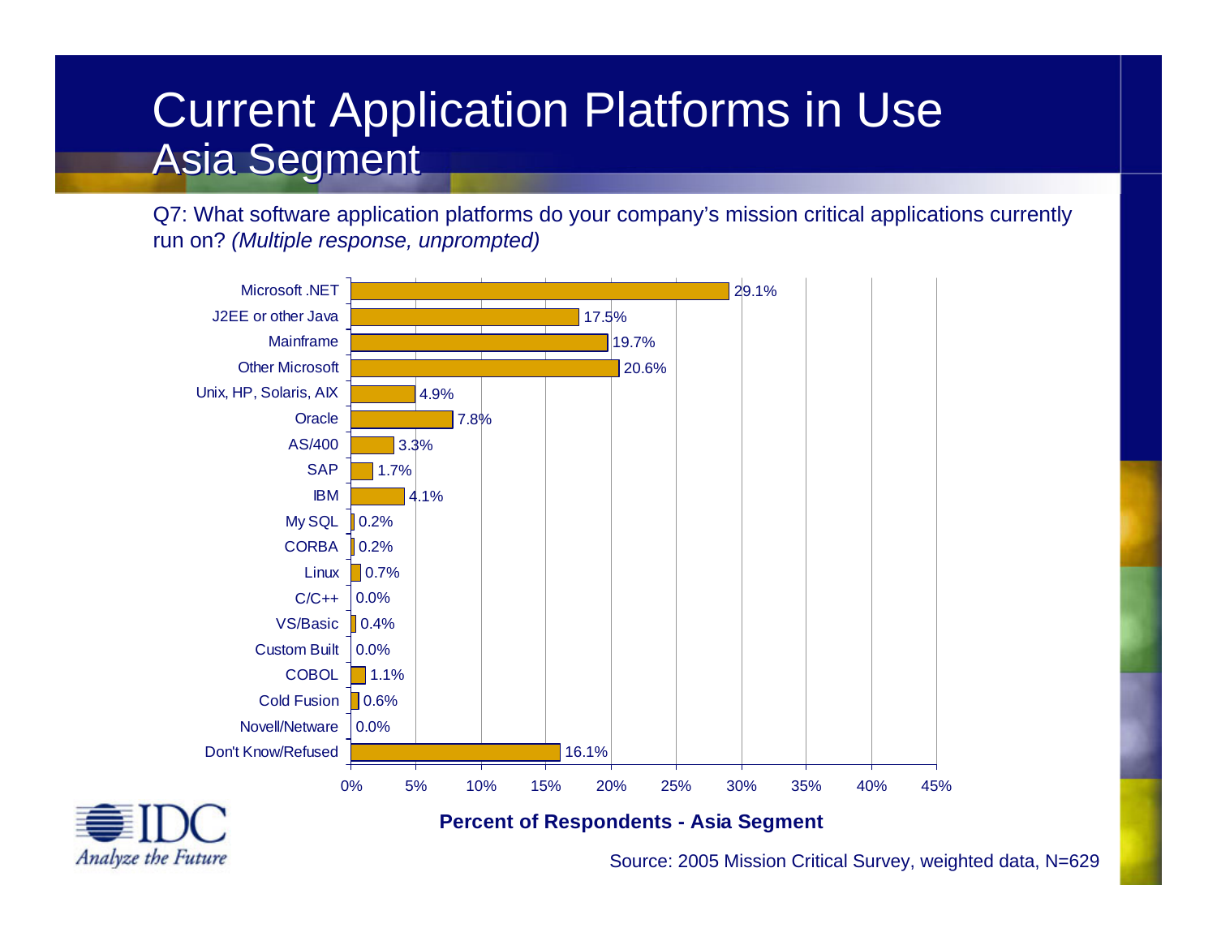# Current Application Platforms in Use
## Asia Segment

Q7: What software application platforms do your company's mission critical applications currently run on? *(Multiple response, unprompted)*

| Platform | Percent of Respondents - Asia Segment |
|---|---|
| Microsoft .NET | 29.1% |
| J2EE or other Java | 17.5% |
| Mainframe | 19.7% |
| Other Microsoft | 20.6% |
| Unix, HP, Solaris, AIX | 4.9% |
| Oracle | 7.8% |
| AS/400 | 3.3% |
| SAP | 1.7% |
| IBM | 4.1% |
| My SQL | 0.2% |
| CORBA | 0.2% |
| Linux | 0.7% |
| C/C++ | 0.0% |
| VS/Basic | 0.4% |
| Custom Built | 0.0% |
| COBOL | 1.1% |
| Cold Fusion | 0.6% |
| Novell/Netware | 0.0% |
| Don't Know/Refused | 16.1% |

**Percent of Respondents - Asia Segment**

IDC
*Analyze the Future*

Source: 2005 Mission Critical Survey, weighted data, N=629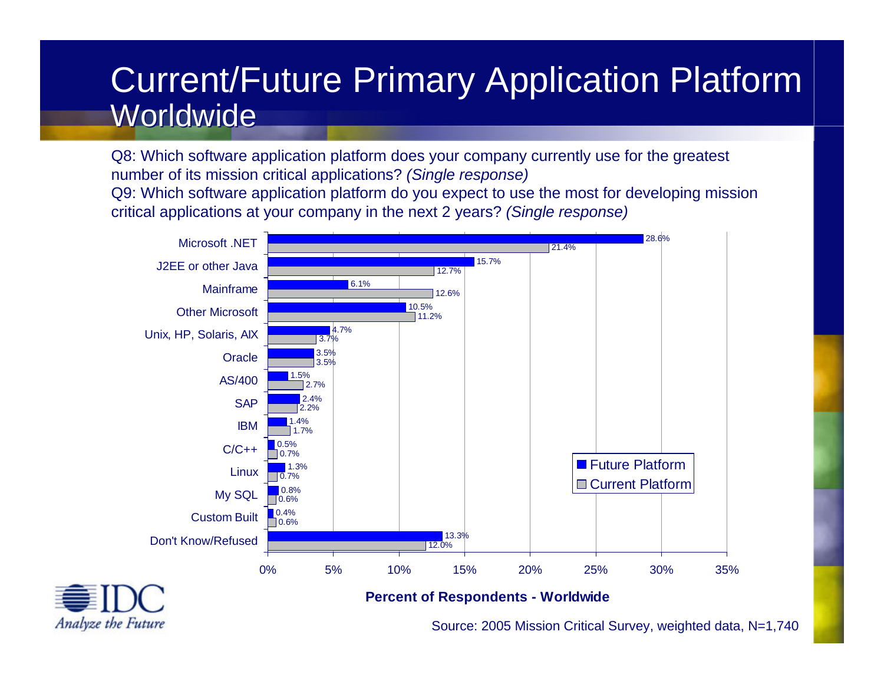# Current/Future Primary Application Platform Worldwide

Q8: Which software application platform does your company currently use for the greatest number of its mission critical applications? *(Single response)*

Q9: Which software application platform do you expect to use the most for developing mission critical applications at your company in the next 2 years? *(Single response)*

| Platform | Future Platform | Current Platform |
|---|---|---|
| Microsoft .NET | 28.6% | 21.4% |
| J2EE or other Java | 15.7% | 12.7% |
| Mainframe | 6.1% | 12.6% |
| Other Microsoft | 10.5% | 11.2% |
| Unix, HP, Solaris, AIX | 4.7% | 3.7% |
| Oracle | 3.5% | 3.5% |
| AS/400 | 1.5% | 2.7% |
| SAP | 2.4% | 2.2% |
| IBM | 1.4% | 1.7% |
| C/C++ | 0.5% | 0.7% |
| Linux | 1.3% | 0.7% |
| My SQL | 0.8% | 0.6% |
| Custom Built | 0.4% | 0.6% |
| Don't Know/Refused | 13.3% | 12.0% |

**Percent of Respondents - Worldwide**

Source: 2005 Mission Critical Survey, weighted data, N=1,740

IDC Analyze the Future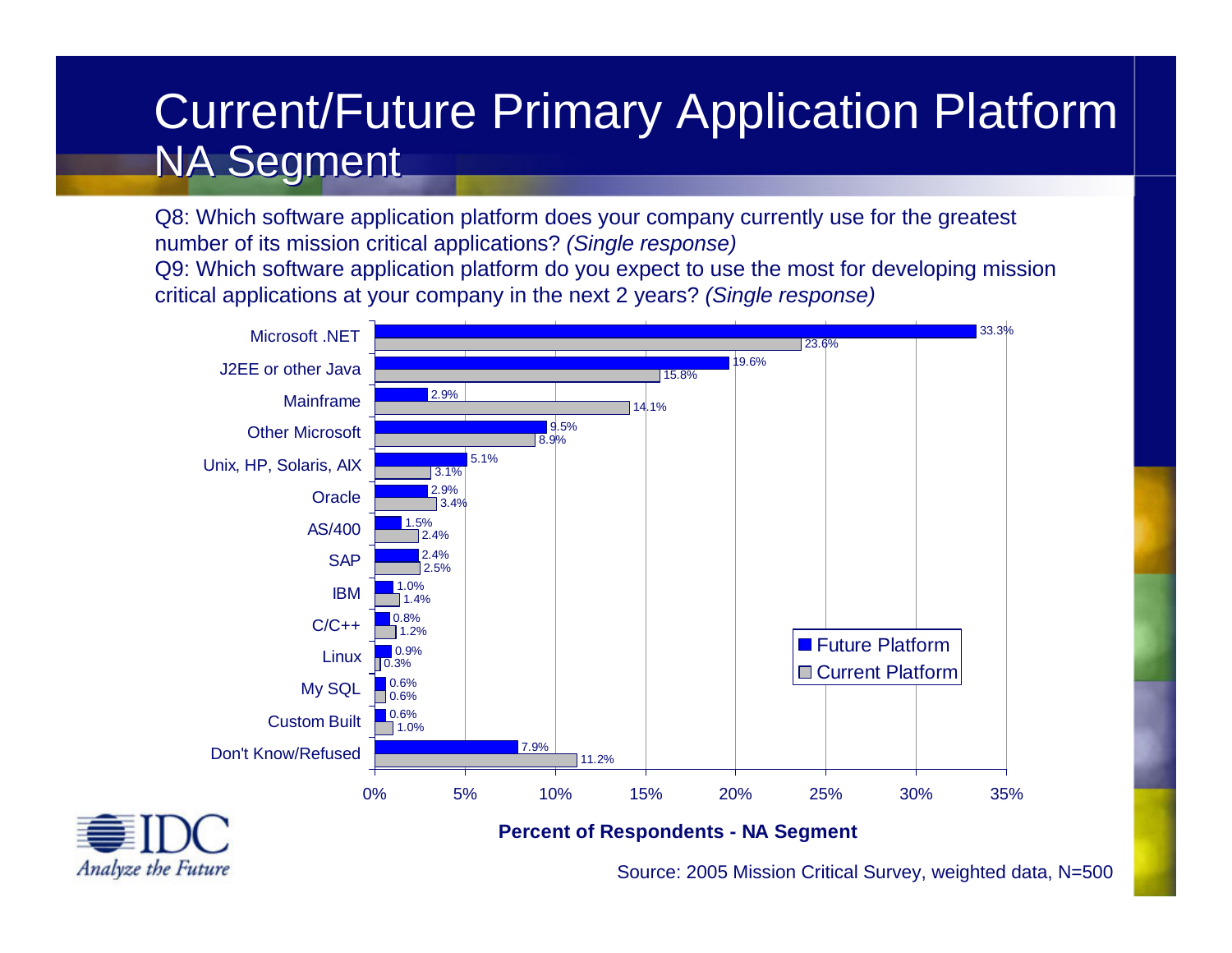# Current/Future Primary Application Platform NA Segment

Q8: Which software application platform does your company currently use for the greatest number of its mission critical applications? *(Single response)*

Q9: Which software application platform do you expect to use the most for developing mission critical applications at your company in the next 2 years? *(Single response)*

| Platform | Future Platform | Current Platform |
| --- | --- | --- |
| Microsoft .NET | 33.3% | 23.6% |
| J2EE or other Java | 19.6% | 15.8% |
| Mainframe | 2.9% | 14.1% |
| Other Microsoft | 9.5% | 8.9% |
| Unix, HP, Solaris, AIX | 5.1% | 3.1% |
| Oracle | 2.9% | 3.4% |
| AS/400 | 1.5% | 2.4% |
| SAP | 2.4% | 2.5% |
| IBM | 1.0% | 1.4% |
| C/C++ | 0.8% | 1.2% |
| Linux | 0.9% | 0.3% |
| My SQL | 0.6% | 0.6% |
| Custom Built | 0.6% | 1.0% |
| Don't Know/Refused | 7.9% | 11.2% |

**Percent of Respondents - NA Segment**

Source: 2005 Mission Critical Survey, weighted data, N=500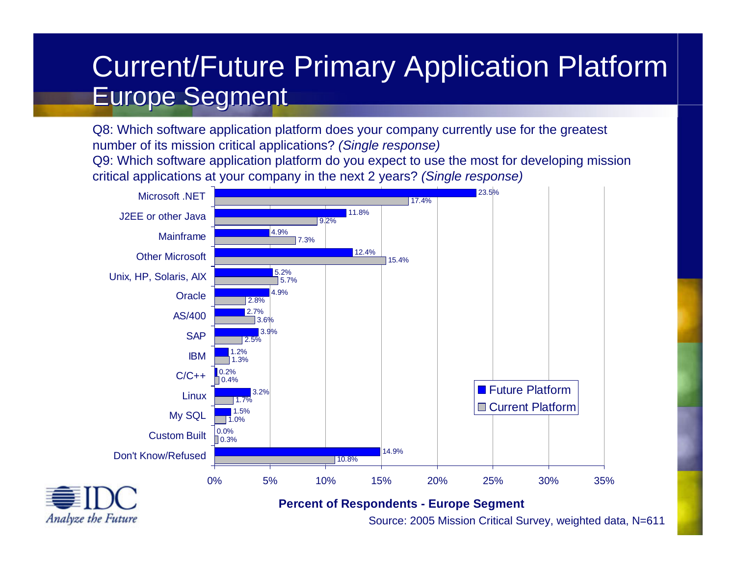# Current/Future Primary Application Platform
## Europe Segment

Q8: Which software application platform does your company currently use for the greatest number of its mission critical applications? *(Single response)*

Q9: Which software application platform do you expect to use the most for developing mission critical applications at your company in the next 2 years? *(Single response)*

| Platform | Future Platform | Current Platform |
|---|---|---|
| Microsoft .NET | 23.5% | 17.4% |
| J2EE or other Java | 11.8% | 9.2% |
| Mainframe | 4.9% | 7.3% |
| Other Microsoft | 12.4% | 15.4% |
| Unix, HP, Solaris, AIX | 5.2% | 5.7% |
| Oracle | 4.9% | 2.8% |
| AS/400 | 2.7% | 3.6% |
| SAP | 3.9% | 2.5% |
| IBM | 1.2% | 1.3% |
| C/C++ | 0.2% | 0.4% |
| Linux | 3.2% | 1.7% |
| My SQL | 1.5% | 1.0% |
| Custom Built | 0.0% | 0.3% |
| Don't Know/Refused | 14.9% | 10.8% |

**Percent of Respondents - Europe Segment**

Source: 2005 Mission Critical Survey, weighted data, N=611

IDC Analyze the Future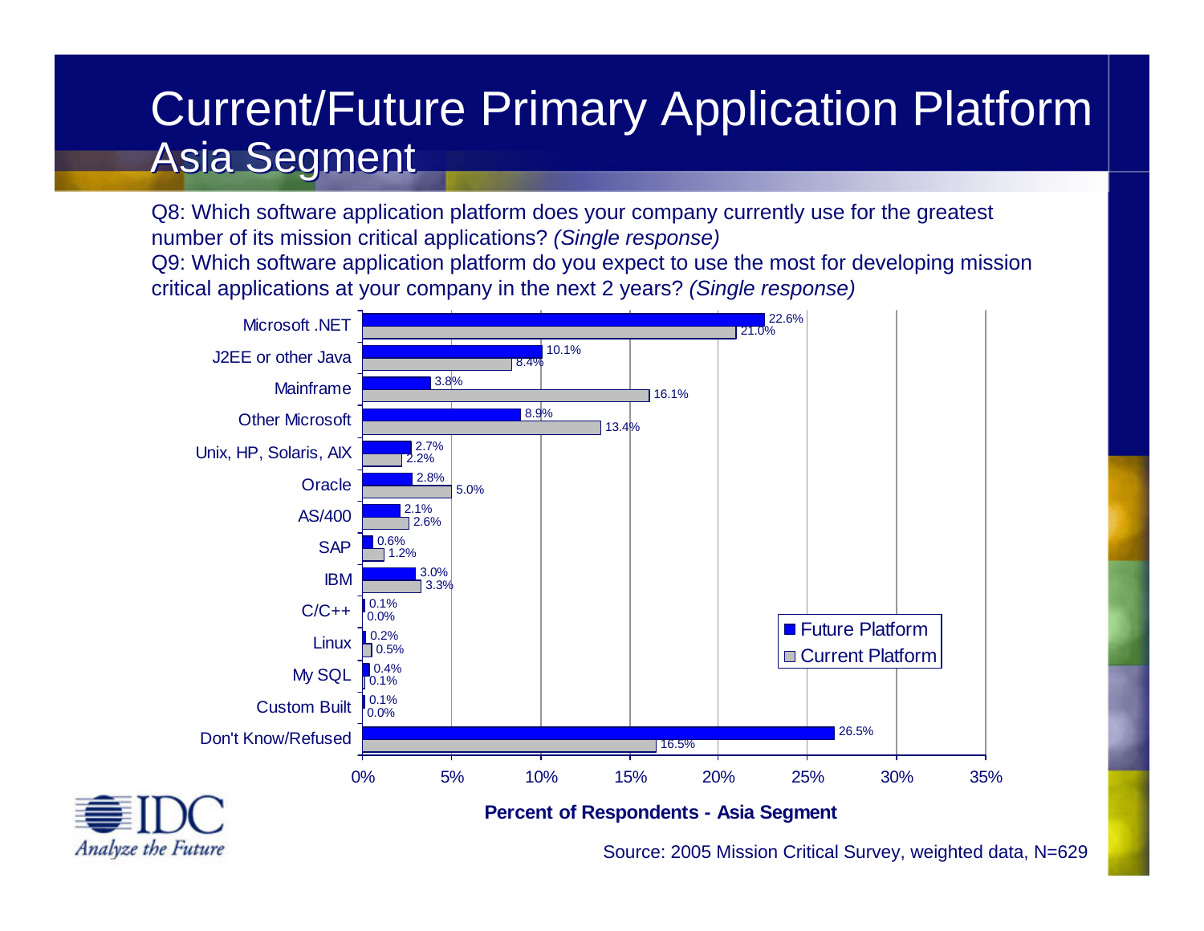# Current/Future Primary Application Platform Asia Segment

Q8: Which software application platform does your company currently use for the greatest number of its mission critical applications? *(Single response)*

Q9: Which software application platform do you expect to use the most for developing mission critical applications at your company in the next 2 years? *(Single response)*

| Platform | Future Platform | Current Platform |
| --- | --- | --- |
| Microsoft .NET | 22.6% | 21.0% |
| J2EE or other Java | 10.1% | 8.4% |
| Mainframe | 3.8% | 16.1% |
| Other Microsoft | 8.9% | 13.4% |
| Unix, HP, Solaris, AIX | 2.7% | 2.2% |
| Oracle | 2.8% | 5.0% |
| AS/400 | 2.1% | 2.6% |
| SAP | 0.6% | 1.2% |
| IBM | 3.0% | 3.3% |
| C/C++ | 0.1% | 0.0% |
| Linux | 0.2% | 0.5% |
| My SQL | 0.4% | 0.1% |
| Custom Built | 0.1% | 0.0% |
| Don't Know/Refused | 26.5% | 16.5% |

**Percent of Respondents - Asia Segment**

Source: 2005 Mission Critical Survey, weighted data, N=629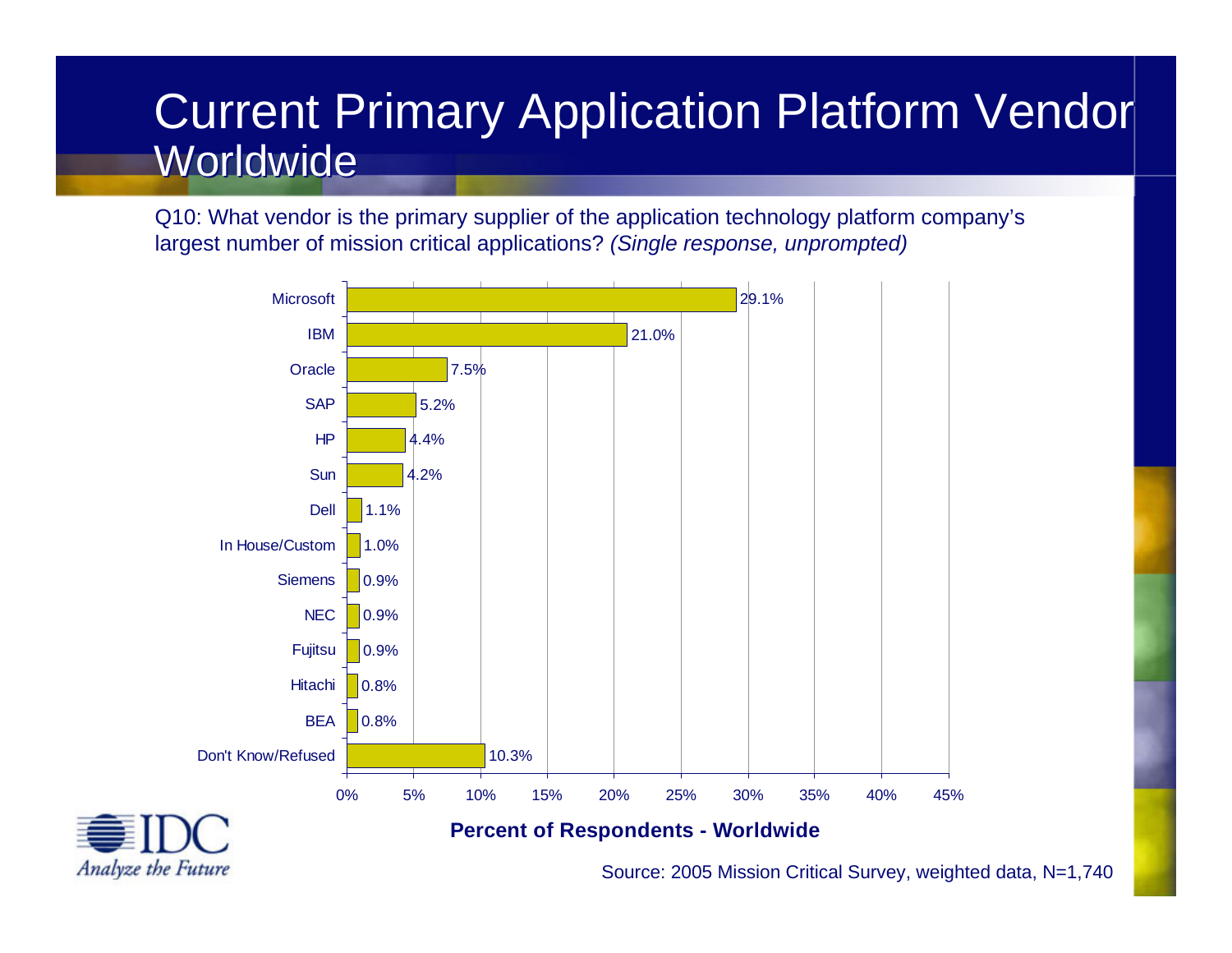# Current Primary Application Platform Vendor Worldwide

Q10: What vendor is the primary supplier of the application technology platform company's largest number of mission critical applications? *(Single response, unprompted)*

| Vendor | Percent of Respondents - Worldwide |
|---|---|
| Microsoft | 29.1% |
| IBM | 21.0% |
| Oracle | 7.5% |
| SAP | 5.2% |
| HP | 4.4% |
| Sun | 4.2% |
| Dell | 1.1% |
| In House/Custom | 1.0% |
| Siemens | 0.9% |
| NEC | 0.9% |
| Fujitsu | 0.9% |
| Hitachi | 0.8% |
| BEA | 0.8% |
| Don't Know/Refused | 10.3% |

**Percent of Respondents - Worldwide**

IDC Analyze the Future

Source: 2005 Mission Critical Survey, weighted data, N=1,740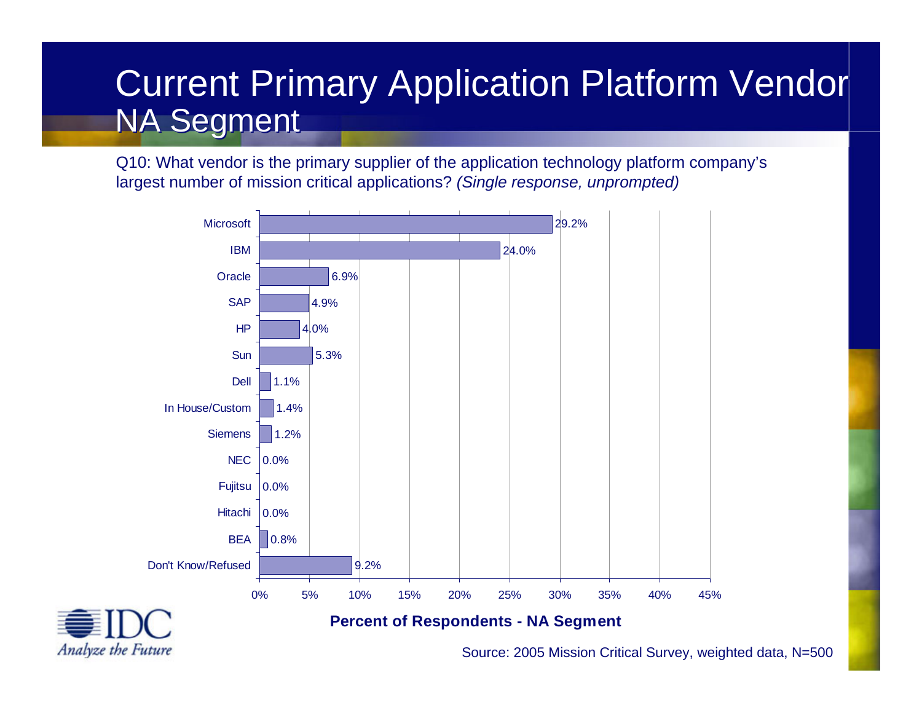# Current Primary Application Platform Vendor NA Segment

Q10: What vendor is the primary supplier of the application technology platform company's largest number of mission critical applications? *(Single response, unprompted)*

| Vendor | Percent of Respondents - NA Segment |
|---|---|
| Microsoft | 29.2% |
| IBM | 24.0% |
| Oracle | 6.9% |
| SAP | 4.9% |
| HP | 4.0% |
| Sun | 5.3% |
| Dell | 1.1% |
| In House/Custom | 1.4% |
| Siemens | 1.2% |
| NEC | 0.0% |
| Fujitsu | 0.0% |
| Hitachi | 0.0% |
| BEA | 0.8% |
| Don't Know/Refused | 9.2% |

**Percent of Respondents - NA Segment**

Source: 2005 Mission Critical Survey, weighted data, N=500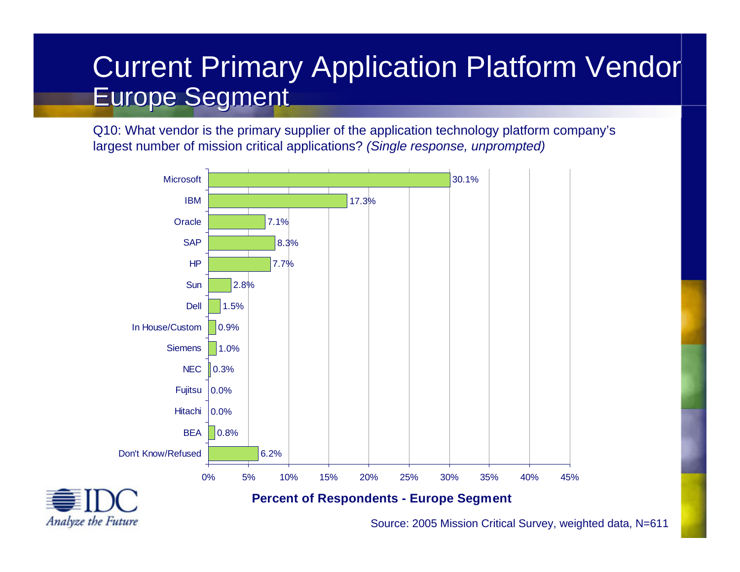# Current Primary Application Platform Vendor
## Europe Segment

Q10: What vendor is the primary supplier of the application technology platform company's largest number of mission critical applications? *(Single response, unprompted)*

| Vendor | Percent of Respondents - Europe Segment |
|---|---|
| Microsoft | 30.1% |
| IBM | 17.3% |
| Oracle | 7.1% |
| SAP | 8.3% |
| HP | 7.7% |
| Sun | 2.8% |
| Dell | 1.5% |
| In House/Custom | 0.9% |
| Siemens | 1.0% |
| NEC | 0.3% |
| Fujitsu | 0.0% |
| Hitachi | 0.0% |
| BEA | 0.8% |
| Don't Know/Refused | 6.2% |

**Percent of Respondents - Europe Segment**

IDC Analyze the Future

Source: 2005 Mission Critical Survey, weighted data, N=611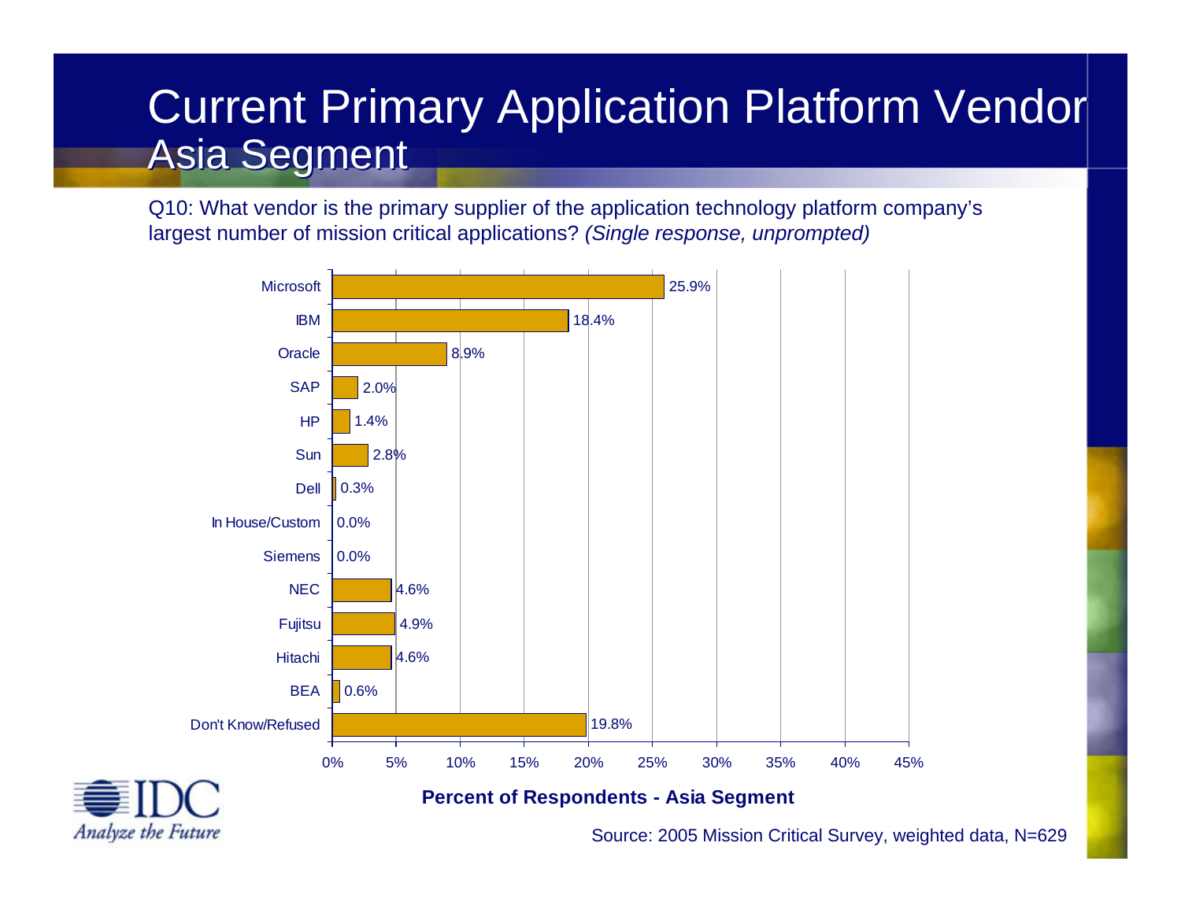# Current Primary Application Platform Vendor Asia Segment

Q10: What vendor is the primary supplier of the application technology platform company's largest number of mission critical applications? *(Single response, unprompted)*

| Vendor | Percent of Respondents - Asia Segment |
|---|---|
| Microsoft | 25.9% |
| IBM | 18.4% |
| Oracle | 8.9% |
| SAP | 2.0% |
| HP | 1.4% |
| Sun | 2.8% |
| Dell | 0.3% |
| In House/Custom | 0.0% |
| Siemens | 0.0% |
| NEC | 4.6% |
| Fujitsu | 4.9% |
| Hitachi | 4.6% |
| BEA | 0.6% |
| Don't Know/Refused | 19.8% |

**Percent of Respondents - Asia Segment**

Source: 2005 Mission Critical Survey, weighted data, N=629

IDC Analyze the Future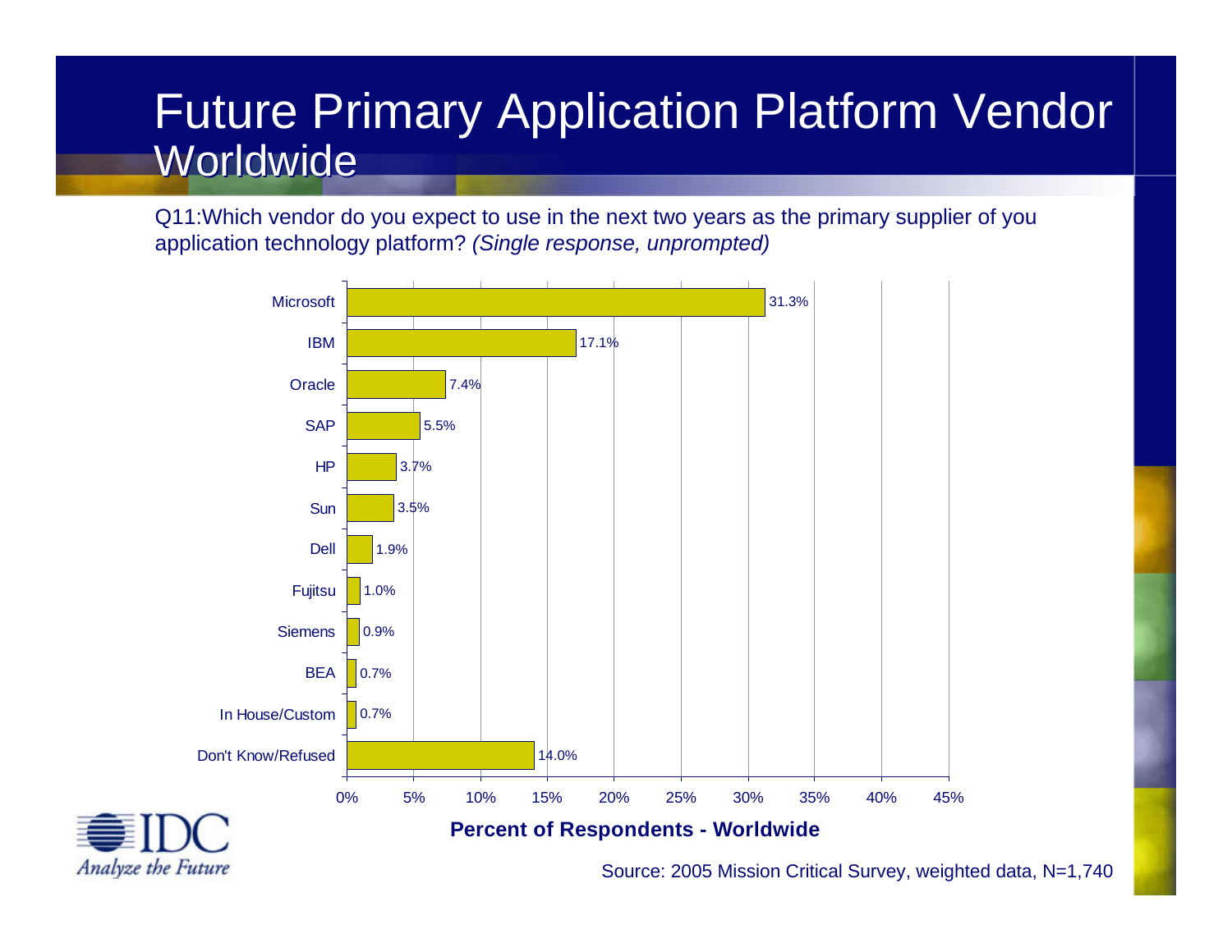# Future Primary Application Platform Vendor Worldwide

Q11:Which vendor do you expect to use in the next two years as the primary supplier of you application technology platform? *(Single response, unprompted)*

| Vendor | Percent of Respondents - Worldwide |
|---|---|
| Microsoft | 31.3% |
| IBM | 17.1% |
| Oracle | 7.4% |
| SAP | 5.5% |
| HP | 3.7% |
| Sun | 3.5% |
| Dell | 1.9% |
| Fujitsu | 1.0% |
| Siemens | 0.9% |
| BEA | 0.7% |
| In House/Custom | 0.7% |
| Don't Know/Refused | 14.0% |

**Percent of Respondents - Worldwide**

IDC Analyze the Future

Source: 2005 Mission Critical Survey, weighted data, N=1,740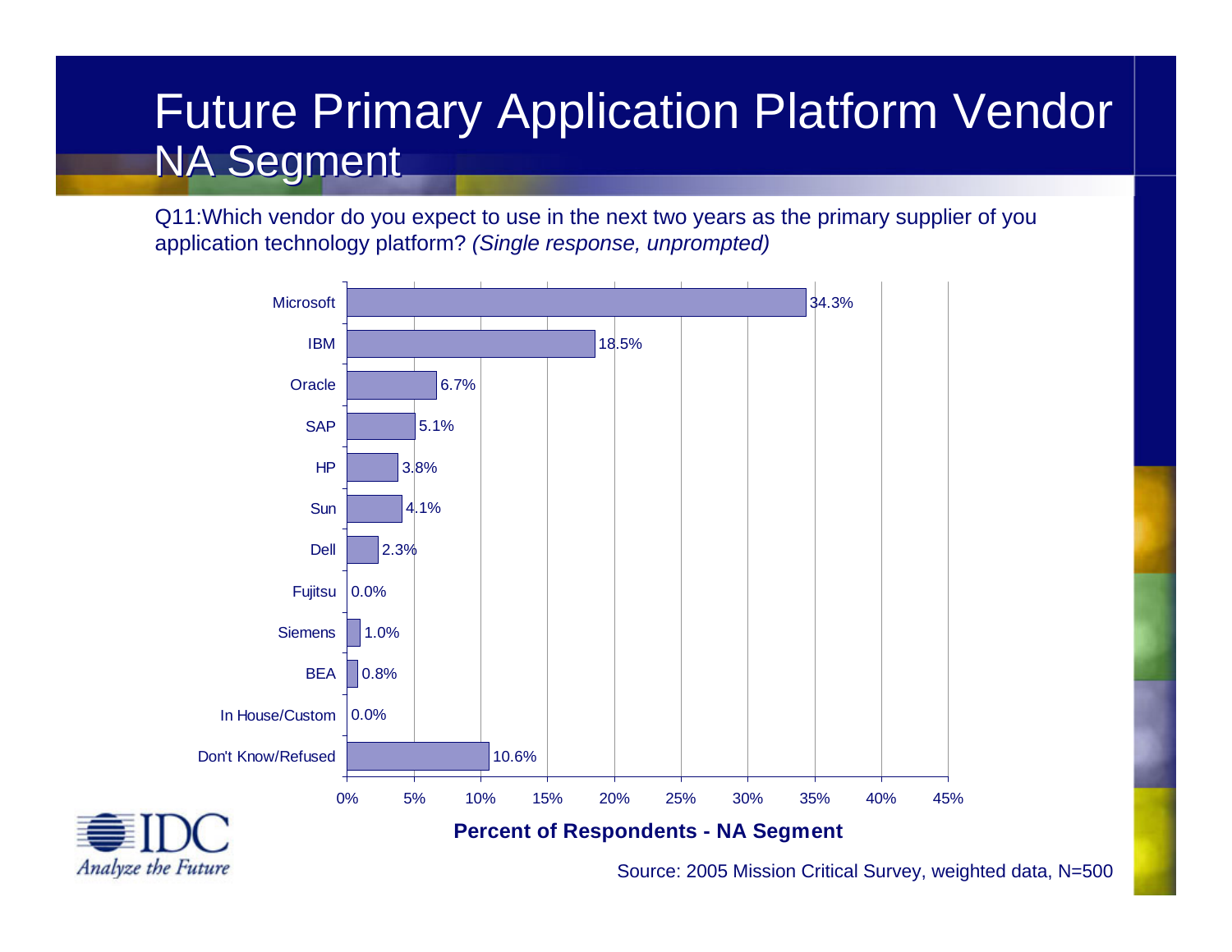# Future Primary Application Platform Vendor NA Segment

Q11:Which vendor do you expect to use in the next two years as the primary supplier of you application technology platform? *(Single response, unprompted)*

| Vendor | Percent of Respondents - NA Segment |
|---|---|
| Microsoft | 34.3% |
| IBM | 18.5% |
| Oracle | 6.7% |
| SAP | 5.1% |
| HP | 3.8% |
| Sun | 4.1% |
| Dell | 2.3% |
| Fujitsu | 0.0% |
| Siemens | 1.0% |
| BEA | 0.8% |
| In House/Custom | 0.0% |
| Don't Know/Refused | 10.6% |

**Percent of Respondents - NA Segment**

IDC Analyze the Future

Source: 2005 Mission Critical Survey, weighted data, N=500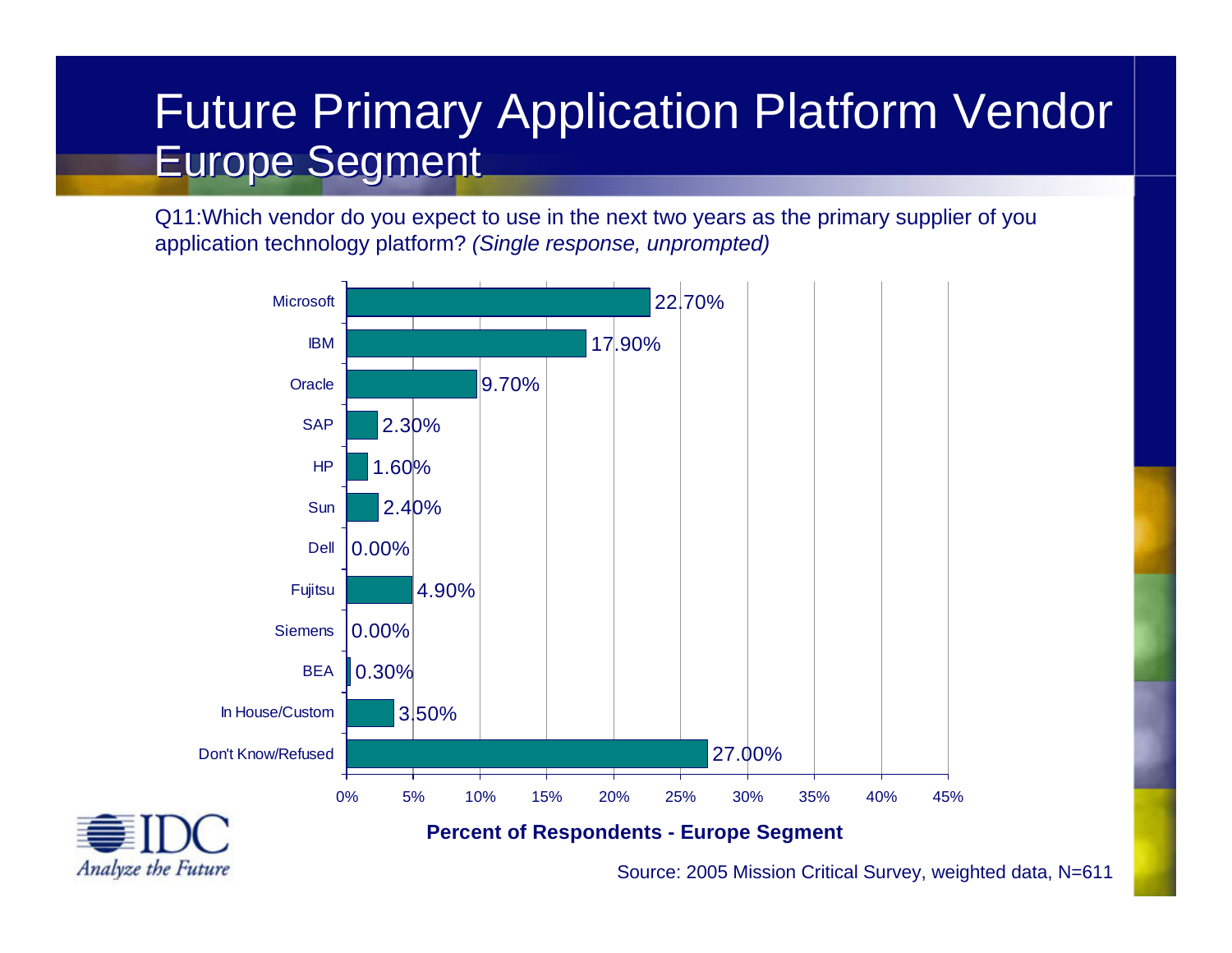# Future Primary Application Platform Vendor Europe Segment

Q11:Which vendor do you expect to use in the next two years as the primary supplier of you application technology platform? *(Single response, unprompted)*

| Vendor | Percent of Respondents - Europe Segment |
| --- | --- |
| Microsoft | 22.70% |
| IBM | 17.90% |
| Oracle | 9.70% |
| SAP | 2.30% |
| HP | 1.60% |
| Sun | 2.40% |
| Dell | 0.00% |
| Fujitsu | 4.90% |
| Siemens | 0.00% |
| BEA | 0.30% |
| In House/Custom | 3.50% |
| Don't Know/Refused | 27.00% |

**Percent of Respondents - Europe Segment**

Source: 2005 Mission Critical Survey, weighted data, N=611

IDC Analyze the Future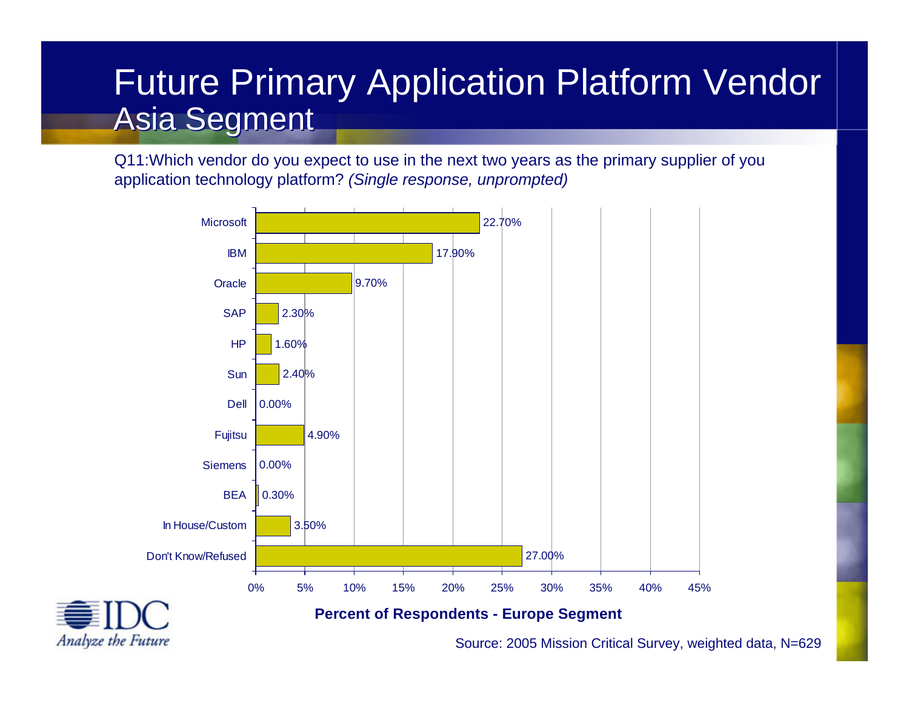# Future Primary Application Platform Vendor
## Asia Segment

Q11:Which vendor do you expect to use in the next two years as the primary supplier of you application technology platform? *(Single response, unprompted)*

| Vendor | Percent of Respondents - Europe Segment |
| --- | --- |
| Microsoft | 22.70% |
| IBM | 17.90% |
| Oracle | 9.70% |
| SAP | 2.30% |
| HP | 1.60% |
| Sun | 2.40% |
| Dell | 0.00% |
| Fujitsu | 4.90% |
| Siemens | 0.00% |
| BEA | 0.30% |
| In House/Custom | 3.50% |
| Don't Know/Refused | 27.00% |

**Percent of Respondents - Europe Segment**

Source: 2005 Mission Critical Survey, weighted data, N=629

IDC Analyze the Future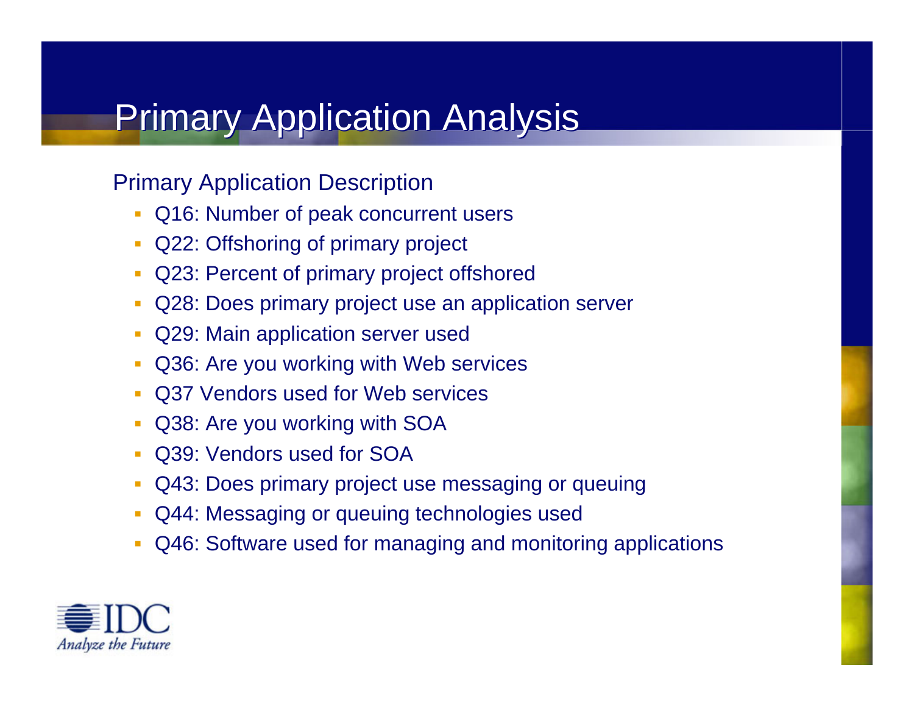# Primary Application Analysis

Primary Application Description

- Q16: Number of peak concurrent users
- Q22: Offshoring of primary project
- Q23: Percent of primary project offshored
- Q28: Does primary project use an application server
- Q29: Main application server used
- Q36: Are you working with Web services
- Q37 Vendors used for Web services
- Q38: Are you working with SOA
- Q39: Vendors used for SOA
- Q43: Does primary project use messaging or queuing
- Q44: Messaging or queuing technologies used
- Q46: Software used for managing and monitoring applications

IDC
*Analyze the Future*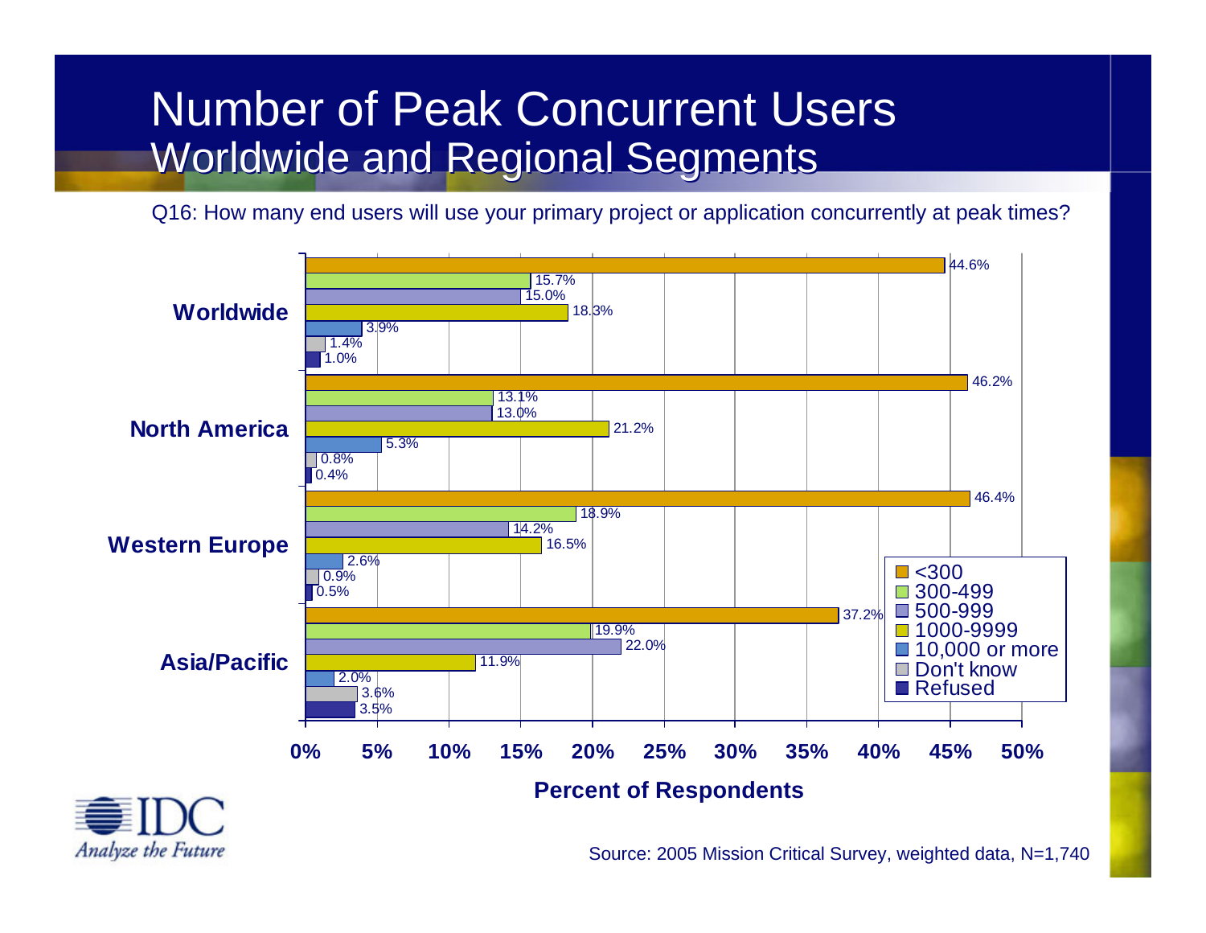# Number of Peak Concurrent Users
## Worldwide and Regional Segments

Q16: How many end users will use your primary project or application concurrently at peak times?

| | <300 | 300-499 | 500-999 | 1000-9999 | 10,000 or more | Don't know | Refused |
|---|---|---|---|---|---|---|---|
| Worldwide | 44.6% | 15.7% | 15.0% | 18.3% | 3.9% | 1.4% | 1.0% |
| North America | 46.2% | 13.1% | 13.0% | 21.2% | 5.3% | 0.8% | 0.4% |
| Western Europe | 46.4% | 18.9% | 14.2% | 16.5% | 2.6% | 0.9% | 0.5% |
| Asia/Pacific | 37.2% | 19.9% | 22.0% | 11.9% | 2.0% | 3.6% | 3.5% |

Percent of Respondents

Source: 2005 Mission Critical Survey, weighted data, N=1,740

IDC
*Analyze the Future*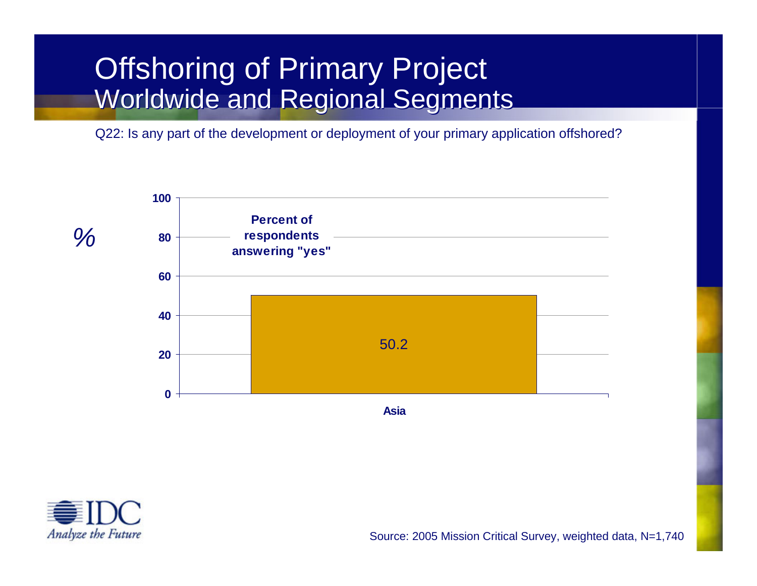# Offshoring of Primary Project
## Worldwide and Regional Segments

Q22: Is any part of the development or deployment of your primary application offshored?

Percent of respondents answering "yes"

| Region | % |
|---|---|
| Asia | 50.2 |

Source: 2005 Mission Critical Survey, weighted data, N=1,740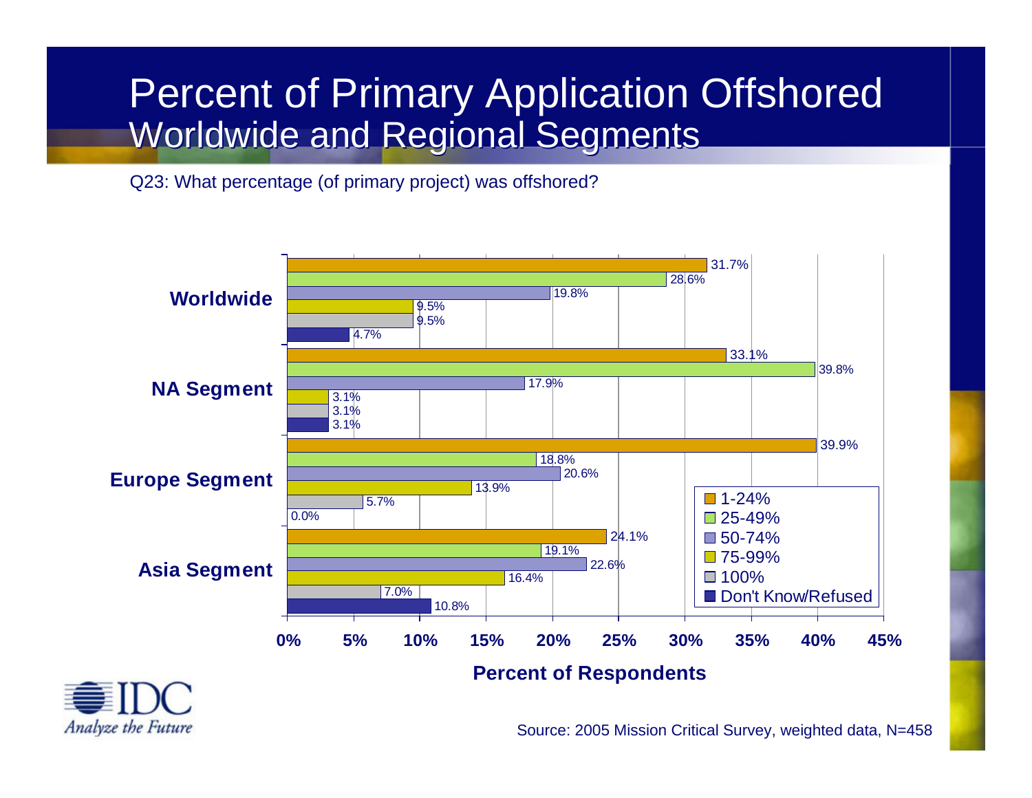# Percent of Primary Application Offshored
## Worldwide and Regional Segments

Q23: What percentage (of primary project) was offshored?

| Segment | 1-24% | 25-49% | 50-74% | 75-99% | 100% | Don't Know/Refused |
|---|---|---|---|---|---|---|
| Worldwide | 31.7% | 28.6% | 19.8% | 9.5% | 9.5% | 4.7% |
| NA Segment | 33.1% | 39.8% | 17.9% | 3.1% | 3.1% | 3.1% |
| Europe Segment | 39.9% | 18.8% | 20.6% | 13.9% | 5.7% | 0.0% |
| Asia Segment | 24.1% | 19.1% | 22.6% | 16.4% | 7.0% | 10.8% |

**Percent of Respondents**

IDC *Analyze the Future*

Source: 2005 Mission Critical Survey, weighted data, N=458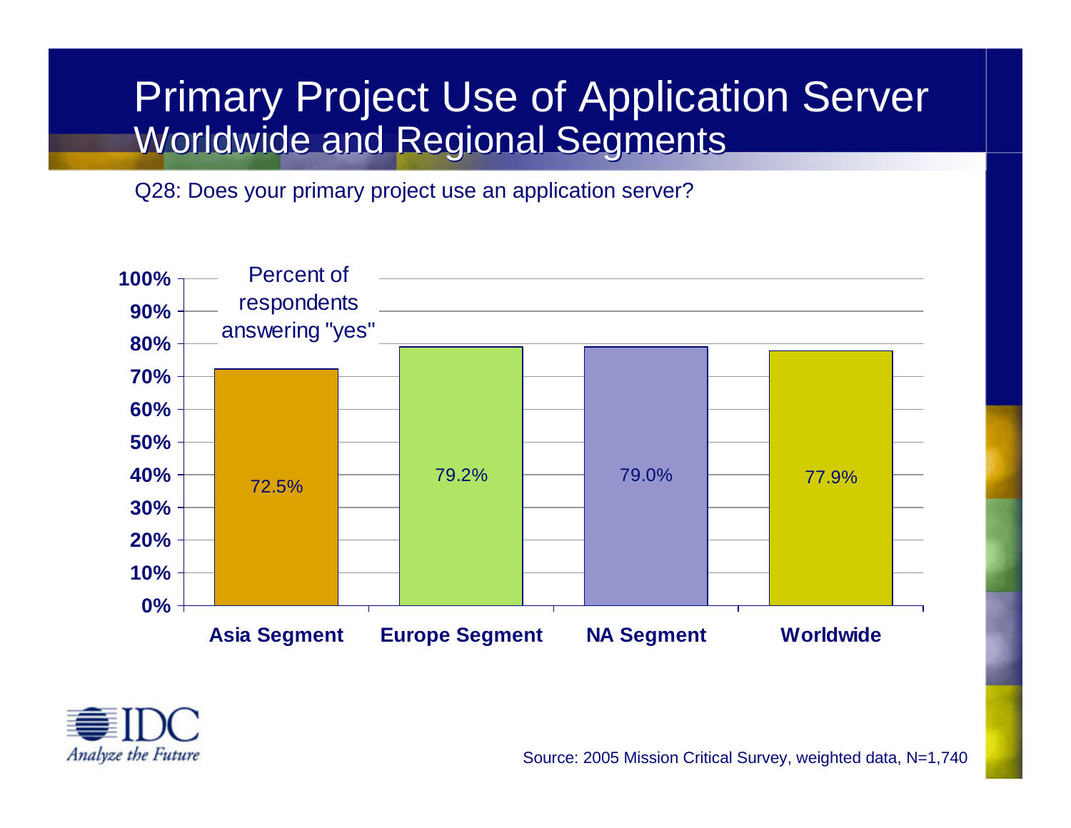# Primary Project Use of Application Server
## Worldwide and Regional Segments

Q28: Does your primary project use an application server?

Percent of respondents answering "yes"

| Segment | Percent |
| --- | --- |
| Asia Segment | 72.5% |
| Europe Segment | 79.2% |
| NA Segment | 79.0% |
| Worldwide | 77.9% |

IDC
*Analyze the Future*

Source: 2005 Mission Critical Survey, weighted data, N=1,740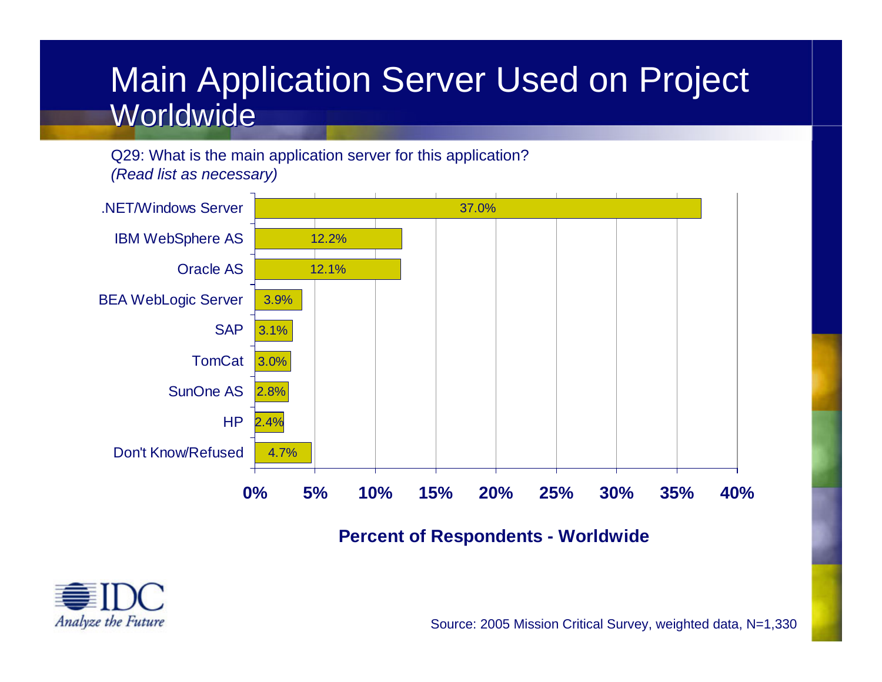# Main Application Server Used on Project Worldwide

Q29: What is the main application server for this application?
*(Read list as necessary)*

| Application Server | Percent of Respondents - Worldwide |
|---|---|
| .NET/Windows Server | 37.0% |
| IBM WebSphere AS | 12.2% |
| Oracle AS | 12.1% |
| BEA WebLogic Server | 3.9% |
| SAP | 3.1% |
| TomCat | 3.0% |
| SunOne AS | 2.8% |
| HP | 2.4% |
| Don't Know/Refused | 4.7% |

**Percent of Respondents - Worldwide**

IDC
*Analyze the Future*

Source: 2005 Mission Critical Survey, weighted data, N=1,330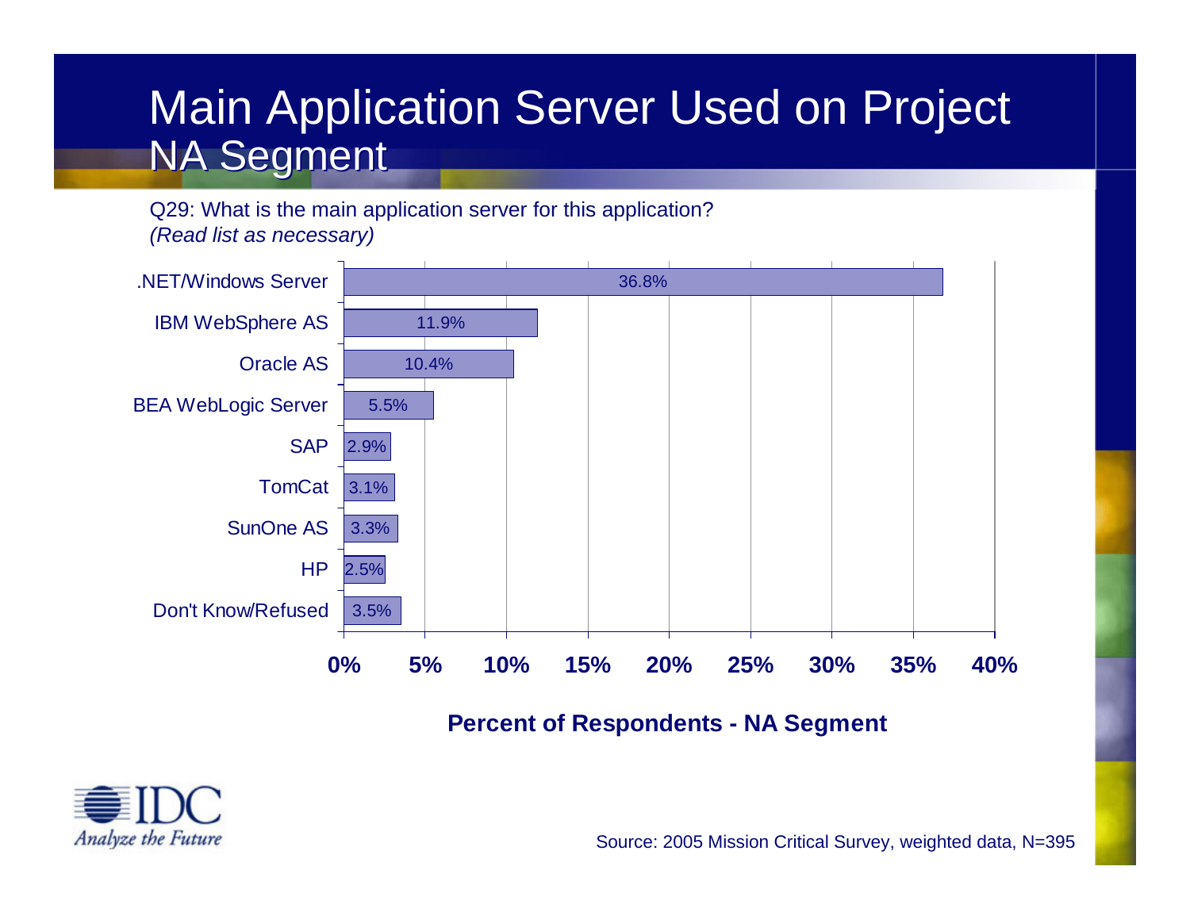# Main Application Server Used on Project NA Segment

Q29: What is the main application server for this application?
*(Read list as necessary)*

| Application Server | Percent of Respondents - NA Segment |
|---|---|
| .NET/Windows Server | 36.8% |
| IBM WebSphere AS | 11.9% |
| Oracle AS | 10.4% |
| BEA WebLogic Server | 5.5% |
| SAP | 2.9% |
| TomCat | 3.1% |
| SunOne AS | 3.3% |
| HP | 2.5% |
| Don't Know/Refused | 3.5% |

**Percent of Respondents - NA Segment**

IDC *Analyze the Future*

Source: 2005 Mission Critical Survey, weighted data, N=395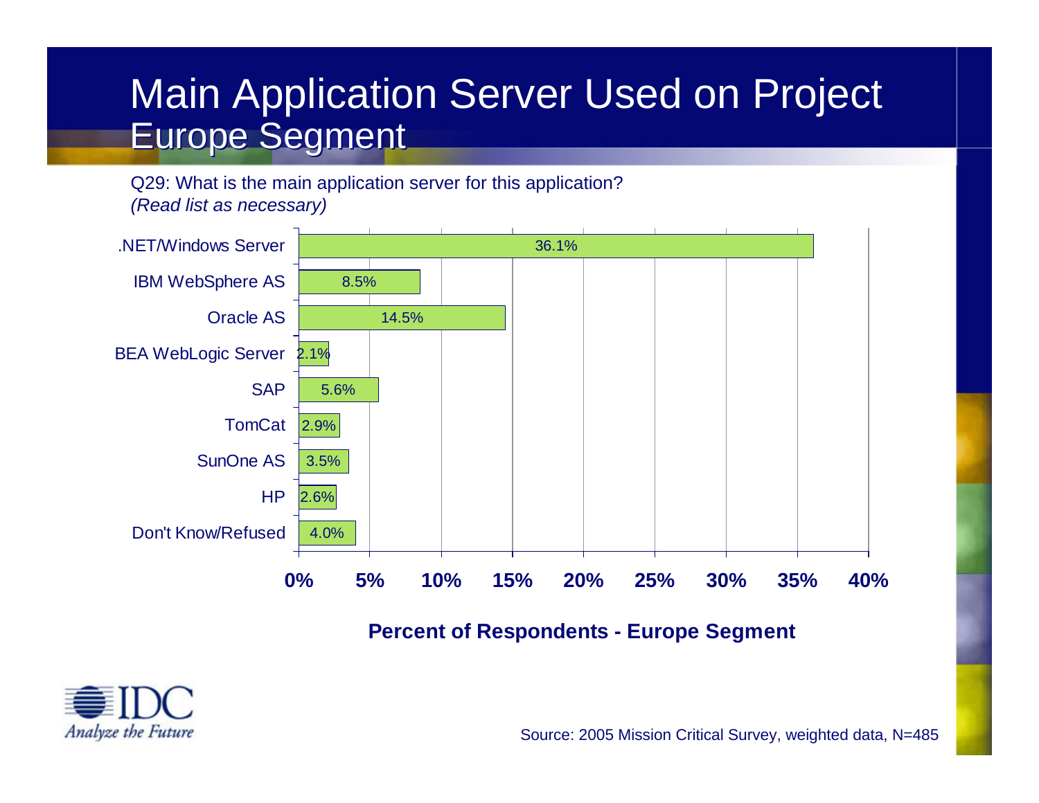# Main Application Server Used on Project Europe Segment

Q29: What is the main application server for this application?
*(Read list as necessary)*

| Application Server | Percent of Respondents - Europe Segment |
| --- | --- |
| .NET/Windows Server | 36.1% |
| IBM WebSphere AS | 8.5% |
| Oracle AS | 14.5% |
| BEA WebLogic Server | 2.1% |
| SAP | 5.6% |
| TomCat | 2.9% |
| SunOne AS | 3.5% |
| HP | 2.6% |
| Don't Know/Refused | 4.0% |

**Percent of Respondents - Europe Segment**

IDC
*Analyze the Future*

Source: 2005 Mission Critical Survey, weighted data, N=485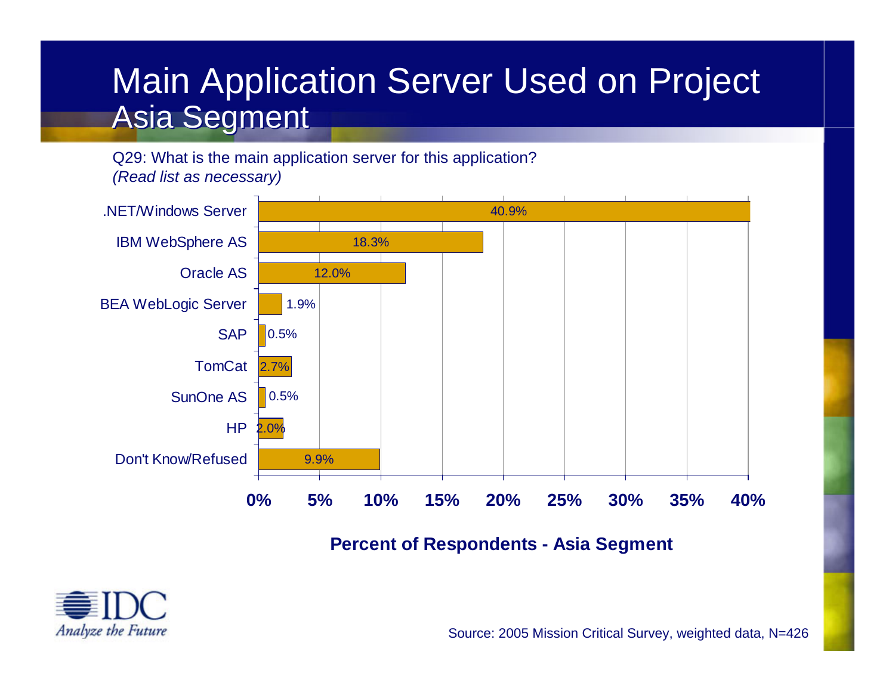# Main Application Server Used on Project Asia Segment

Q29: What is the main application server for this application?
*(Read list as necessary)*

| Application Server | Percent of Respondents - Asia Segment |
|---|---|
| .NET/Windows Server | 40.9% |
| IBM WebSphere AS | 18.3% |
| Oracle AS | 12.0% |
| BEA WebLogic Server | 1.9% |
| SAP | 0.5% |
| TomCat | 2.7% |
| SunOne AS | 0.5% |
| HP | 2.0% |
| Don't Know/Refused | 9.9% |

**Percent of Respondents - Asia Segment**

Source: 2005 Mission Critical Survey, weighted data, N=426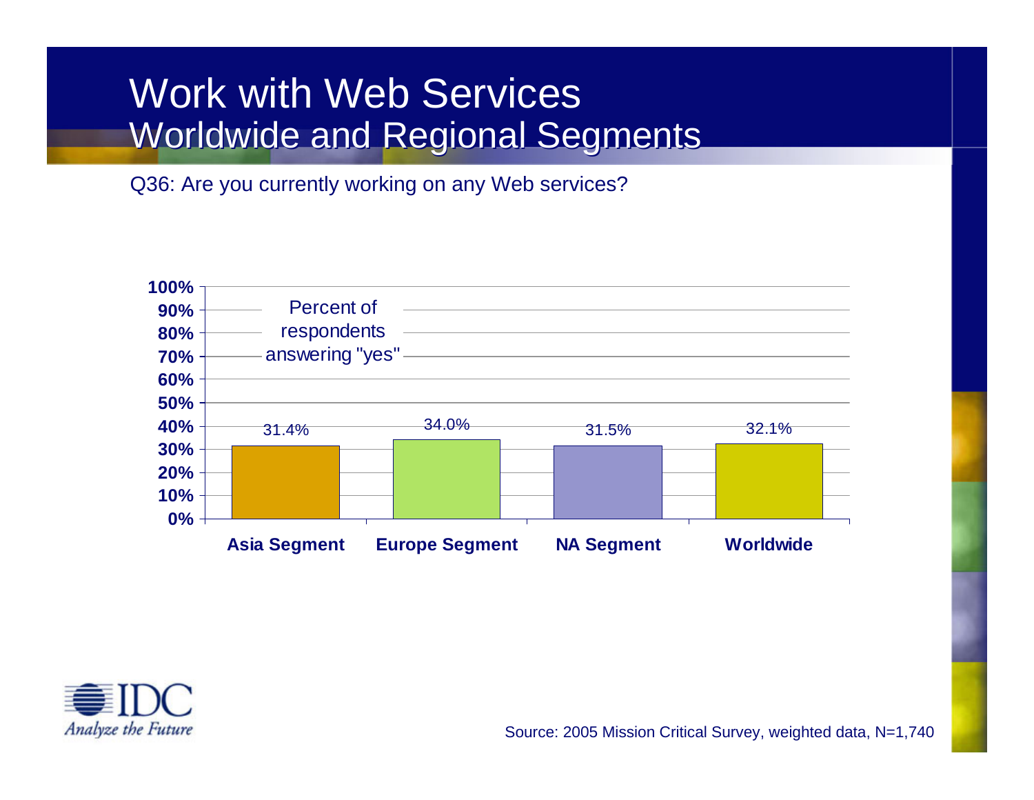# Work with Web Services
## Worldwide and Regional Segments

Q36: Are you currently working on any Web services?

Percent of respondents answering "yes"

| Segment | Percent |
| --- | --- |
| Asia Segment | 31.4% |
| Europe Segment | 34.0% |
| NA Segment | 31.5% |
| Worldwide | 32.1% |

IDC *Analyze the Future*

Source: 2005 Mission Critical Survey, weighted data, N=1,740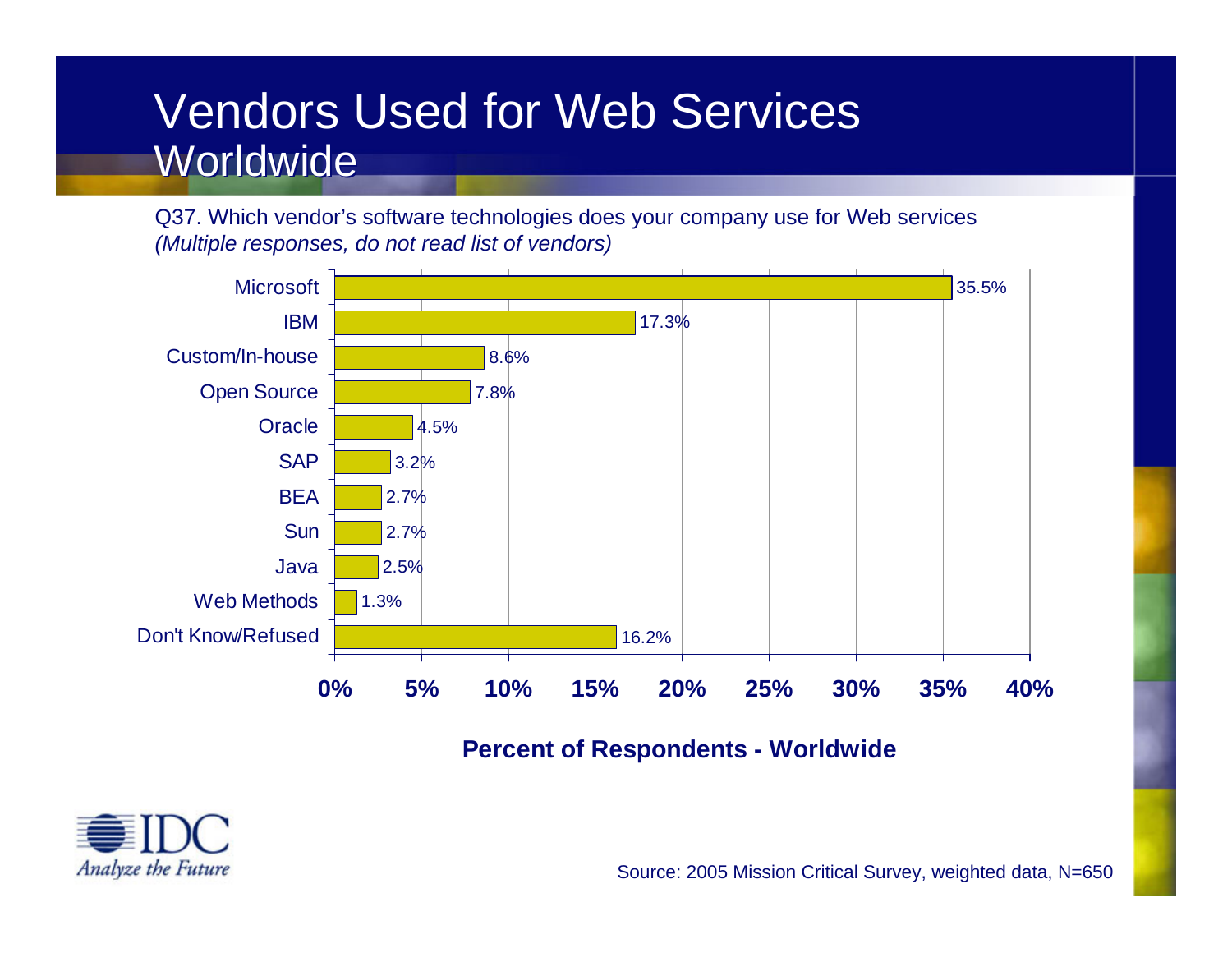# Vendors Used for Web Services Worldwide

Q37. Which vendor's software technologies does your company use for Web services
*(Multiple responses, do not read list of vendors)*

| Vendor | Percent of Respondents - Worldwide |
|---|---|
| Microsoft | 35.5% |
| IBM | 17.3% |
| Custom/In-house | 8.6% |
| Open Source | 7.8% |
| Oracle | 4.5% |
| SAP | 3.2% |
| BEA | 2.7% |
| Sun | 2.7% |
| Java | 2.5% |
| Web Methods | 1.3% |
| Don't Know/Refused | 16.2% |

**Percent of Respondents - Worldwide**

IDC Analyze the Future

Source: 2005 Mission Critical Survey, weighted data, N=650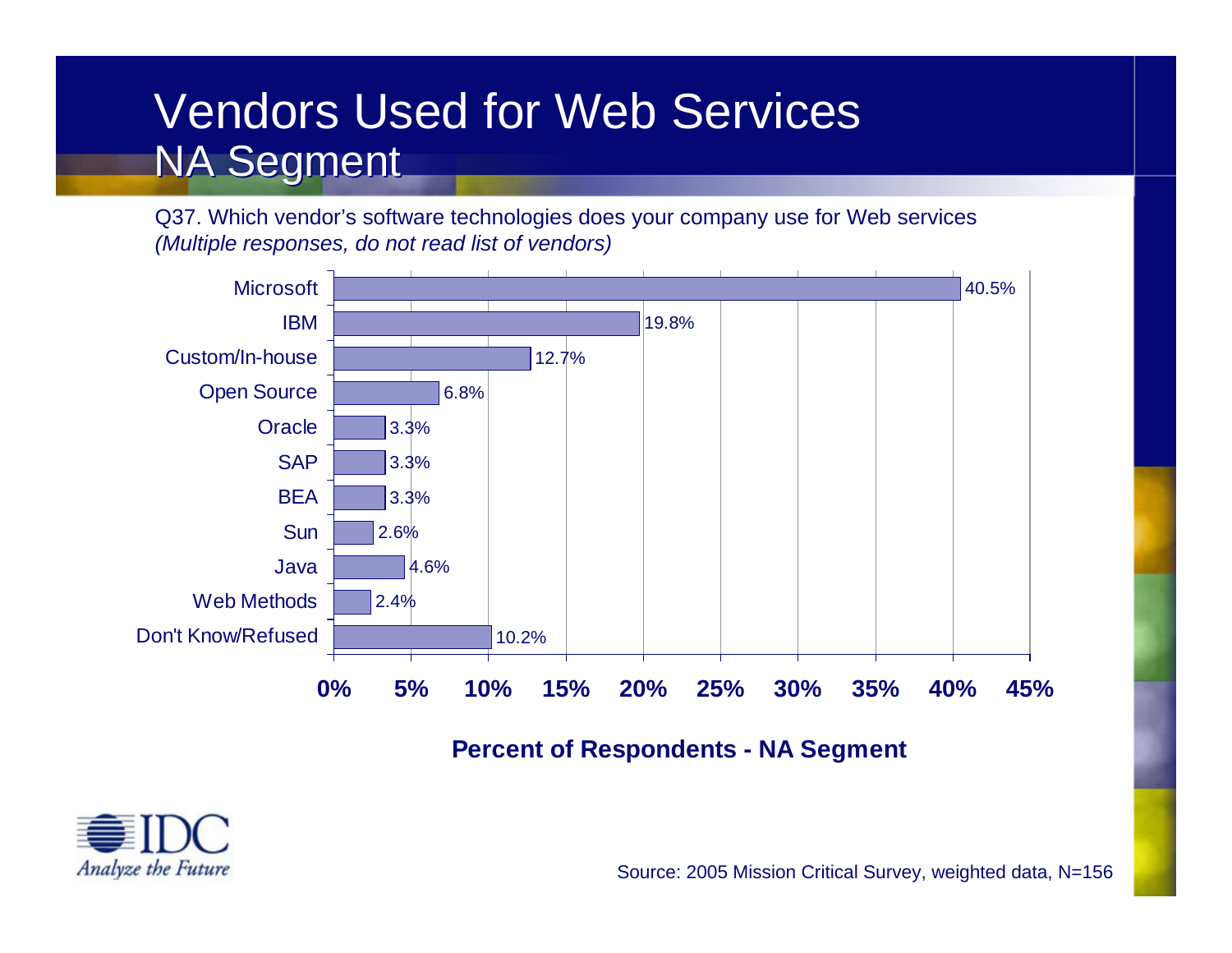# Vendors Used for Web Services
## NA Segment

Q37. Which vendor's software technologies does your company use for Web services
*(Multiple responses, do not read list of vendors)*

| Vendor | Percent of Respondents - NA Segment |
|---|---|
| Microsoft | 40.5% |
| IBM | 19.8% |
| Custom/In-house | 12.7% |
| Open Source | 6.8% |
| Oracle | 3.3% |
| SAP | 3.3% |
| BEA | 3.3% |
| Sun | 2.6% |
| Java | 4.6% |
| Web Methods | 2.4% |
| Don't Know/Refused | 10.2% |

**Percent of Respondents - NA Segment**

IDC Analyze the Future

Source: 2005 Mission Critical Survey, weighted data, N=156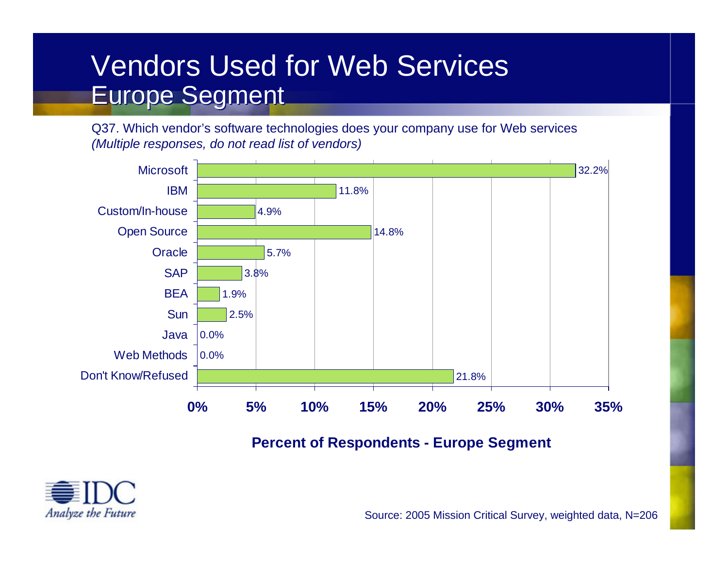# Vendors Used for Web Services
## Europe Segment

Q37. Which vendor's software technologies does your company use for Web services
*(Multiple responses, do not read list of vendors)*

| Vendor | Percent of Respondents - Europe Segment |
|---|---|
| Microsoft | 32.2% |
| IBM | 11.8% |
| Custom/In-house | 4.9% |
| Open Source | 14.8% |
| Oracle | 5.7% |
| SAP | 3.8% |
| BEA | 1.9% |
| Sun | 2.5% |
| Java | 0.0% |
| Web Methods | 0.0% |
| Don't Know/Refused | 21.8% |

**Percent of Respondents - Europe Segment**

IDC Analyze the Future

Source: 2005 Mission Critical Survey, weighted data, N=206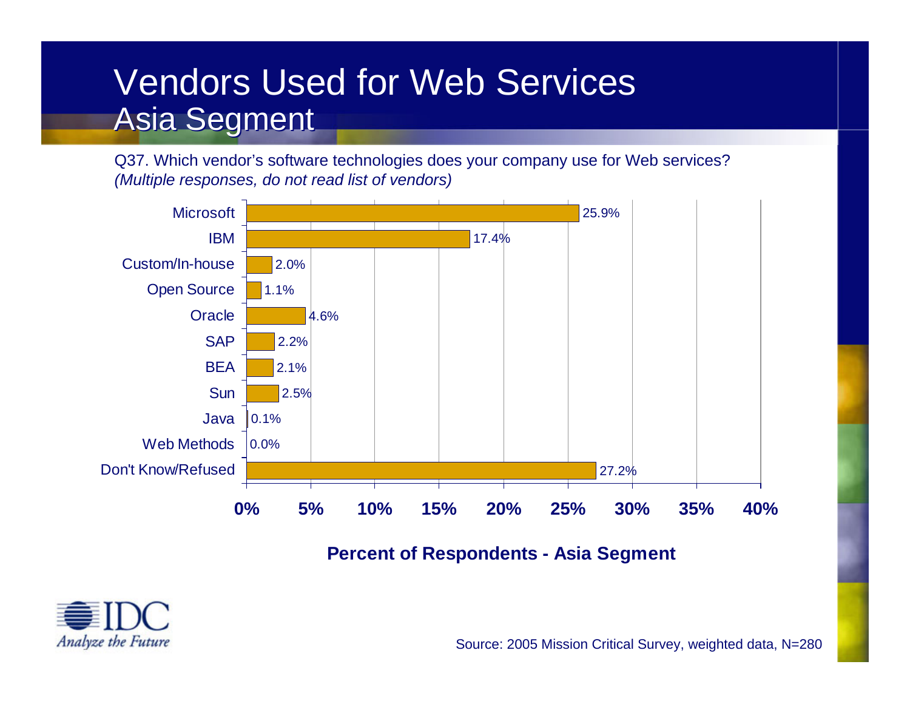# Vendors Used for Web Services
## Asia Segment

Q37. Which vendor's software technologies does your company use for Web services?
*(Multiple responses, do not read list of vendors)*

| Vendor | Percent of Respondents - Asia Segment |
|---|---|
| Microsoft | 25.9% |
| IBM | 17.4% |
| Custom/In-house | 2.0% |
| Open Source | 1.1% |
| Oracle | 4.6% |
| SAP | 2.2% |
| BEA | 2.1% |
| Sun | 2.5% |
| Java | 0.1% |
| Web Methods | 0.0% |
| Don't Know/Refused | 27.2% |

**Percent of Respondents - Asia Segment**

IDC Analyze the Future

Source: 2005 Mission Critical Survey, weighted data, N=280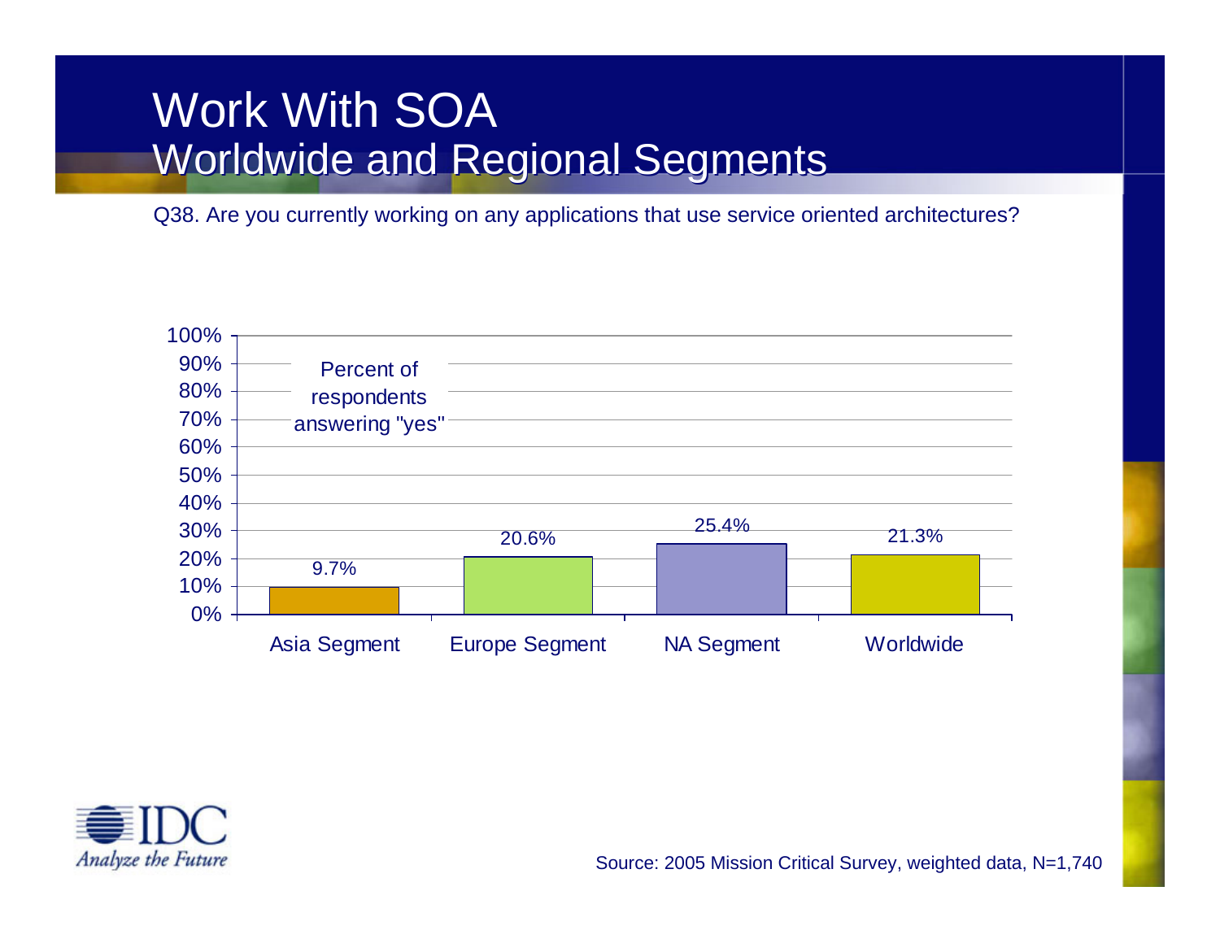# Work With SOA
## Worldwide and Regional Segments

Q38. Are you currently working on any applications that use service oriented architectures?

Percent of respondents answering "yes"

| Segment | Percent |
|---|---|
| Asia Segment | 9.7% |
| Europe Segment | 20.6% |
| NA Segment | 25.4% |
| Worldwide | 21.3% |

IDC *Analyze the Future*

Source: 2005 Mission Critical Survey, weighted data, N=1,740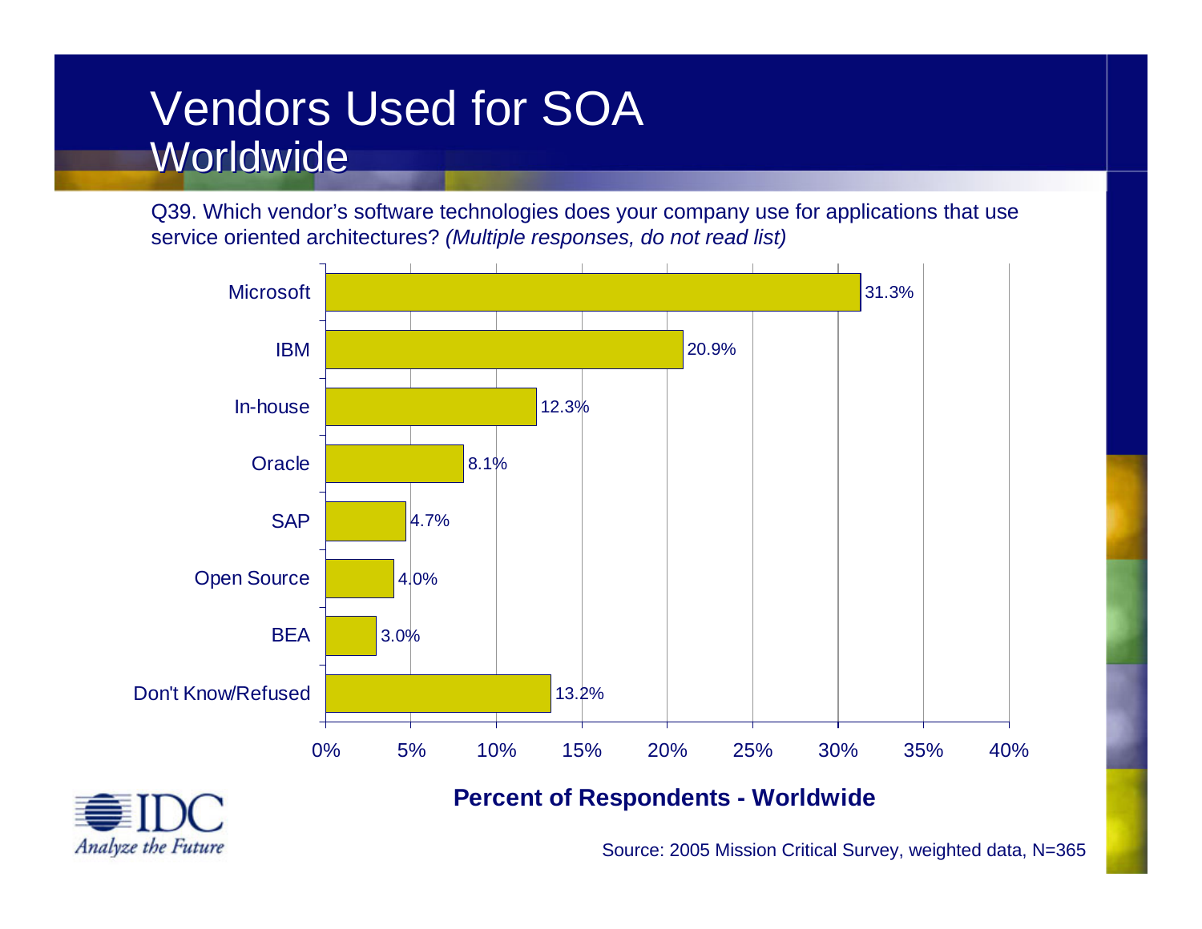# Vendors Used for SOA
## Worldwide

Q39. Which vendor's software technologies does your company use for applications that use service oriented architectures? *(Multiple responses, do not read list)*

| Vendor | Percent of Respondents - Worldwide |
| --- | --- |
| Microsoft | 31.3% |
| IBM | 20.9% |
| In-house | 12.3% |
| Oracle | 8.1% |
| SAP | 4.7% |
| Open Source | 4.0% |
| BEA | 3.0% |
| Don't Know/Refused | 13.2% |

**Percent of Respondents - Worldwide**

IDC *Analyze the Future*

Source: 2005 Mission Critical Survey, weighted data, N=365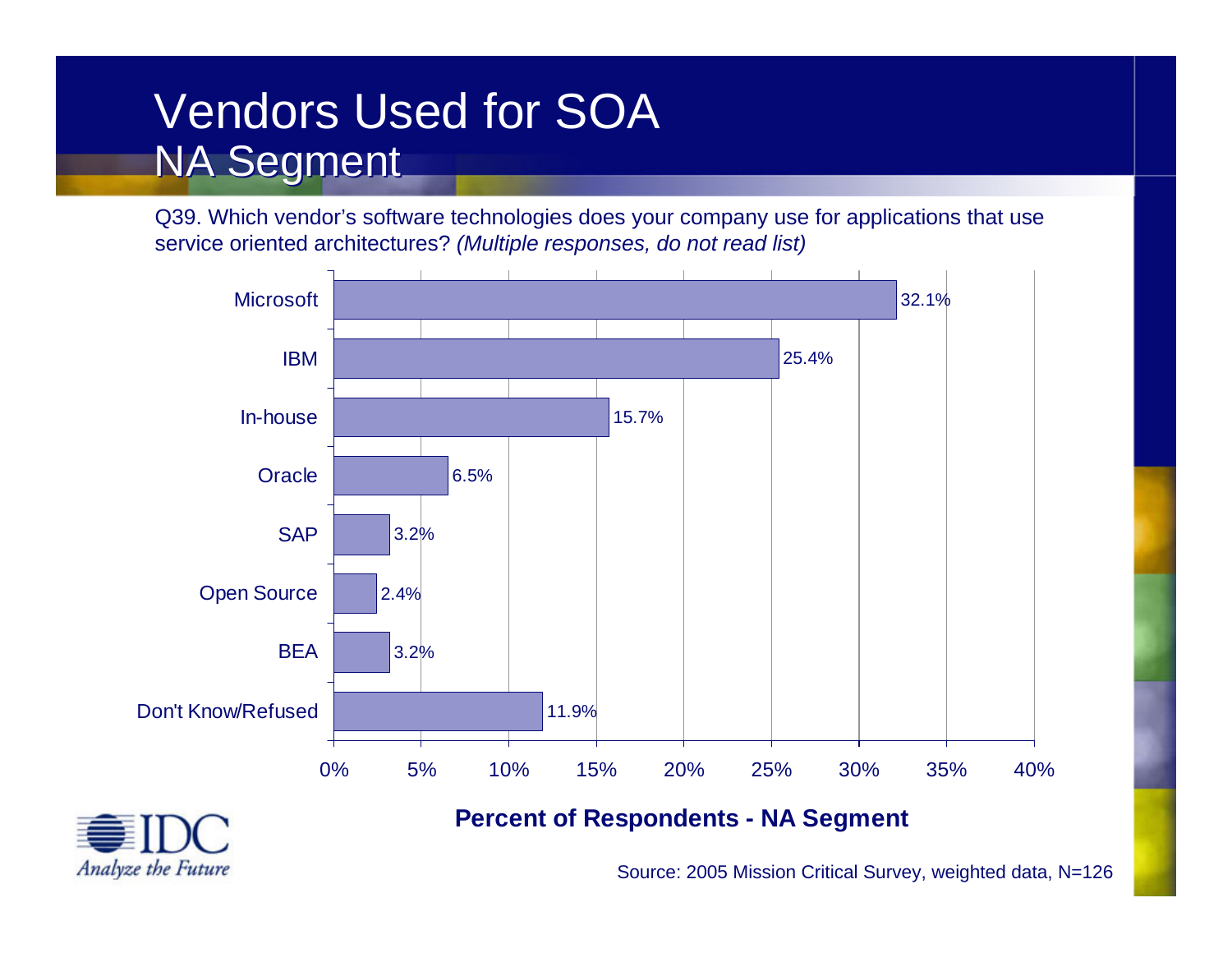# Vendors Used for SOA
## NA Segment

Q39. Which vendor's software technologies does your company use for applications that use service oriented architectures? *(Multiple responses, do not read list)*

| Vendor | Percent of Respondents - NA Segment |
| --- | --- |
| Microsoft | 32.1% |
| IBM | 25.4% |
| In-house | 15.7% |
| Oracle | 6.5% |
| SAP | 3.2% |
| Open Source | 2.4% |
| BEA | 3.2% |
| Don't Know/Refused | 11.9% |

**Percent of Respondents - NA Segment**

Source: 2005 Mission Critical Survey, weighted data, N=126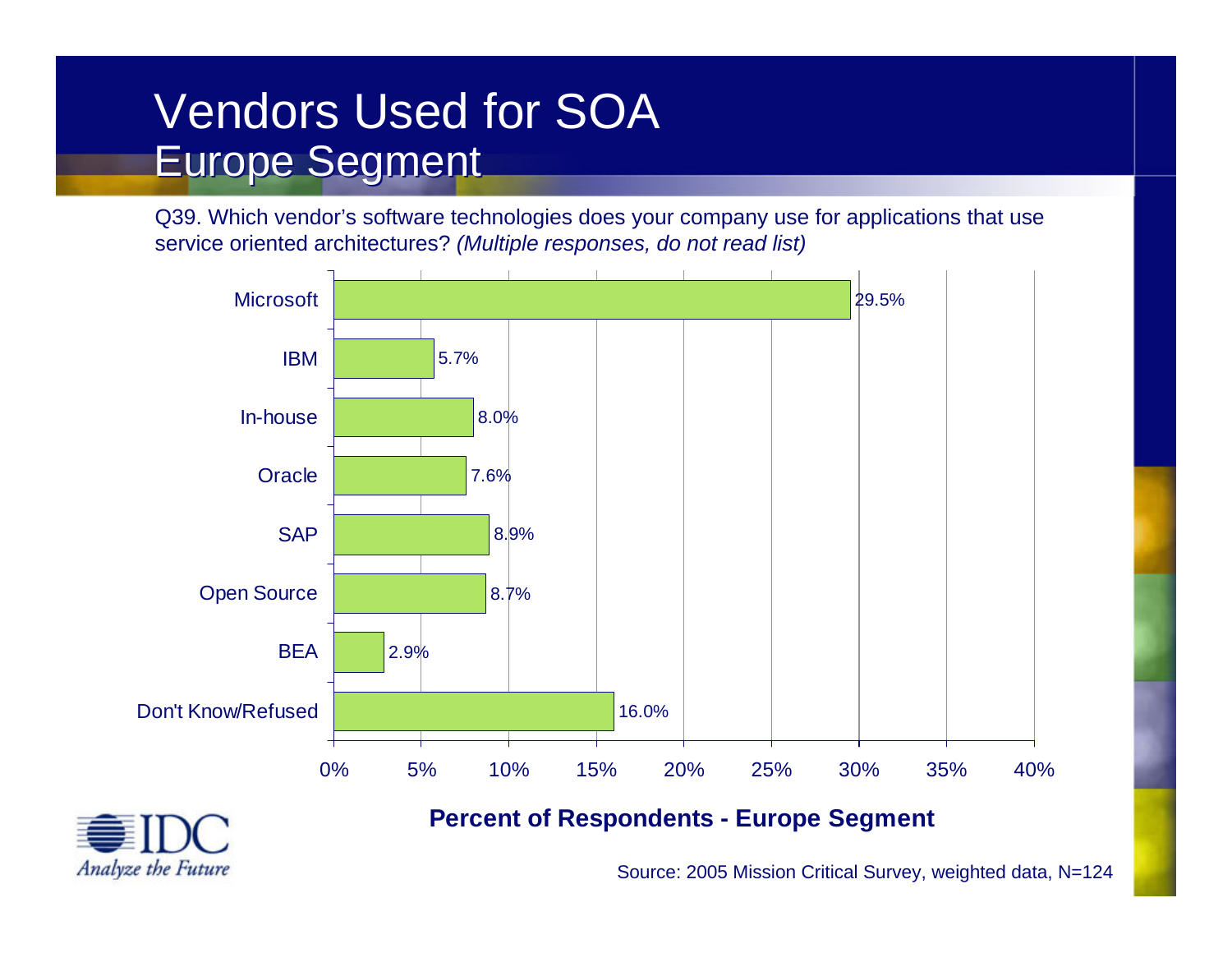# Vendors Used for SOA
## Europe Segment

Q39. Which vendor's software technologies does your company use for applications that use service oriented architectures? *(Multiple responses, do not read list)*

| Vendor | Percent of Respondents - Europe Segment |
|---|---|
| Microsoft | 29.5% |
| IBM | 5.7% |
| In-house | 8.0% |
| Oracle | 7.6% |
| SAP | 8.9% |
| Open Source | 8.7% |
| BEA | 2.9% |
| Don't Know/Refused | 16.0% |

**Percent of Respondents - Europe Segment**

IDC Analyze the Future

Source: 2005 Mission Critical Survey, weighted data, N=124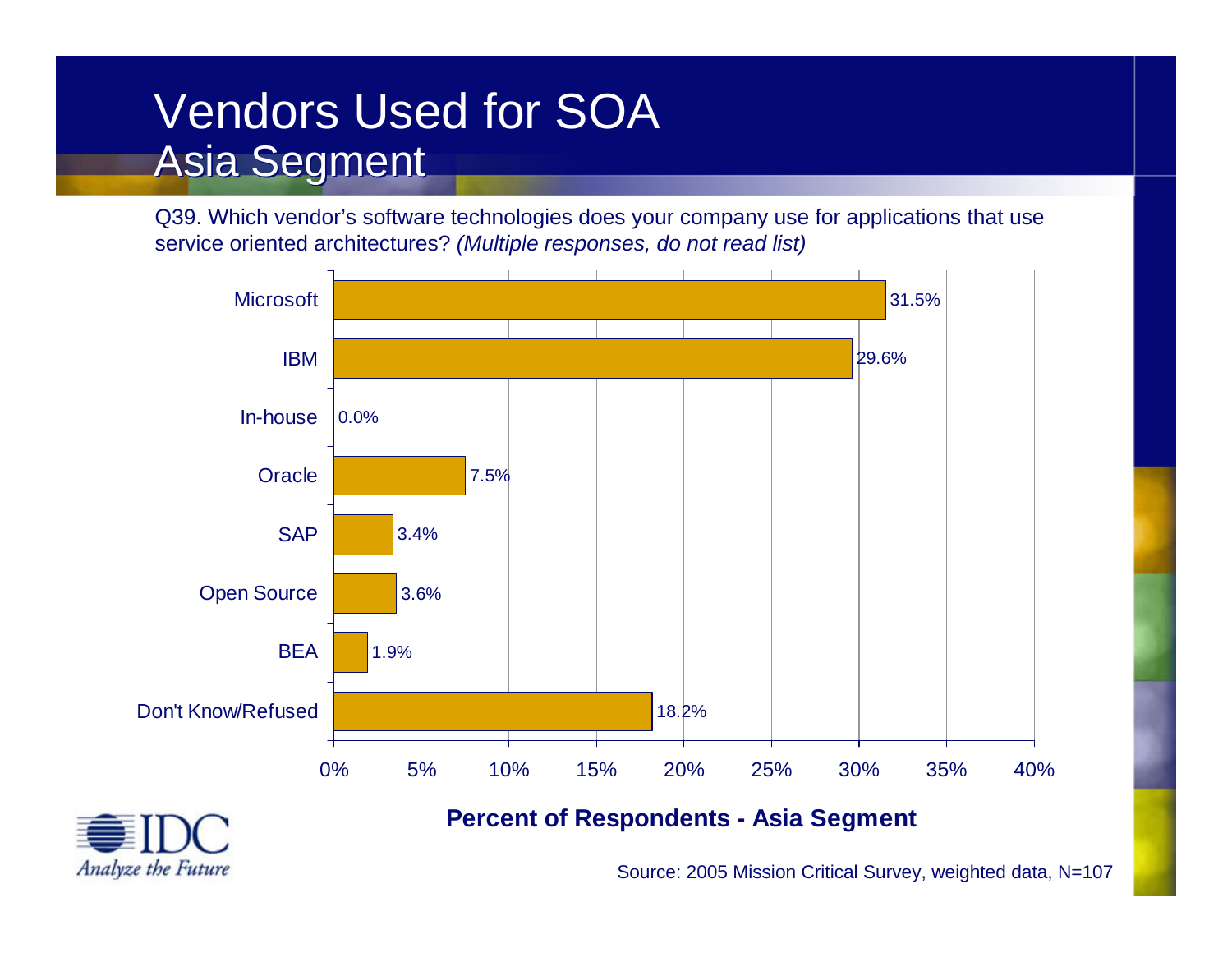# Vendors Used for SOA
## Asia Segment

Q39. Which vendor's software technologies does your company use for applications that use service oriented architectures? *(Multiple responses, do not read list)*

| Vendor | Percent of Respondents - Asia Segment |
|---|---|
| Microsoft | 31.5% |
| IBM | 29.6% |
| In-house | 0.0% |
| Oracle | 7.5% |
| SAP | 3.4% |
| Open Source | 3.6% |
| BEA | 1.9% |
| Don't Know/Refused | 18.2% |

**Percent of Respondents - Asia Segment**

IDC Analyze the Future

Source: 2005 Mission Critical Survey, weighted data, N=107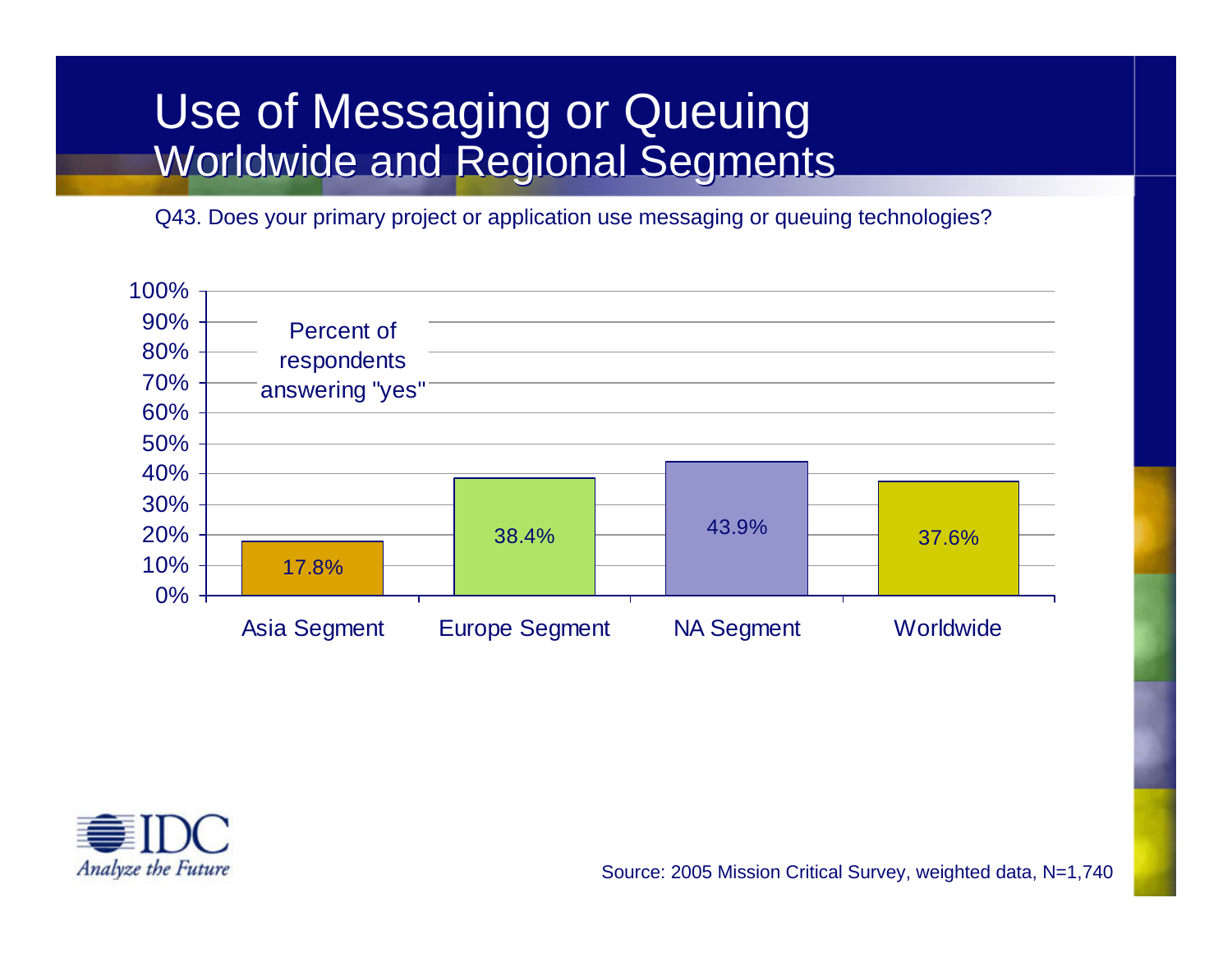# Use of Messaging or Queuing
## Worldwide and Regional Segments

Q43. Does your primary project or application use messaging or queuing technologies?

Percent of respondents answering "yes"

| Segment | Percent |
|---|---|
| Asia Segment | 17.8% |
| Europe Segment | 38.4% |
| NA Segment | 43.9% |
| Worldwide | 37.6% |

IDC
*Analyze the Future*

Source: 2005 Mission Critical Survey, weighted data, N=1,740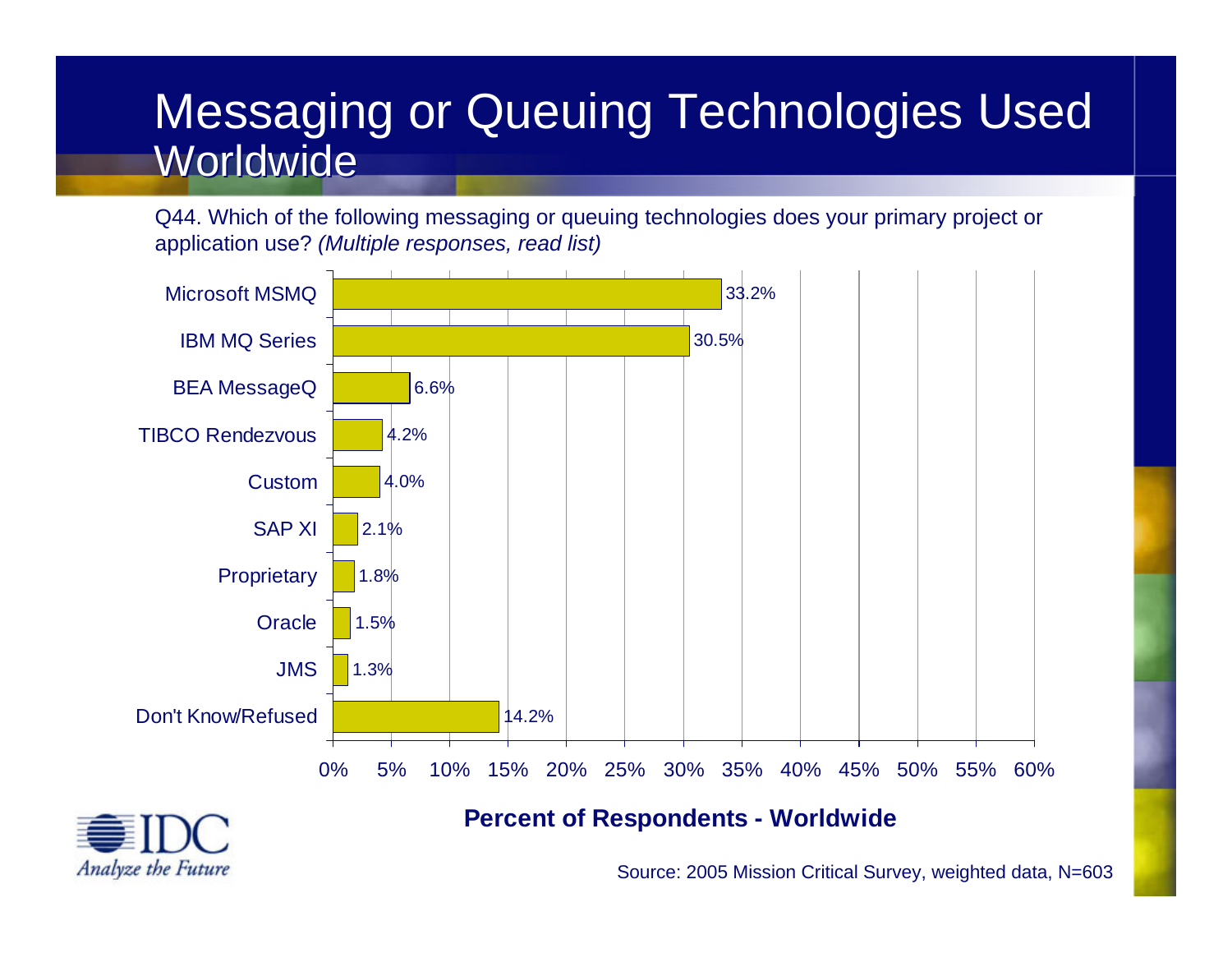# Messaging or Queuing Technologies Used Worldwide

Q44. Which of the following messaging or queuing technologies does your primary project or application use? *(Multiple responses, read list)*

| Technology | Percent of Respondents - Worldwide |
|---|---|
| Microsoft MSMQ | 33.2% |
| IBM MQ Series | 30.5% |
| BEA MessageQ | 6.6% |
| TIBCO Rendezvous | 4.2% |
| Custom | 4.0% |
| SAP XI | 2.1% |
| Proprietary | 1.8% |
| Oracle | 1.5% |
| JMS | 1.3% |
| Don't Know/Refused | 14.2% |

**Percent of Respondents - Worldwide**

Source: 2005 Mission Critical Survey, weighted data, N=603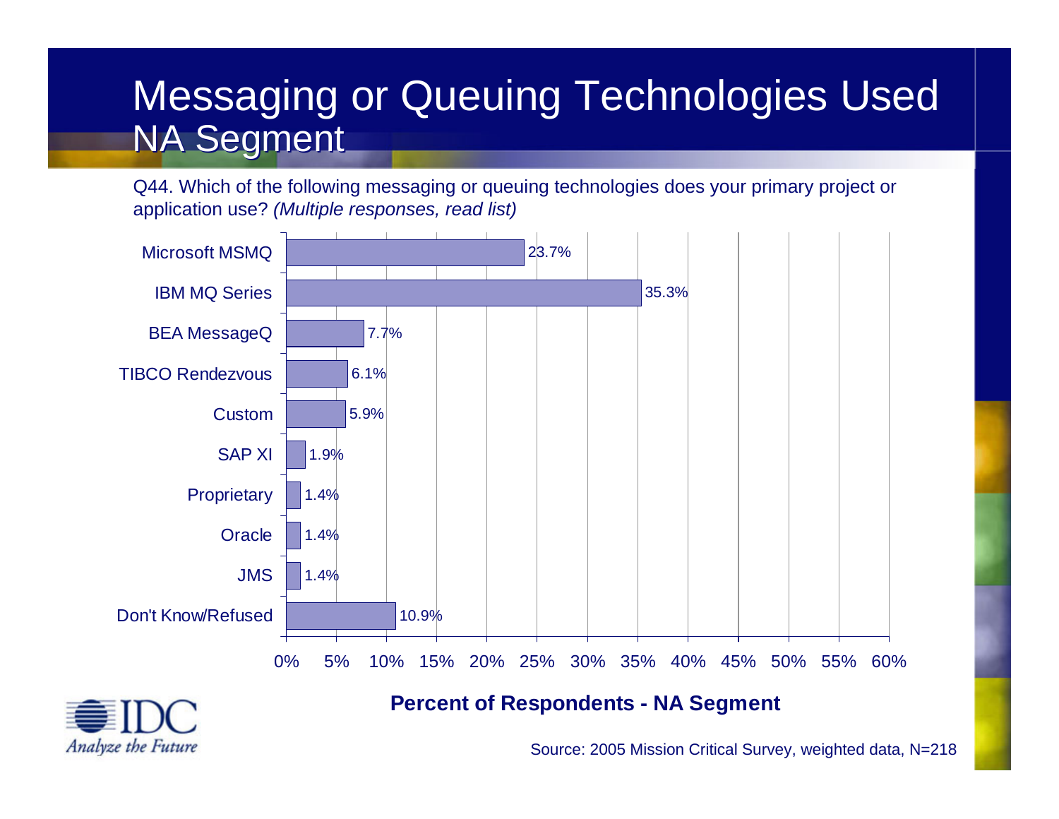# Messaging or Queuing Technologies Used NA Segment

Q44. Which of the following messaging or queuing technologies does your primary project or application use? *(Multiple responses, read list)*

| Technology | Percent of Respondents - NA Segment |
|---|---|
| Microsoft MSMQ | 23.7% |
| IBM MQ Series | 35.3% |
| BEA MessageQ | 7.7% |
| TIBCO Rendezvous | 6.1% |
| Custom | 5.9% |
| SAP XI | 1.9% |
| Proprietary | 1.4% |
| Oracle | 1.4% |
| JMS | 1.4% |
| Don't Know/Refused | 10.9% |

**Percent of Respondents - NA Segment**

IDC Analyze the Future

Source: 2005 Mission Critical Survey, weighted data, N=218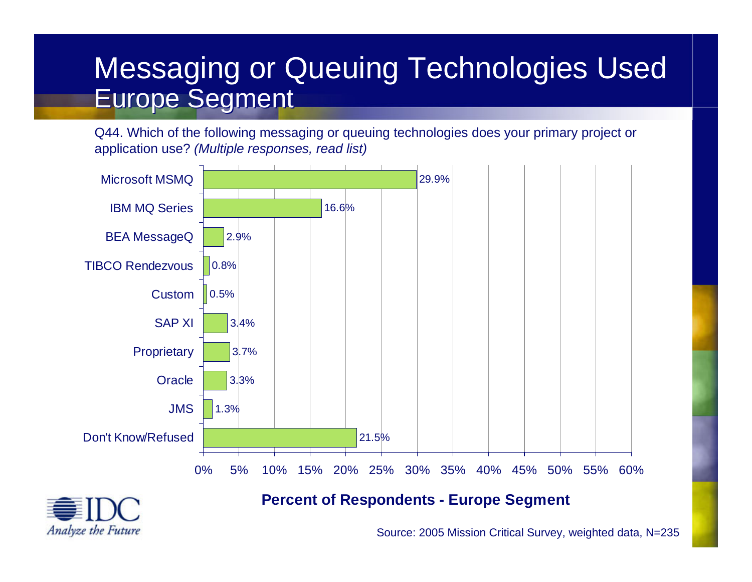# Messaging or Queuing Technologies Used
## Europe Segment

Q44. Which of the following messaging or queuing technologies does your primary project or application use? *(Multiple responses, read list)*

| Technology | Percent of Respondents - Europe Segment |
|---|---|
| Microsoft MSMQ | 29.9% |
| IBM MQ Series | 16.6% |
| BEA MessageQ | 2.9% |
| TIBCO Rendezvous | 0.8% |
| Custom | 0.5% |
| SAP XI | 3.4% |
| Proprietary | 3.7% |
| Oracle | 3.3% |
| JMS | 1.3% |
| Don't Know/Refused | 21.5% |

**Percent of Respondents - Europe Segment**

Source: 2005 Mission Critical Survey, weighted data, N=235

IDC *Analyze the Future*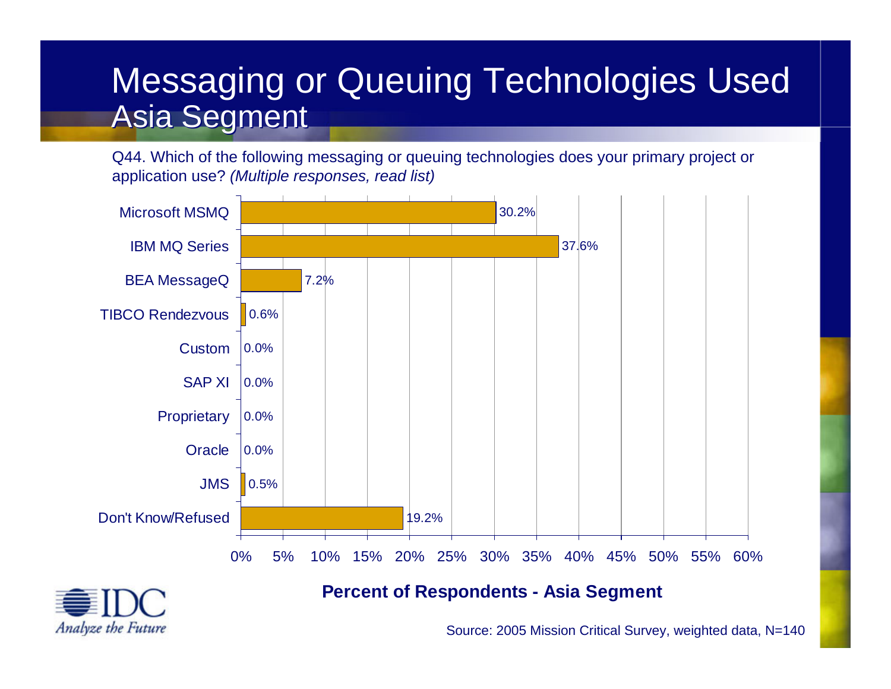# Messaging or Queuing Technologies Used Asia Segment

Q44. Which of the following messaging or queuing technologies does your primary project or application use? *(Multiple responses, read list)*

| Technology | Percent of Respondents - Asia Segment |
|---|---|
| Microsoft MSMQ | 30.2% |
| IBM MQ Series | 37.6% |
| BEA MessageQ | 7.2% |
| TIBCO Rendezvous | 0.6% |
| Custom | 0.0% |
| SAP XI | 0.0% |
| Proprietary | 0.0% |
| Oracle | 0.0% |
| JMS | 0.5% |
| Don't Know/Refused | 19.2% |

**Percent of Respondents - Asia Segment**

IDC *Analyze the Future*

Source: 2005 Mission Critical Survey, weighted data, N=140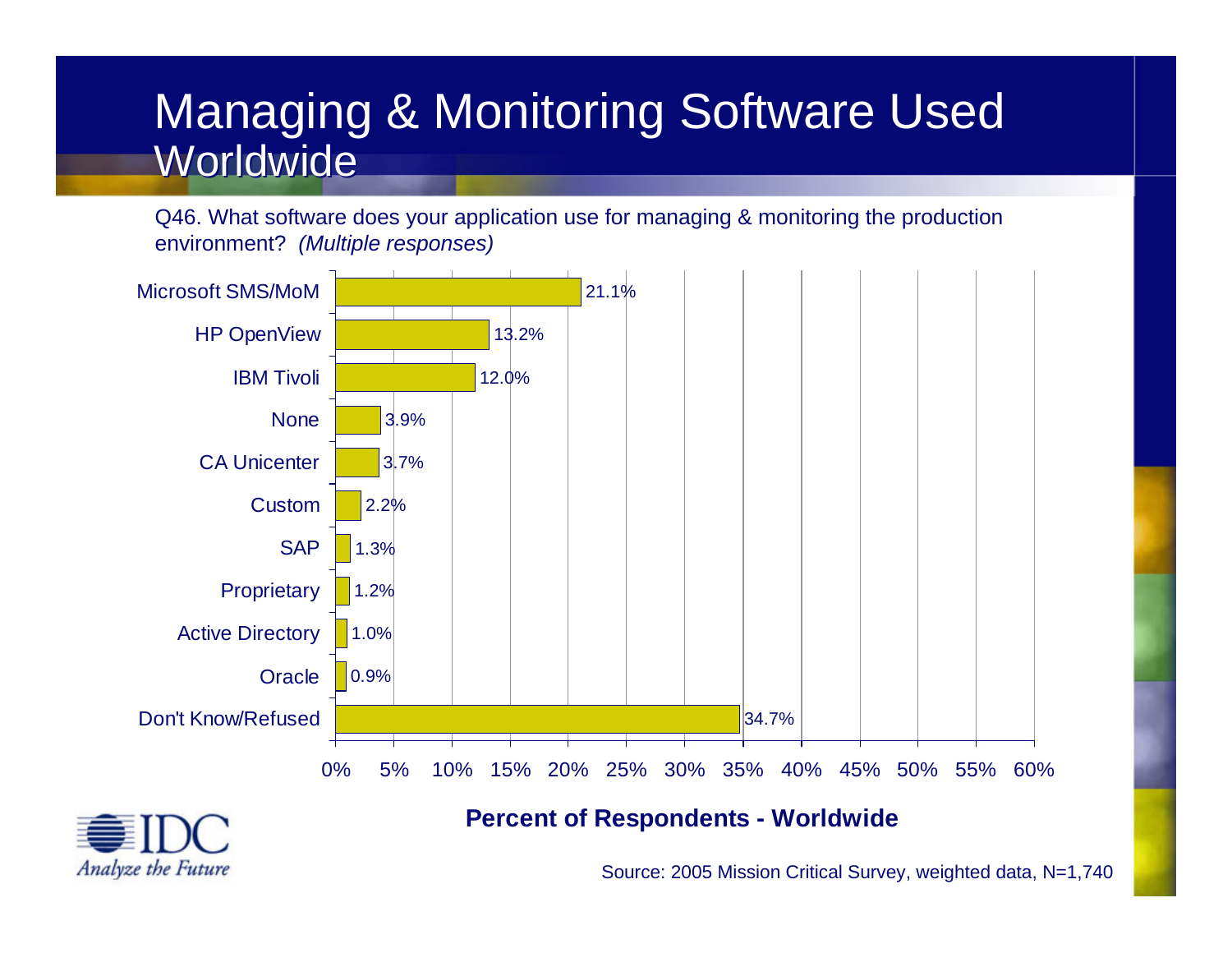# Managing & Monitoring Software Used Worldwide

Q46. What software does your application use for managing & monitoring the production environment? *(Multiple responses)*

| Software | Percent of Respondents - Worldwide |
|---|---|
| Microsoft SMS/MoM | 21.1% |
| HP OpenView | 13.2% |
| IBM Tivoli | 12.0% |
| None | 3.9% |
| CA Unicenter | 3.7% |
| Custom | 2.2% |
| SAP | 1.3% |
| Proprietary | 1.2% |
| Active Directory | 1.0% |
| Oracle | 0.9% |
| Don't Know/Refused | 34.7% |

**Percent of Respondents - Worldwide**

IDC *Analyze the Future*

Source: 2005 Mission Critical Survey, weighted data, N=1,740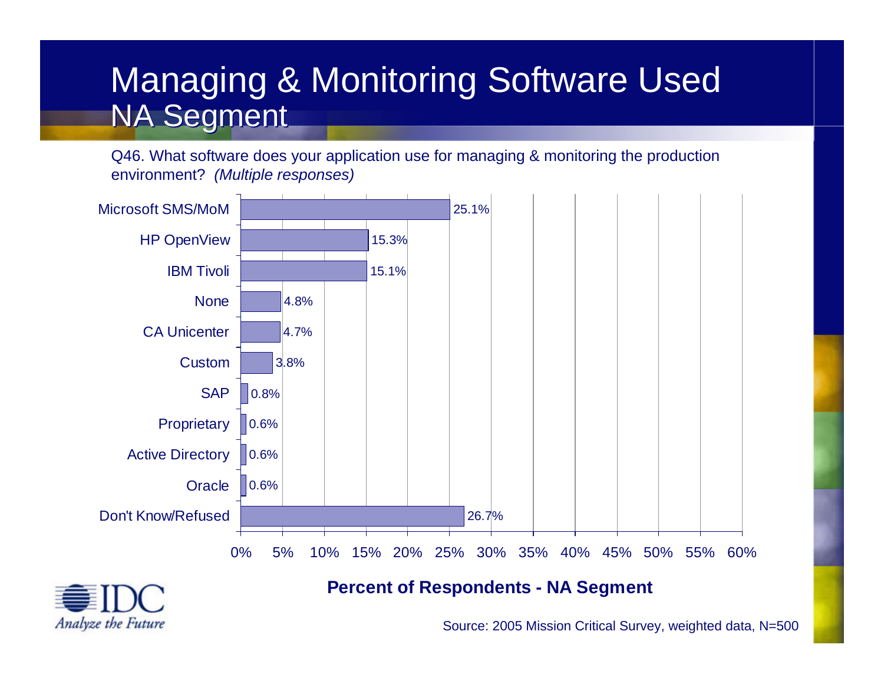# Managing & Monitoring Software Used NA Segment

Q46. What software does your application use for managing & monitoring the production environment? *(Multiple responses)*

| Software | Percent of Respondents - NA Segment |
|---|---|
| Microsoft SMS/MoM | 25.1% |
| HP OpenView | 15.3% |
| IBM Tivoli | 15.1% |
| None | 4.8% |
| CA Unicenter | 4.7% |
| Custom | 3.8% |
| SAP | 0.8% |
| Proprietary | 0.6% |
| Active Directory | 0.6% |
| Oracle | 0.6% |
| Don't Know/Refused | 26.7% |

**Percent of Respondents - NA Segment**

IDC Analyze the Future

Source: 2005 Mission Critical Survey, weighted data, N=500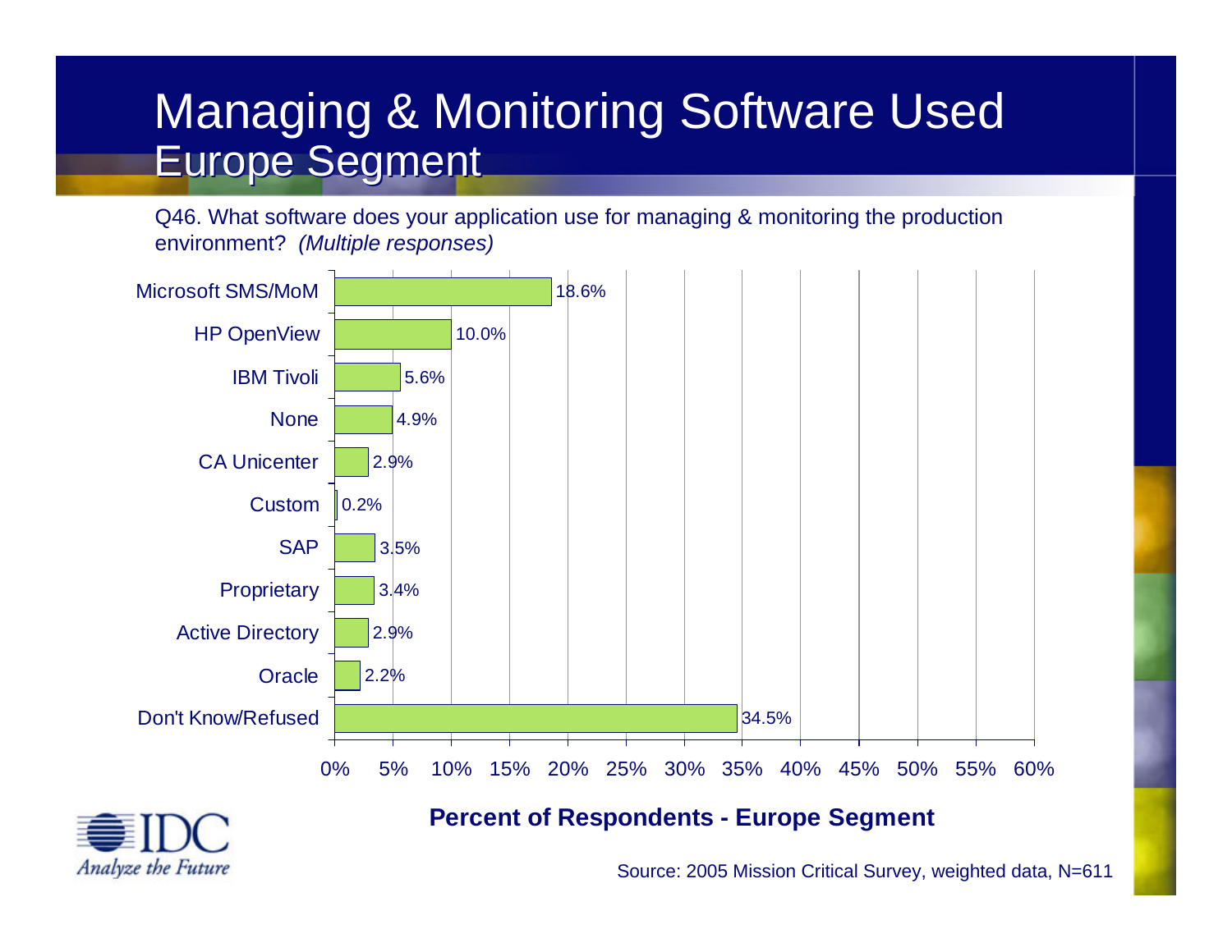# Managing & Monitoring Software Used Europe Segment

Q46. What software does your application use for managing & monitoring the production environment? *(Multiple responses)*

| Software | Percent of Respondents - Europe Segment |
|---|---|
| Microsoft SMS/MoM | 18.6% |
| HP OpenView | 10.0% |
| IBM Tivoli | 5.6% |
| None | 4.9% |
| CA Unicenter | 2.9% |
| Custom | 0.2% |
| SAP | 3.5% |
| Proprietary | 3.4% |
| Active Directory | 2.9% |
| Oracle | 2.2% |
| Don't Know/Refused | 34.5% |

**Percent of Respondents - Europe Segment**

IDC Analyze the Future

Source: 2005 Mission Critical Survey, weighted data, N=611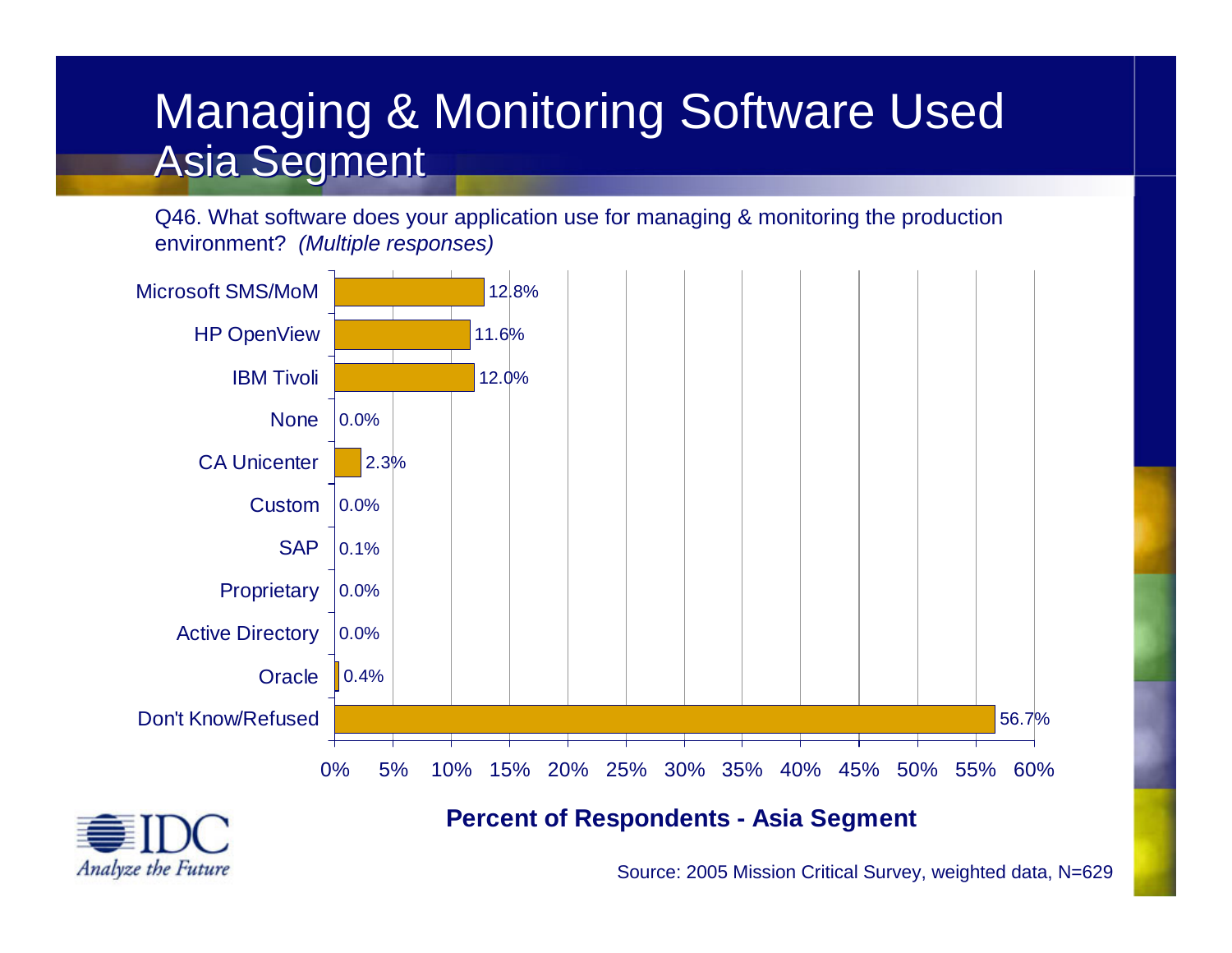# Managing & Monitoring Software Used Asia Segment

Q46. What software does your application use for managing & monitoring the production environment? *(Multiple responses)*

| Software | Percent of Respondents - Asia Segment |
|---|---|
| Microsoft SMS/MoM | 12.8% |
| HP OpenView | 11.6% |
| IBM Tivoli | 12.0% |
| None | 0.0% |
| CA Unicenter | 2.3% |
| Custom | 0.0% |
| SAP | 0.1% |
| Proprietary | 0.0% |
| Active Directory | 0.0% |
| Oracle | 0.4% |
| Don't Know/Refused | 56.7% |

**Percent of Respondents - Asia Segment**

Source: 2005 Mission Critical Survey, weighted data, N=629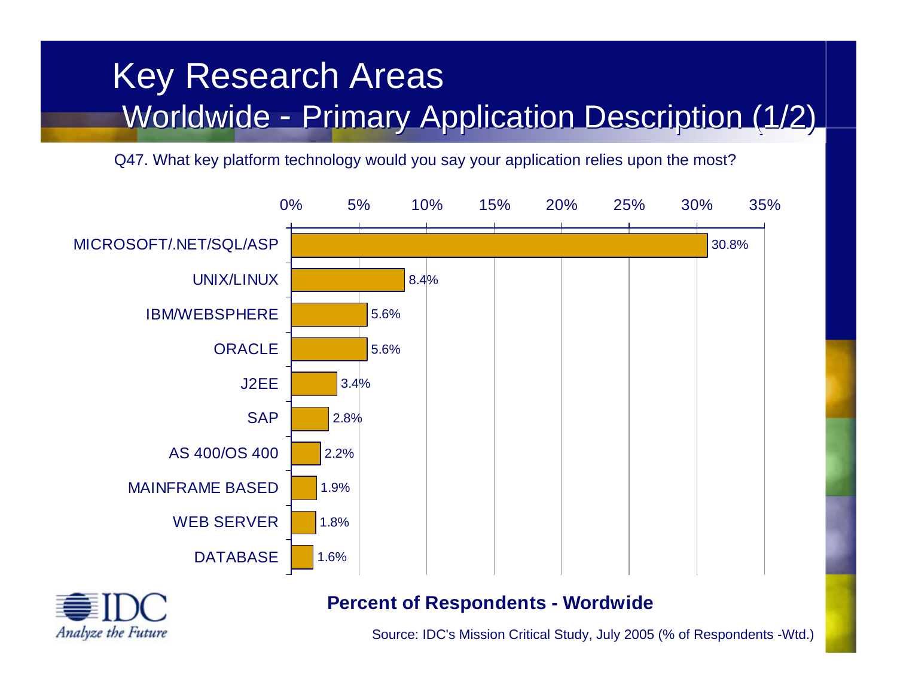# Key Research Areas

## Worldwide - Primary Application Description (1/2)

Q47. What key platform technology would you say your application relies upon the most?

| Platform Technology | Percent of Respondents |
|---|---|
| MICROSOFT/.NET/SQL/ASP | 30.8% |
| UNIX/LINUX | 8.4% |
| IBM/WEBSPHERE | 5.6% |
| ORACLE | 5.6% |
| J2EE | 3.4% |
| SAP | 2.8% |
| AS 400/OS 400 | 2.2% |
| MAINFRAME BASED | 1.9% |
| WEB SERVER | 1.8% |
| DATABASE | 1.6% |

**Percent of Respondents - Wordwide**

IDC *Analyze the Future*

Source: IDC's Mission Critical Study, July 2005 (% of Respondents -Wtd.)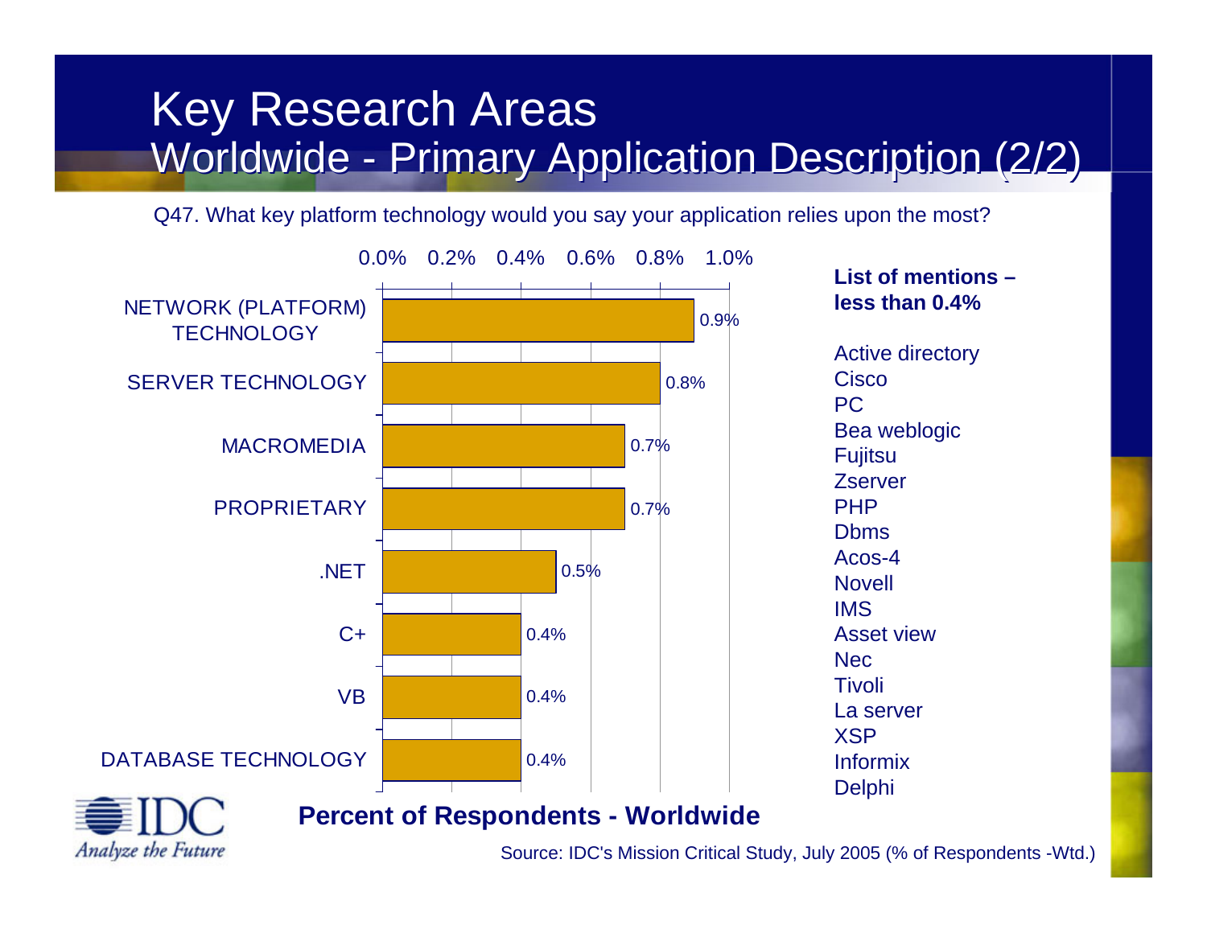# Key Research Areas

## Worldwide - Primary Application Description (2/2)

Q47. What key platform technology would you say your application relies upon the most?

| Platform Technology | Percent of Respondents - Worldwide |
|---|---|
| NETWORK (PLATFORM) TECHNOLOGY | 0.9% |
| SERVER TECHNOLOGY | 0.8% |
| MACROMEDIA | 0.7% |
| PROPRIETARY | 0.7% |
| .NET | 0.5% |
| C+ | 0.4% |
| VB | 0.4% |
| DATABASE TECHNOLOGY | 0.4% |

**Percent of Respondents - Worldwide**

**List of mentions – less than 0.4%**

- Active directory
- Cisco
- PC
- Bea weblogic
- Fujitsu
- Zserver
- PHP
- Dbms
- Acos-4
- Novell
- IMS
- Asset view
- Nec
- Tivoli
- La server
- XSP
- Informix
- Delphi

Source: IDC's Mission Critical Study, July 2005 (% of Respondents -Wtd.)

IDC *Analyze the Future*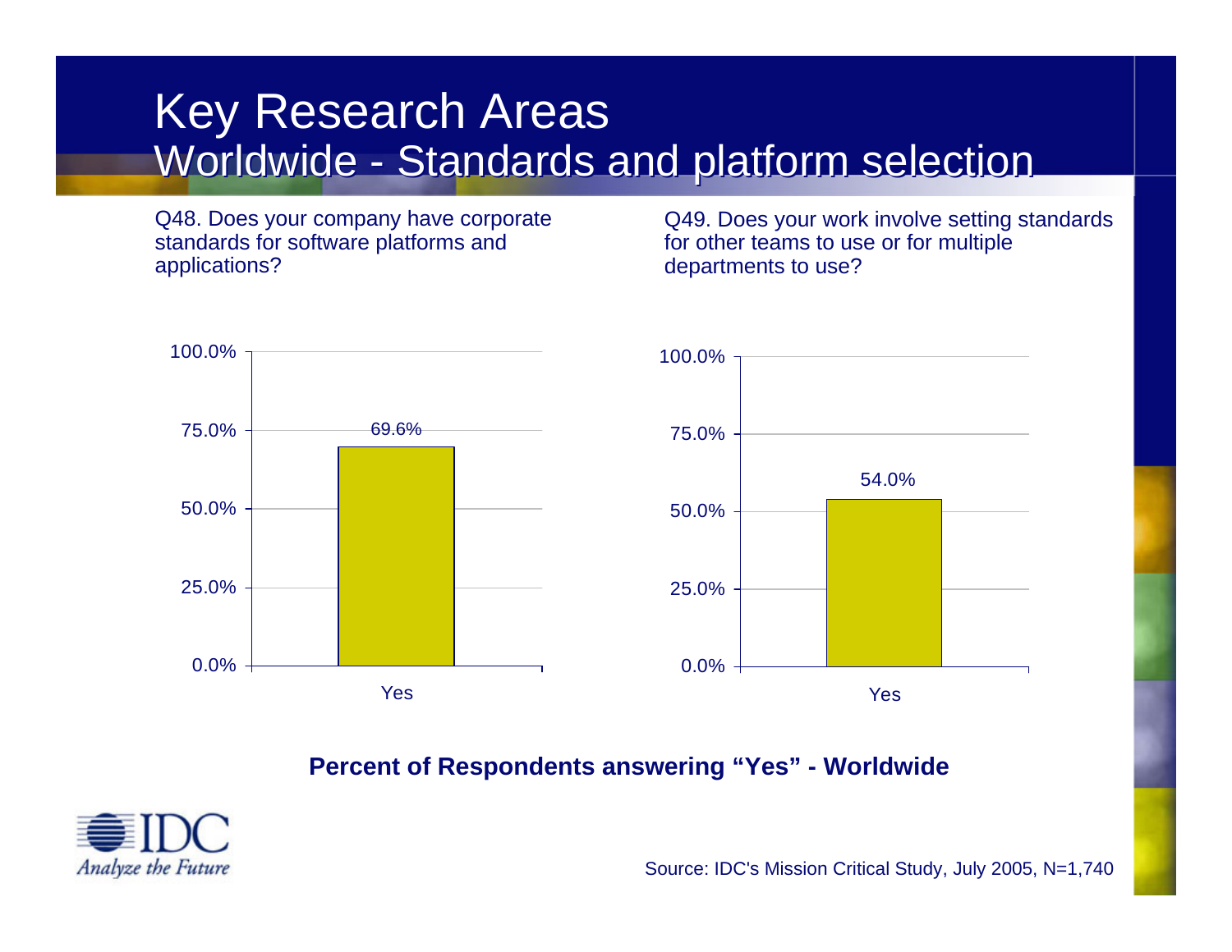# Key Research Areas

## Worldwide - Standards and platform selection

Q48. Does your company have corporate standards for software platforms and applications?

| | Yes |
|---|---|
| Percent | 69.6% |

Q49. Does your work involve setting standards for other teams to use or for multiple departments to use?

| | Yes |
|---|---|
| Percent | 54.0% |

**Percent of Respondents answering "Yes" - Worldwide**

IDC *Analyze the Future*

Source: IDC's Mission Critical Study, July 2005, N=1,740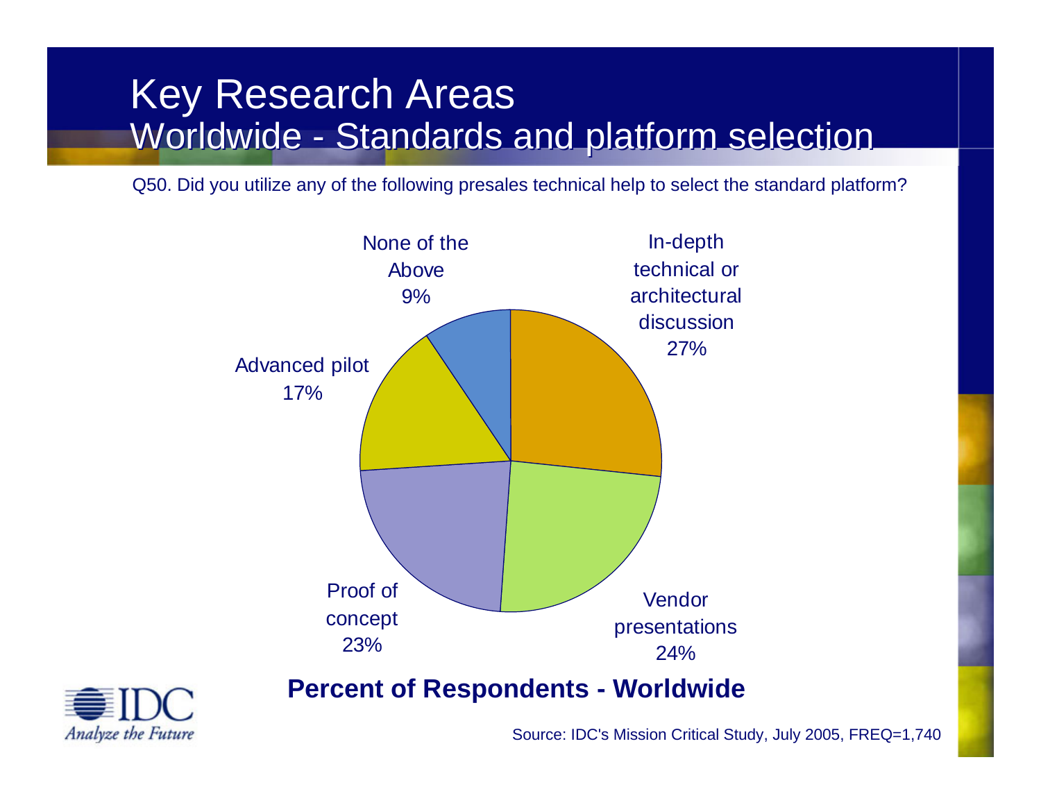# Key Research Areas

## Worldwide - Standards and platform selection

Q50. Did you utilize any of the following presales technical help to select the standard platform?

| Response | Percent |
| --- | --- |
| In-depth technical or architectural discussion | 27% |
| Vendor presentations | 24% |
| Proof of concept | 23% |
| Advanced pilot | 17% |
| None of the Above | 9% |

**Percent of Respondents - Worldwide**

IDC *Analyze the Future*

Source: IDC's Mission Critical Study, July 2005, FREQ=1,740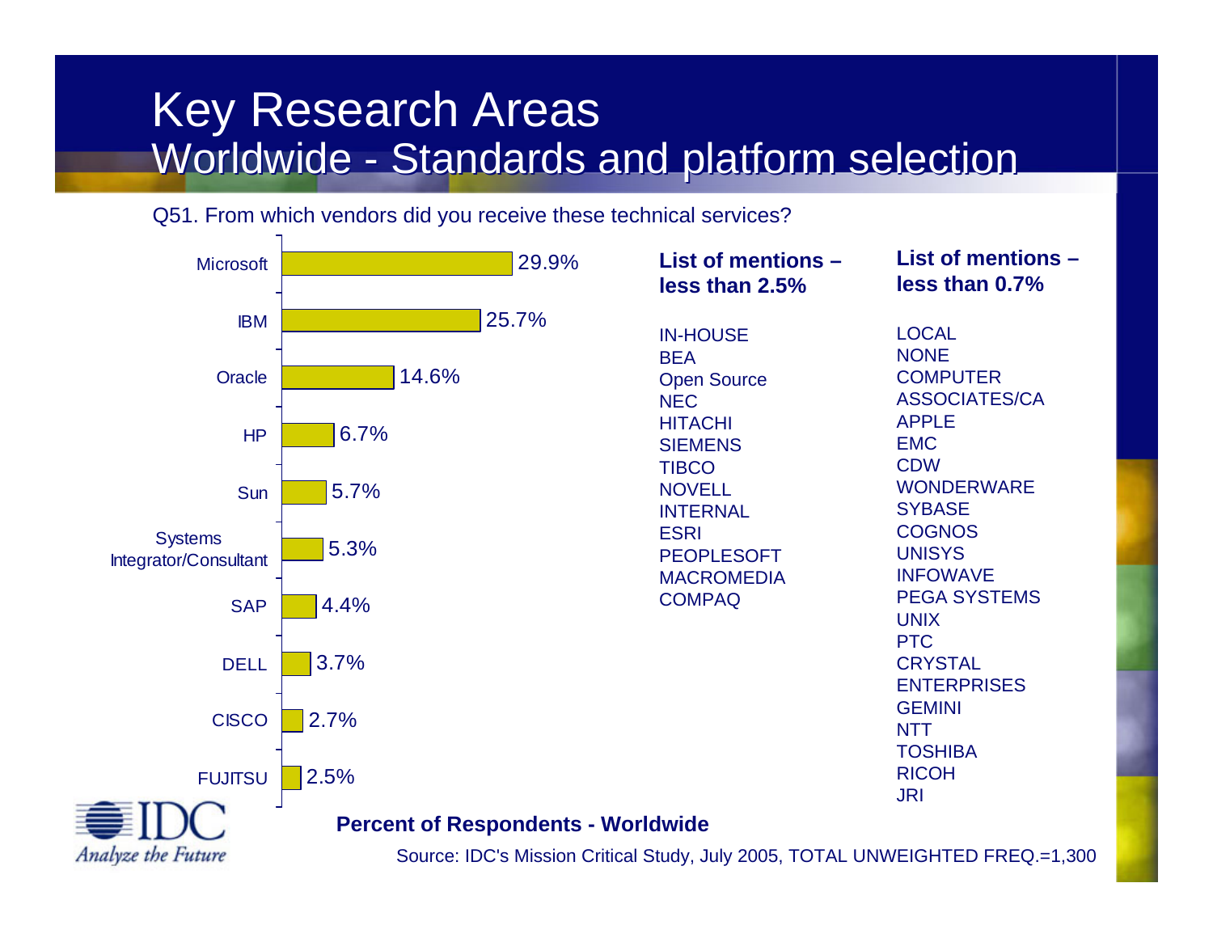# Key Research Areas
## Worldwide - Standards and platform selection

Q51. From which vendors did you receive these technical services?

| Vendor | Percent of Respondents - Worldwide |
|---|---|
| Microsoft | 29.9% |
| IBM | 25.7% |
| Oracle | 14.6% |
| HP | 6.7% |
| Sun | 5.7% |
| Systems Integrator/Consultant | 5.3% |
| SAP | 4.4% |
| DELL | 3.7% |
| CISCO | 2.7% |
| FUJITSU | 2.5% |

**List of mentions – less than 2.5%**

IN-HOUSE
BEA
Open Source
NEC
HITACHI
SIEMENS
TIBCO
NOVELL
INTERNAL
ESRI
PEOPLESOFT
MACROMEDIA
COMPAQ

**List of mentions – less than 0.7%**

LOCAL
NONE
COMPUTER ASSOCIATES/CA
APPLE
EMC
CDW
WONDERWARE
SYBASE
COGNOS
UNISYS
INFOWAVE
PEGA SYSTEMS
UNIX
PTC
CRYSTAL ENTERPRISES
GEMINI
NTT
TOSHIBA
RICOH
JRI

**Percent of Respondents - Worldwide**

Source: IDC's Mission Critical Study, July 2005, TOTAL UNWEIGHTED FREQ.=1,300

IDC *Analyze the Future*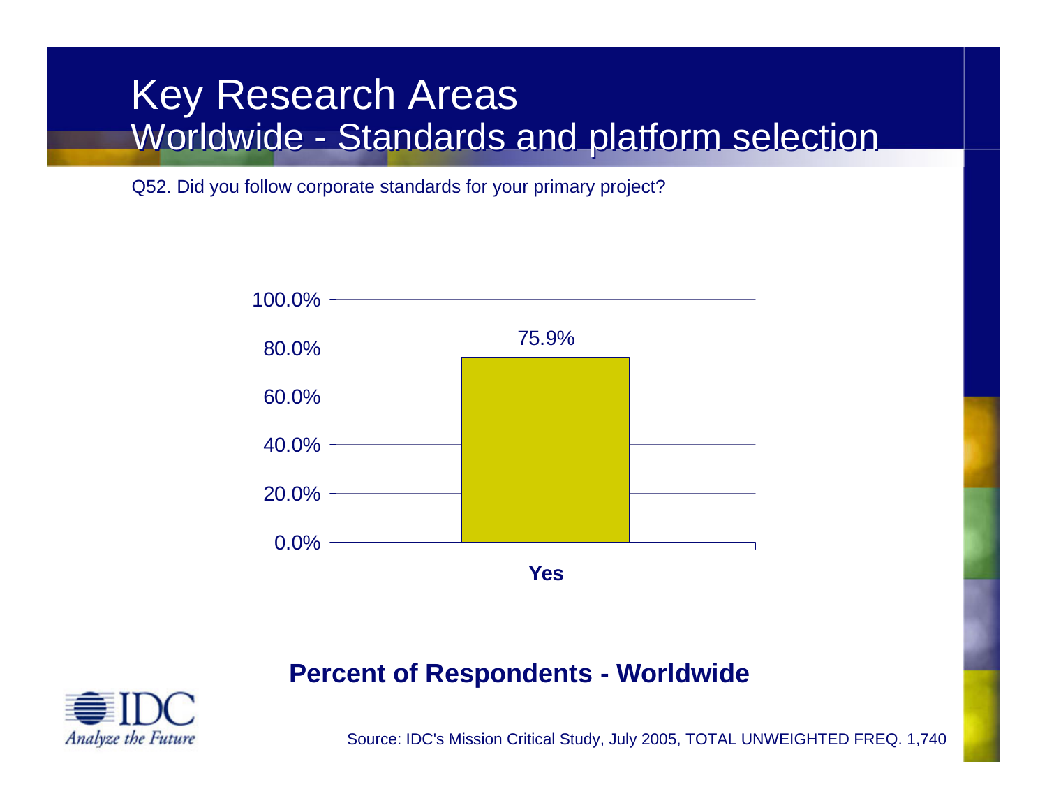# Key Research Areas
## Worldwide - Standards and platform selection

Q52. Did you follow corporate standards for your primary project?

| | Yes |
|---|---|
| Percent of Respondents - Worldwide | 75.9% |

**Percent of Respondents - Worldwide**

IDC
*Analyze the Future*

Source: IDC's Mission Critical Study, July 2005, TOTAL UNWEIGHTED FREQ. 1,740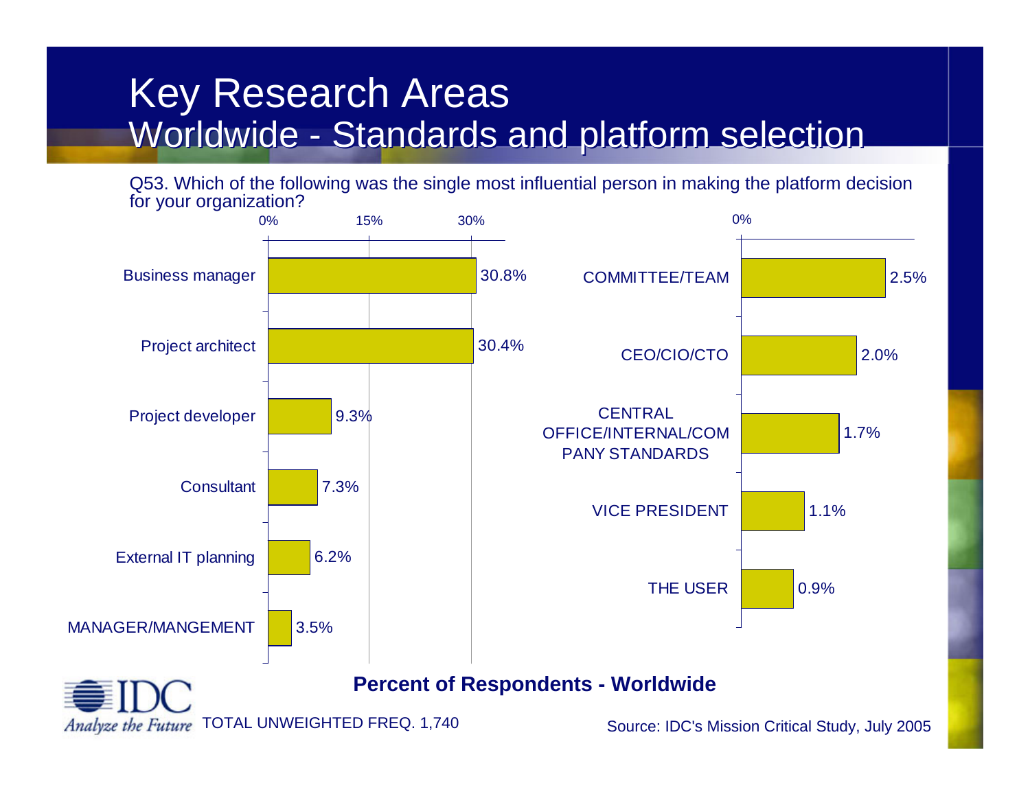# Key Research Areas
## Worldwide - Standards and platform selection

Q53. Which of the following was the single most influential person in making the platform decision for your organization?

| Response | Percent |
|---|---|
| Business manager | 30.8% |
| Project architect | 30.4% |
| Project developer | 9.3% |
| Consultant | 7.3% |
| External IT planning | 6.2% |
| MANAGER/MANGEMENT | 3.5% |
| COMMITTEE/TEAM | 2.5% |
| CEO/CIO/CTO | 2.0% |
| CENTRAL OFFICE/INTERNAL/COMPANY STANDARDS | 1.7% |
| VICE PRESIDENT | 1.1% |
| THE USER | 0.9% |

**Percent of Respondents - Worldwide**

TOTAL UNWEIGHTED FREQ. 1,740

Source: IDC's Mission Critical Study, July 2005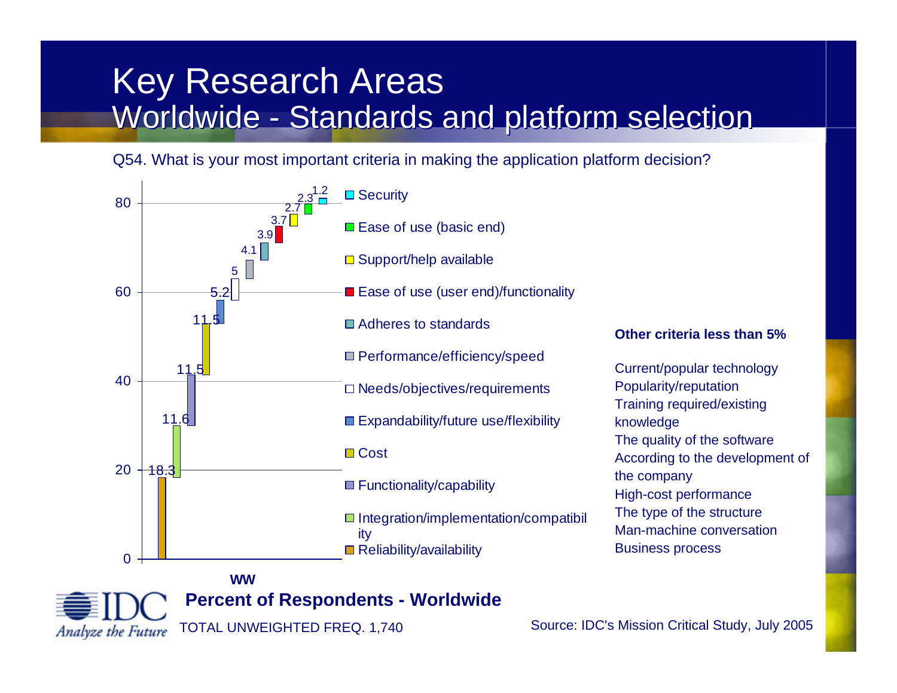# Key Research Areas
## Worldwide - Standards and platform selection

Q54. What is your most important criteria in making the application platform decision?

| Criteria | Percent of Respondents - Worldwide (WW) |
| --- | --- |
| Reliability/availability | 18.3 |
| Integration/implementation/compatibility | 11.6 |
| Functionality/capability | 11.5 |
| Cost | 11.5 |
| Expandability/future use/flexibility | 5.2 |
| Needs/objectives/requirements | 5 |
| Performance/efficiency/speed | 4.1 |
| Adheres to standards | 3.9 |
| Ease of use (user end)/functionality | 3.7 |
| Support/help available | 2.7 |
| Ease of use (basic end) | 2.3 |
| Security | 1.2 |

**Other criteria less than 5%**

- Current/popular technology
- Popularity/reputation
- Training required/existing knowledge
- The quality of the software
- According to the development of the company
- High-cost performance
- The type of the structure
- Man-machine conversation
- Business process

**Percent of Respondents - Worldwide**

TOTAL UNWEIGHTED FREQ. 1,740

Source: IDC's Mission Critical Study, July 2005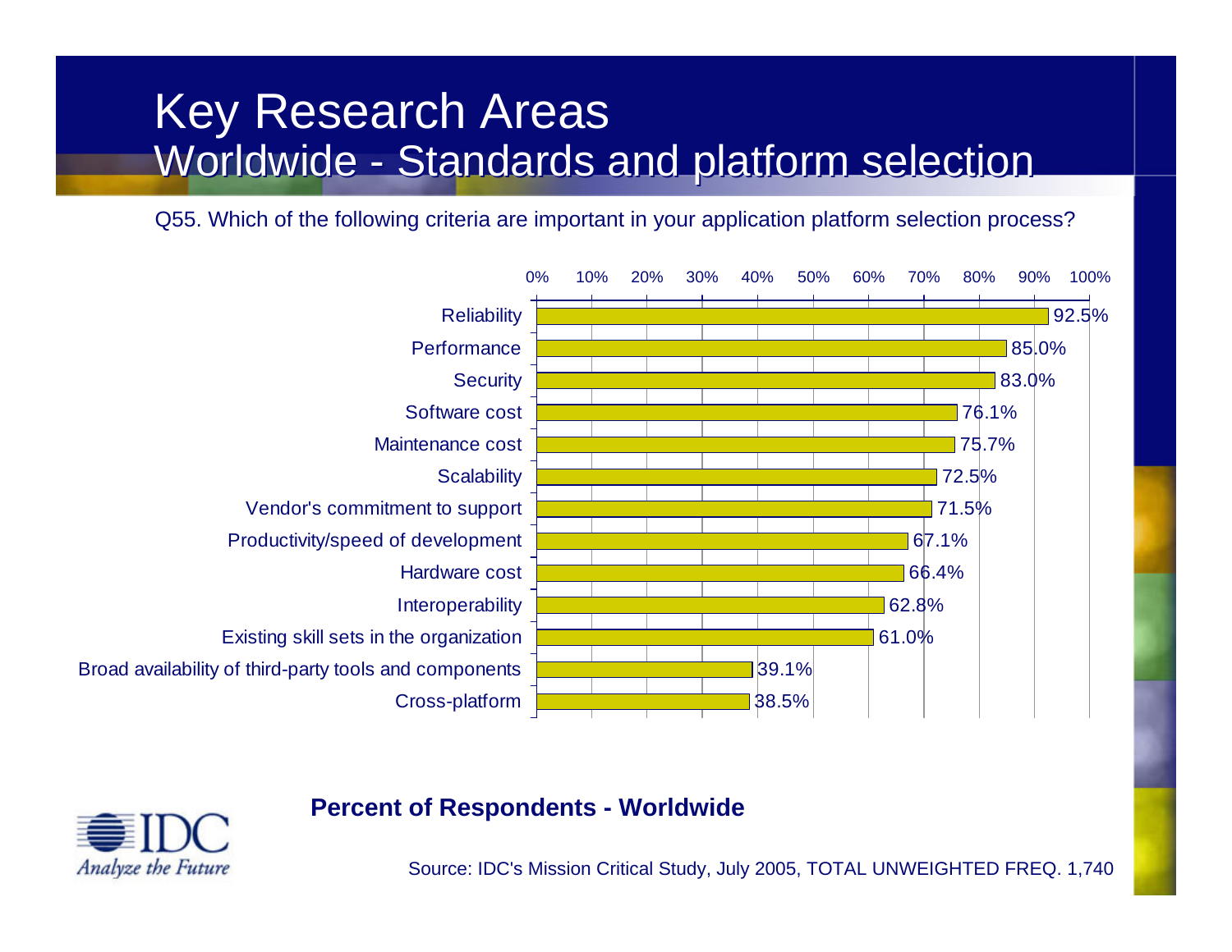# Key Research Areas

## Worldwide - Standards and platform selection

Q55. Which of the following criteria are important in your application platform selection process?

| Criteria | Percent |
| --- | --- |
| Reliability | 92.5% |
| Performance | 85.0% |
| Security | 83.0% |
| Software cost | 76.1% |
| Maintenance cost | 75.7% |
| Scalability | 72.5% |
| Vendor's commitment to support | 71.5% |
| Productivity/speed of development | 67.1% |
| Hardware cost | 66.4% |
| Interoperability | 62.8% |
| Existing skill sets in the organization | 61.0% |
| Broad availability of third-party tools and components | 39.1% |
| Cross-platform | 38.5% |

**Percent of Respondents - Worldwide**

IDC *Analyze the Future*

Source: IDC's Mission Critical Study, July 2005, TOTAL UNWEIGHTED FREQ. 1,740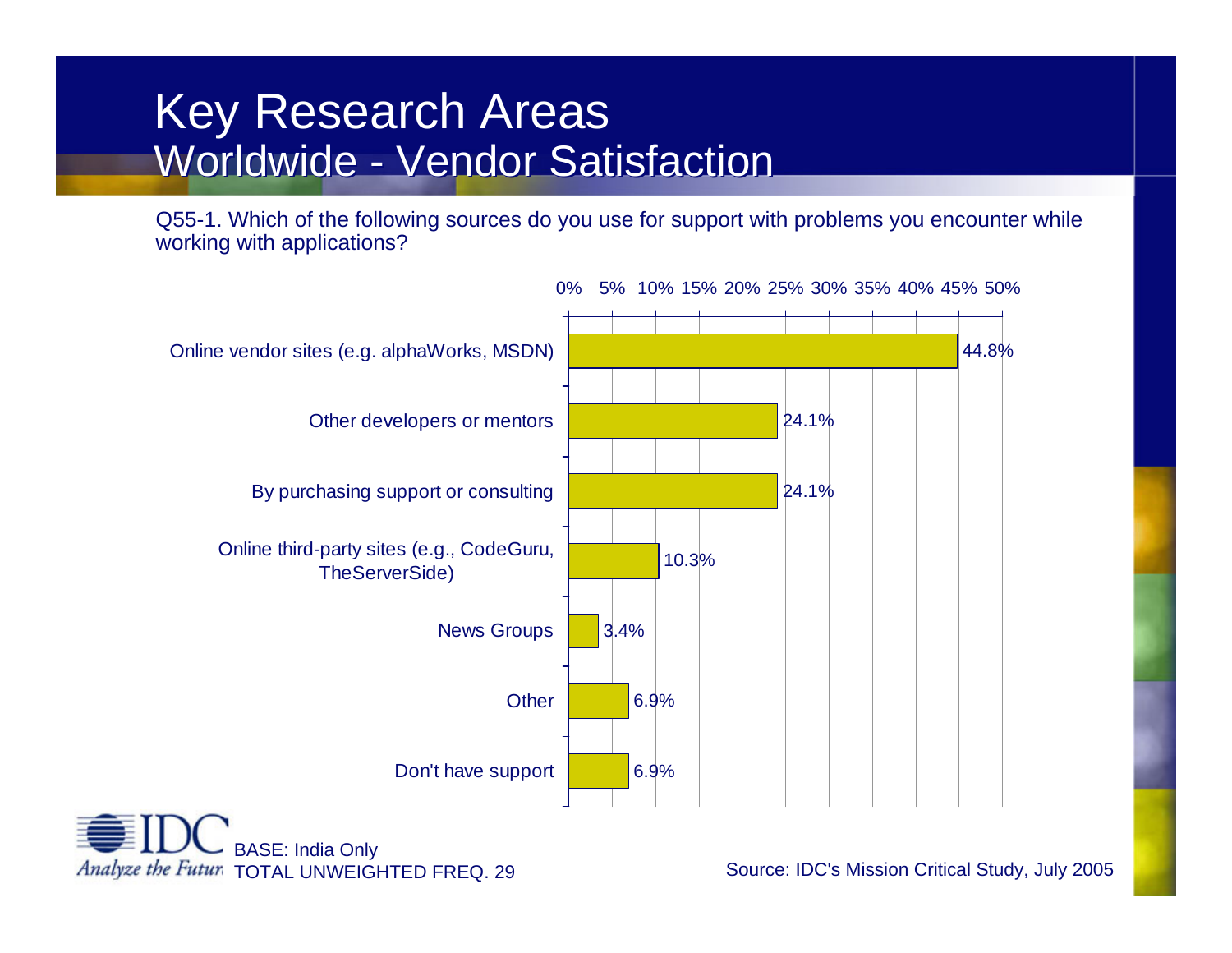# Key Research Areas
## Worldwide - Vendor Satisfaction

Q55-1. Which of the following sources do you use for support with problems you encounter while working with applications?

| Source | Percentage |
| --- | --- |
| Online vendor sites (e.g. alphaWorks, MSDN) | 44.8% |
| Other developers or mentors | 24.1% |
| By purchasing support or consulting | 24.1% |
| Online third-party sites (e.g., CodeGuru, TheServerSide) | 10.3% |
| News Groups | 3.4% |
| Other | 6.9% |
| Don't have support | 6.9% |

BASE: India Only
TOTAL UNWEIGHTED FREQ. 29

Source: IDC's Mission Critical Study, July 2005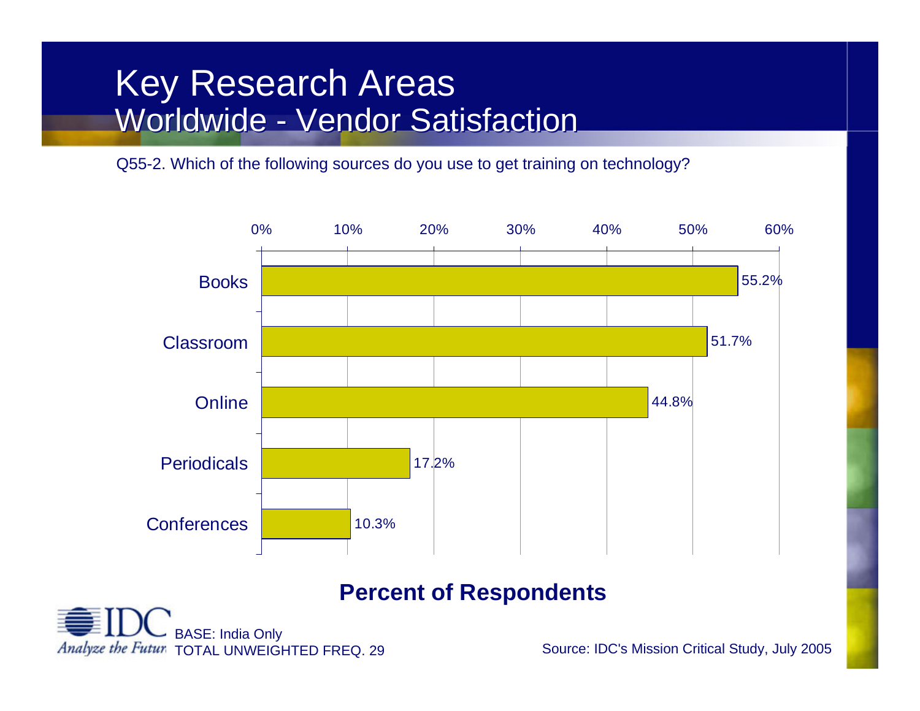# Key Research Areas
## Worldwide - Vendor Satisfaction

Q55-2. Which of the following sources do you use to get training on technology?

| Source | Percent of Respondents |
|---|---|
| Books | 55.2% |
| Classroom | 51.7% |
| Online | 44.8% |
| Periodicals | 17.2% |
| Conferences | 10.3% |

**Percent of Respondents**

BASE: India Only
TOTAL UNWEIGHTED FREQ. 29

Source: IDC's Mission Critical Study, July 2005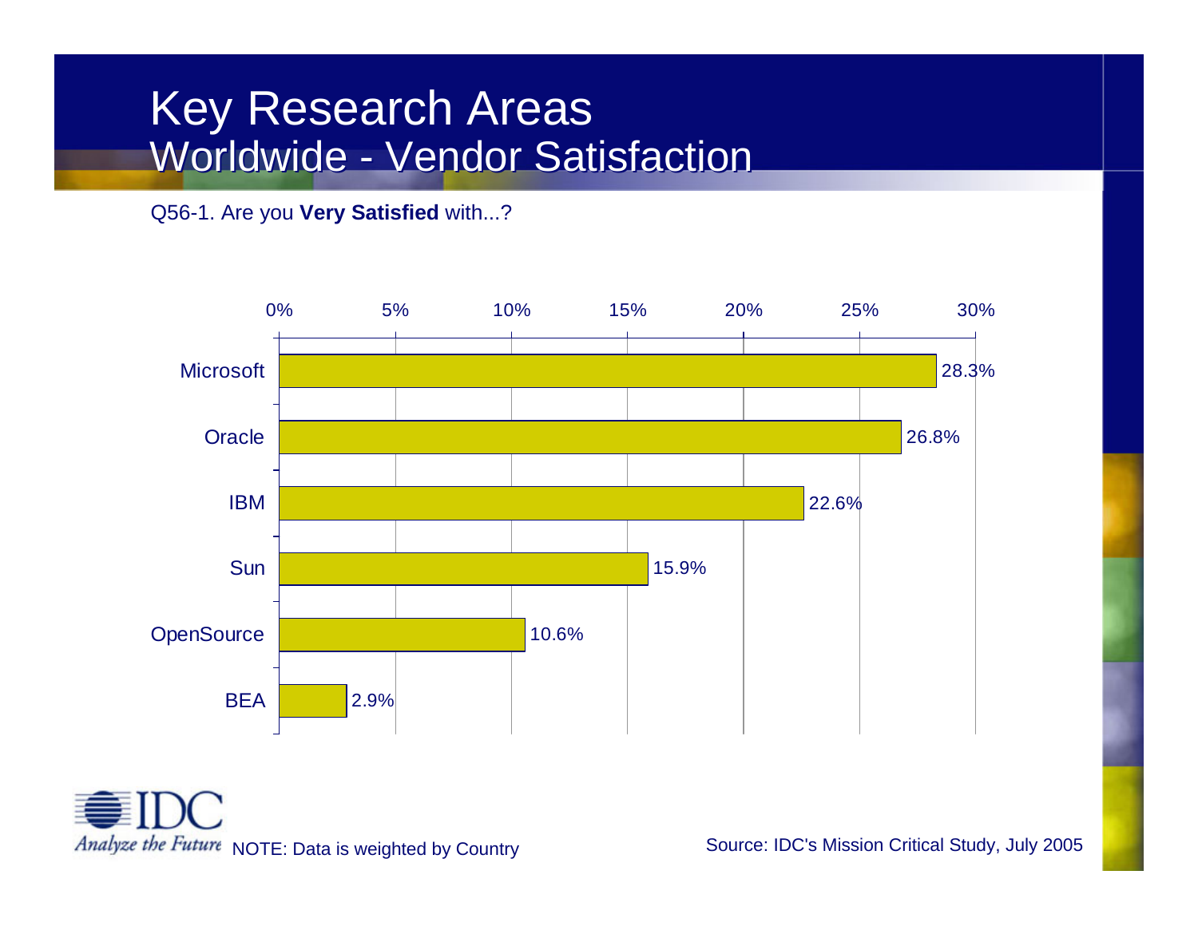# Key Research Areas
## Worldwide - Vendor Satisfaction

Q56-1. Are you **Very Satisfied** with...?

| Vendor | Very Satisfied |
|---|---|
| Microsoft | 28.3% |
| Oracle | 26.8% |
| IBM | 22.6% |
| Sun | 15.9% |
| OpenSource | 10.6% |
| BEA | 2.9% |

NOTE: Data is weighted by Country

Source: IDC's Mission Critical Study, July 2005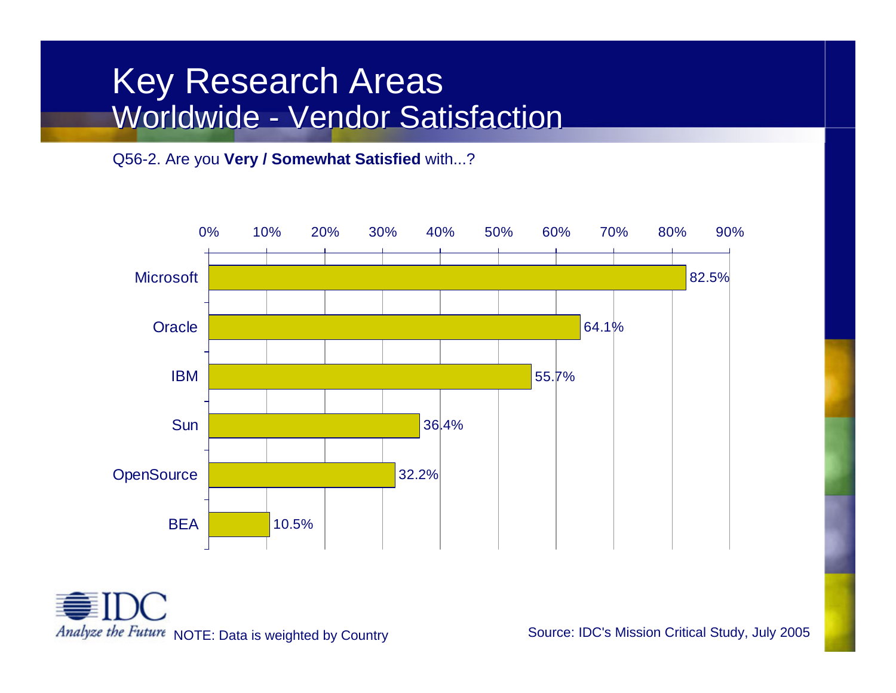# Key Research Areas
## Worldwide - Vendor Satisfaction

Q56-2. Are you **Very / Somewhat Satisfied** with...?

| Vendor | Satisfied |
|---|---|
| Microsoft | 82.5% |
| Oracle | 64.1% |
| IBM | 55.7% |
| Sun | 36.4% |
| OpenSource | 32.2% |
| BEA | 10.5% |

NOTE: Data is weighted by Country

Source: IDC's Mission Critical Study, July 2005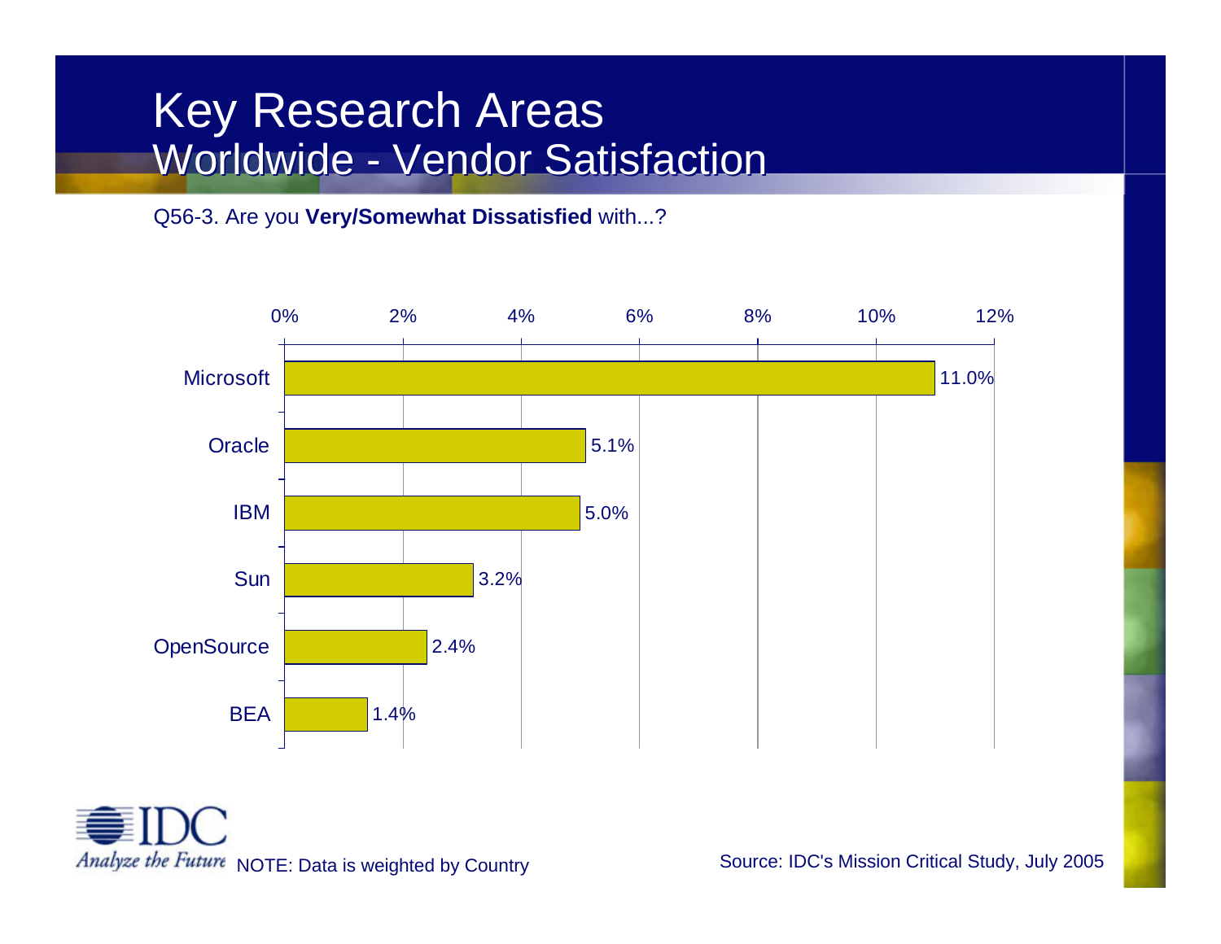# Key Research Areas
## Worldwide - Vendor Satisfaction

Q56-3. Are you **Very/Somewhat Dissatisfied** with...?

| Vendor | % |
|---|---|
| Microsoft | 11.0% |
| Oracle | 5.1% |
| IBM | 5.0% |
| Sun | 3.2% |
| OpenSource | 2.4% |
| BEA | 1.4% |

NOTE: Data is weighted by Country

Source: IDC's Mission Critical Study, July 2005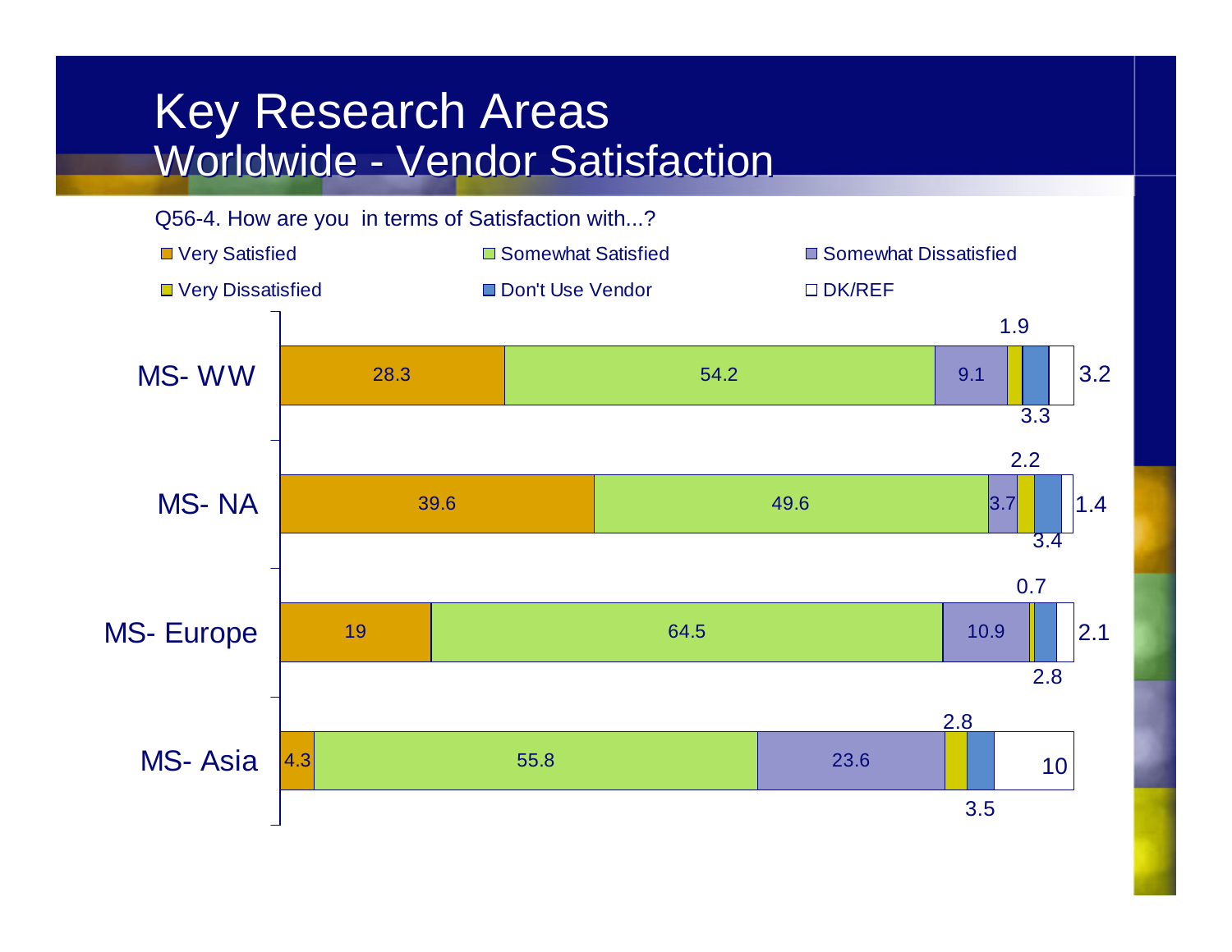# Key Research Areas
## Worldwide - Vendor Satisfaction

Q56-4. How are you in terms of Satisfaction with...?

| | Very Satisfied | Somewhat Satisfied | Somewhat Dissatisfied | Very Dissatisfied | Don't Use Vendor | DK/REF |
|---|---|---|---|---|---|---|
| MS- WW | 28.3 | 54.2 | 9.1 | 1.9 | 3.3 | 3.2 |
| MS- NA | 39.6 | 49.6 | 3.7 | 2.2 | 3.4 | 1.4 |
| MS- Europe | 19 | 64.5 | 10.9 | 0.7 | 2.8 | 2.1 |
| MS- Asia | 4.3 | 55.8 | 23.6 | 2.8 | 3.5 | 10 |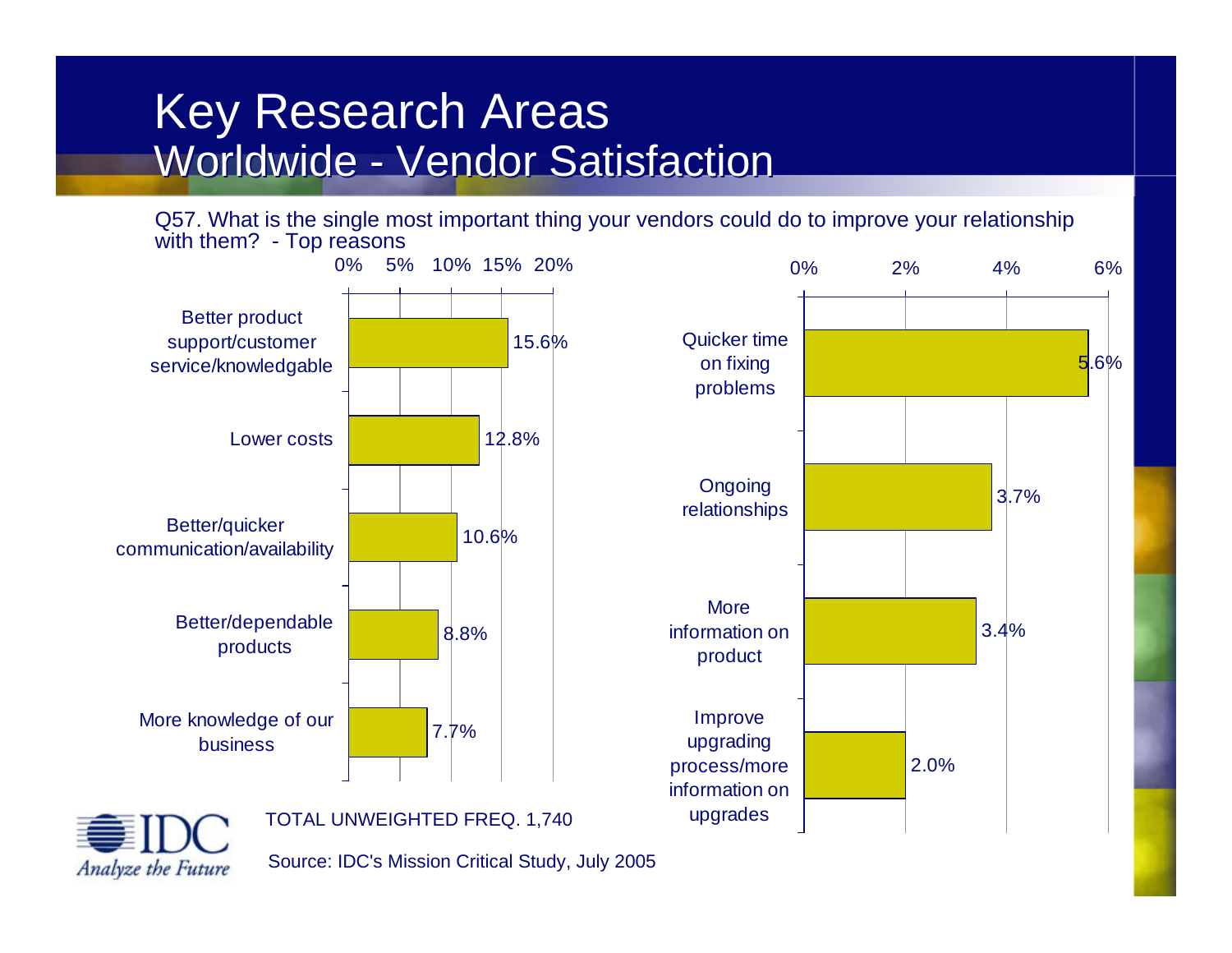# Key Research Areas
## Worldwide - Vendor Satisfaction

Q57. What is the single most important thing your vendors could do to improve your relationship with them? - Top reasons

| Reason | Percentage |
|---|---|
| Better product support/customer service/knowledgable | 15.6% |
| Lower costs | 12.8% |
| Better/quicker communication/availability | 10.6% |
| Better/dependable products | 8.8% |
| More knowledge of our business | 7.7% |
| Quicker time on fixing problems | 5.6% |
| Ongoing relationships | 3.7% |
| More information on product | 3.4% |
| Improve upgrading process/more information on upgrades | 2.0% |

TOTAL UNWEIGHTED FREQ. 1,740

Source: IDC's Mission Critical Study, July 2005

IDC *Analyze the Future*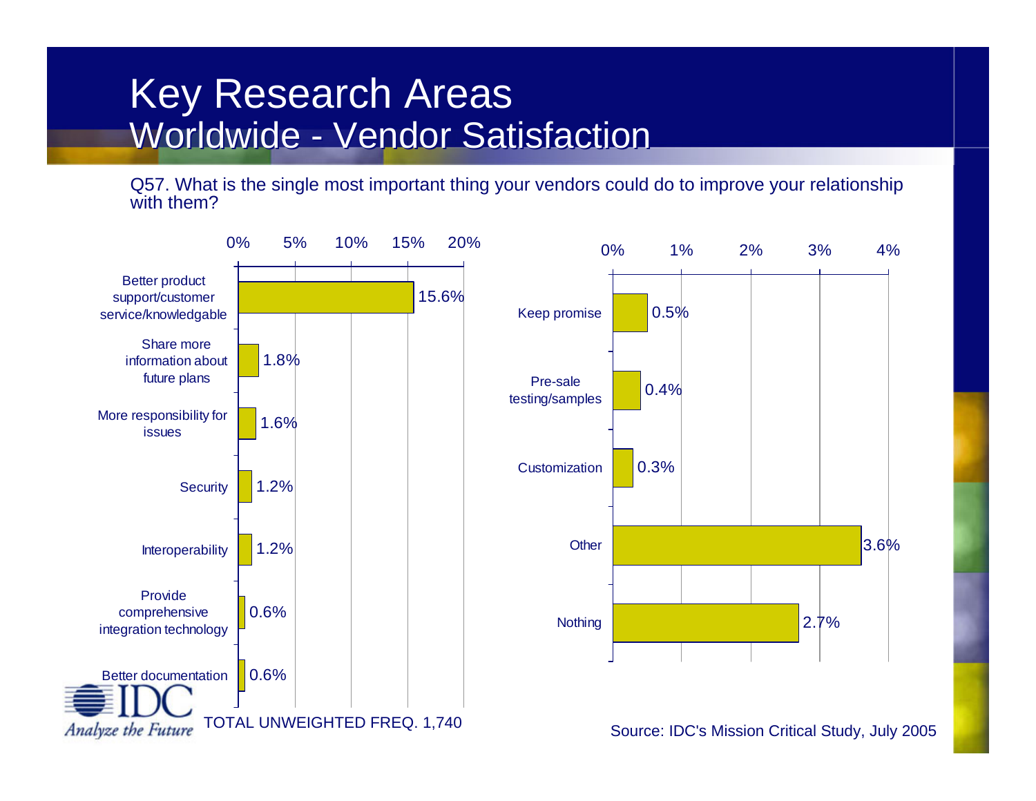# Key Research Areas
## Worldwide - Vendor Satisfaction

Q57. What is the single most important thing your vendors could do to improve your relationship with them?

| Response | Percentage |
|---|---|
| Better product support/customer service/knowledgable | 15.6% |
| Share more information about future plans | 1.8% |
| More responsibility for issues | 1.6% |
| Security | 1.2% |
| Interoperability | 1.2% |
| Provide comprehensive integration technology | 0.6% |
| Better documentation | 0.6% |
| Keep promise | 0.5% |
| Pre-sale testing/samples | 0.4% |
| Customization | 0.3% |
| Other | 3.6% |
| Nothing | 2.7% |

TOTAL UNWEIGHTED FREQ. 1,740

Source: IDC's Mission Critical Study, July 2005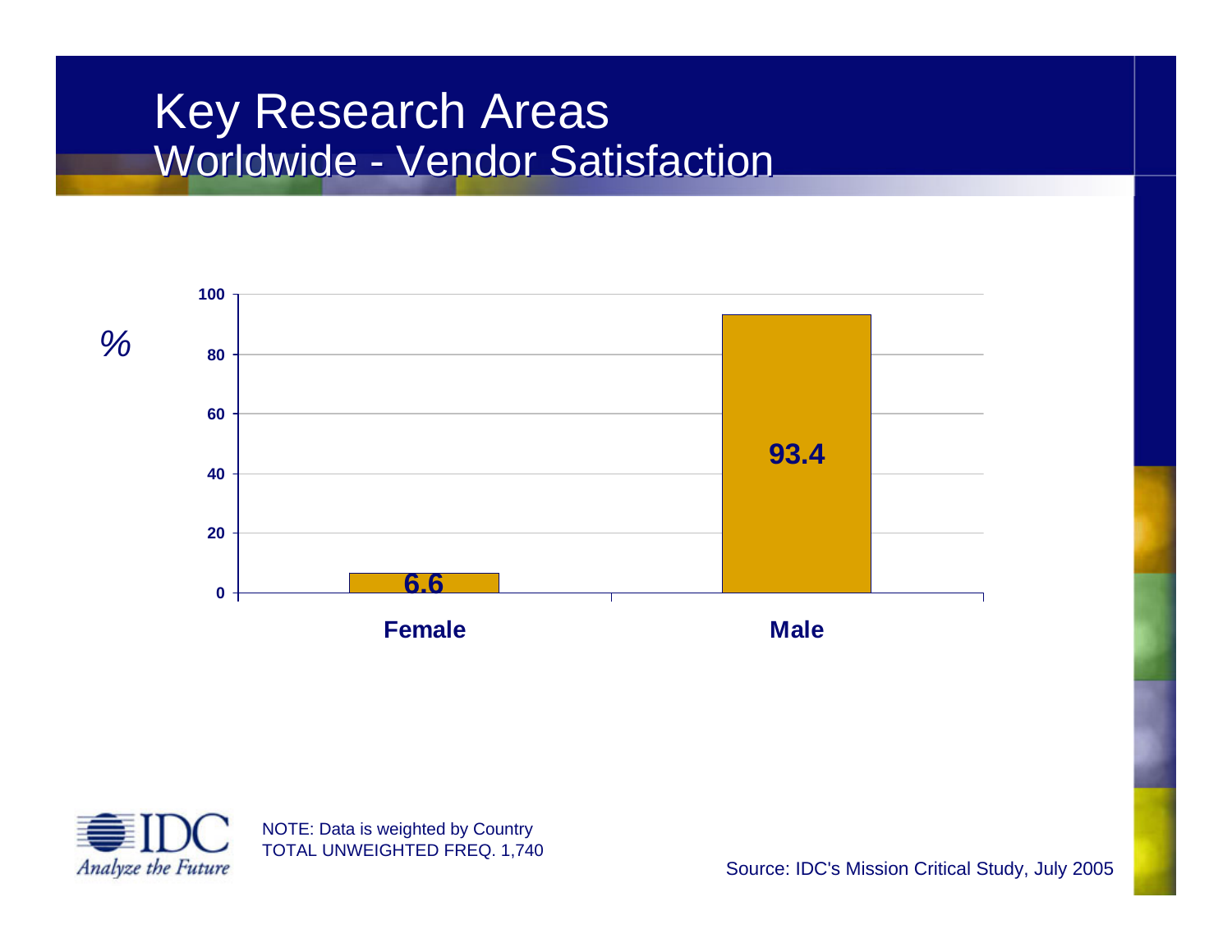# Key Research Areas
## Worldwide - Vendor Satisfaction

| | % |
|---|---|
| Female | 6.6 |
| Male | 93.4 |

NOTE: Data is weighted by Country
TOTAL UNWEIGHTED FREQ. 1,740

Source: IDC's Mission Critical Study, July 2005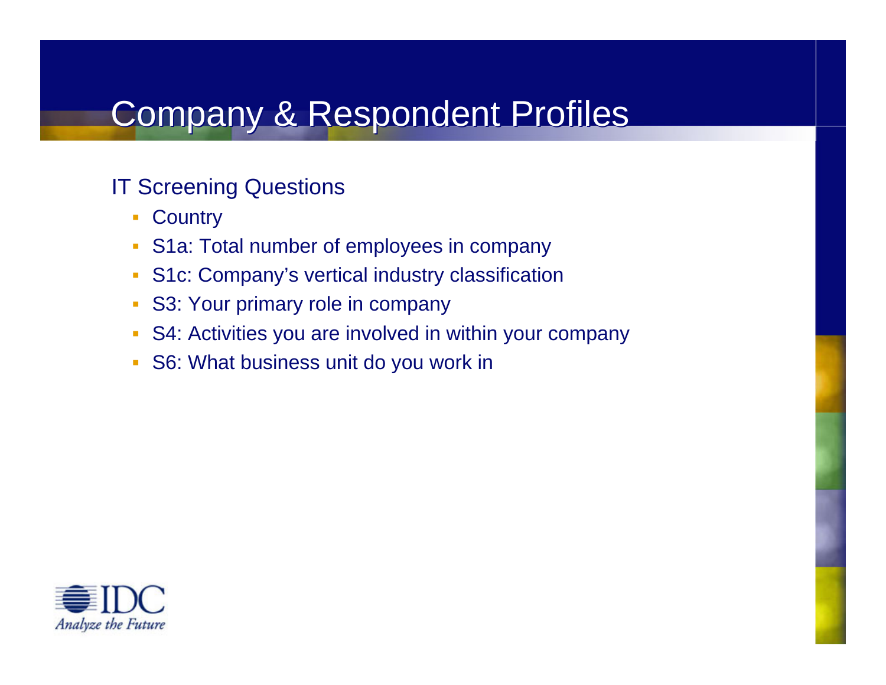# Company & Respondent Profiles

IT Screening Questions

- Country
- S1a: Total number of employees in company
- S1c: Company's vertical industry classification
- S3: Your primary role in company
- S4: Activities you are involved in within your company
- S6: What business unit do you work in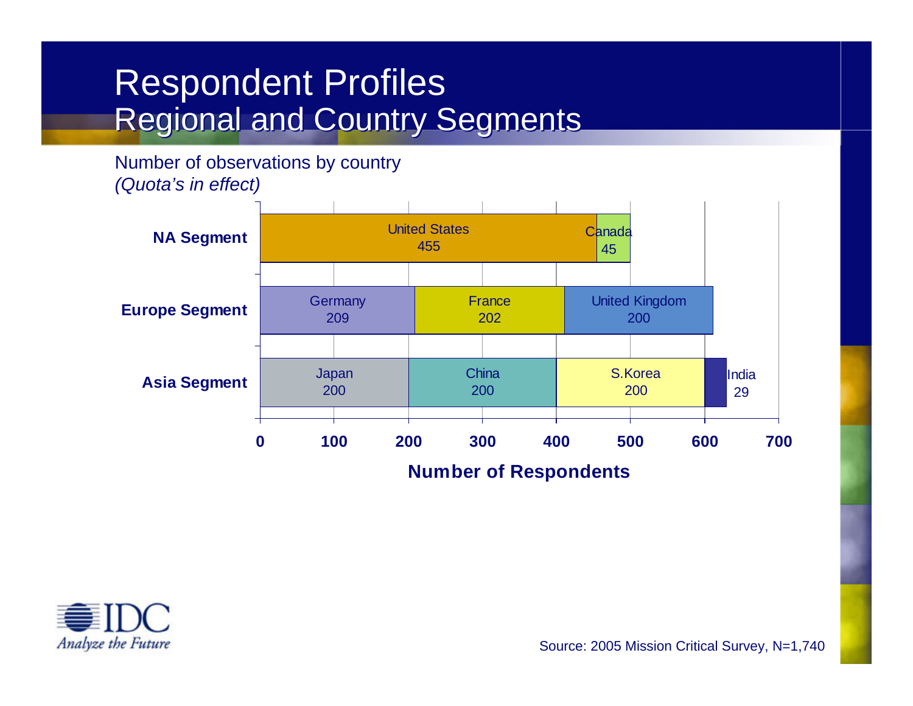# Respondent Profiles
## Regional and Country Segments

Number of observations by country
*(Quota's in effect)*

| Segment | Country | Number of Respondents |
|---|---|---|
| NA Segment | United States | 455 |
| NA Segment | Canada | 45 |
| Europe Segment | Germany | 209 |
| Europe Segment | France | 202 |
| Europe Segment | United Kingdom | 200 |
| Asia Segment | Japan | 200 |
| Asia Segment | China | 200 |
| Asia Segment | S.Korea | 200 |
| Asia Segment | India | 29 |

Number of Respondents

Source: 2005 Mission Critical Survey, N=1,740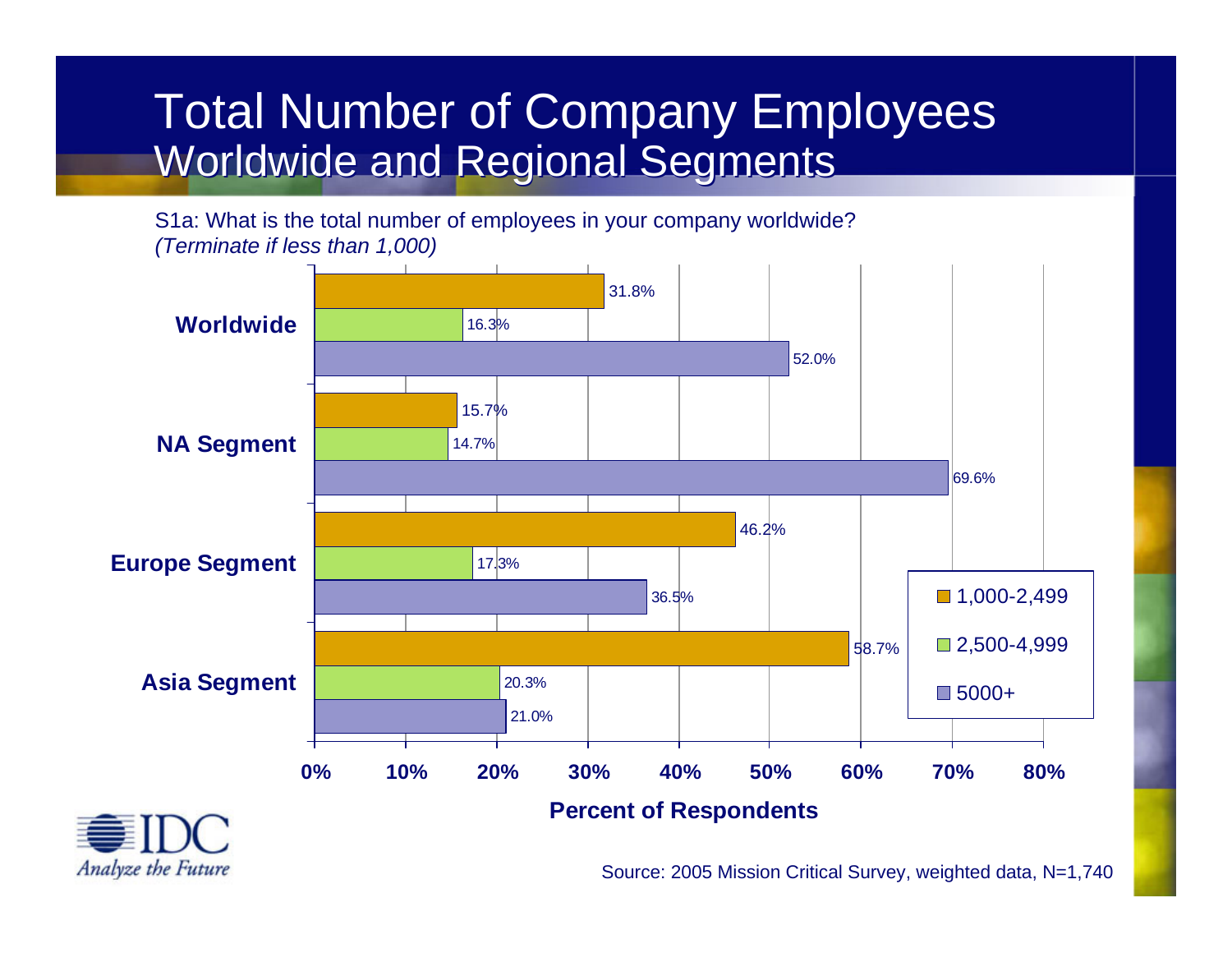# Total Number of Company Employees Worldwide and Regional Segments

S1a: What is the total number of employees in your company worldwide?
*(Terminate if less than 1,000)*

| Segment | 1,000-2,499 | 2,500-4,999 | 5000+ |
|---|---|---|---|
| Worldwide | 31.8% | 16.3% | 52.0% |
| NA Segment | 15.7% | 14.7% | 69.6% |
| Europe Segment | 46.2% | 17.3% | 36.5% |
| Asia Segment | 58.7% | 20.3% | 21.0% |

**Percent of Respondents**

IDC Analyze the Future

Source: 2005 Mission Critical Survey, weighted data, N=1,740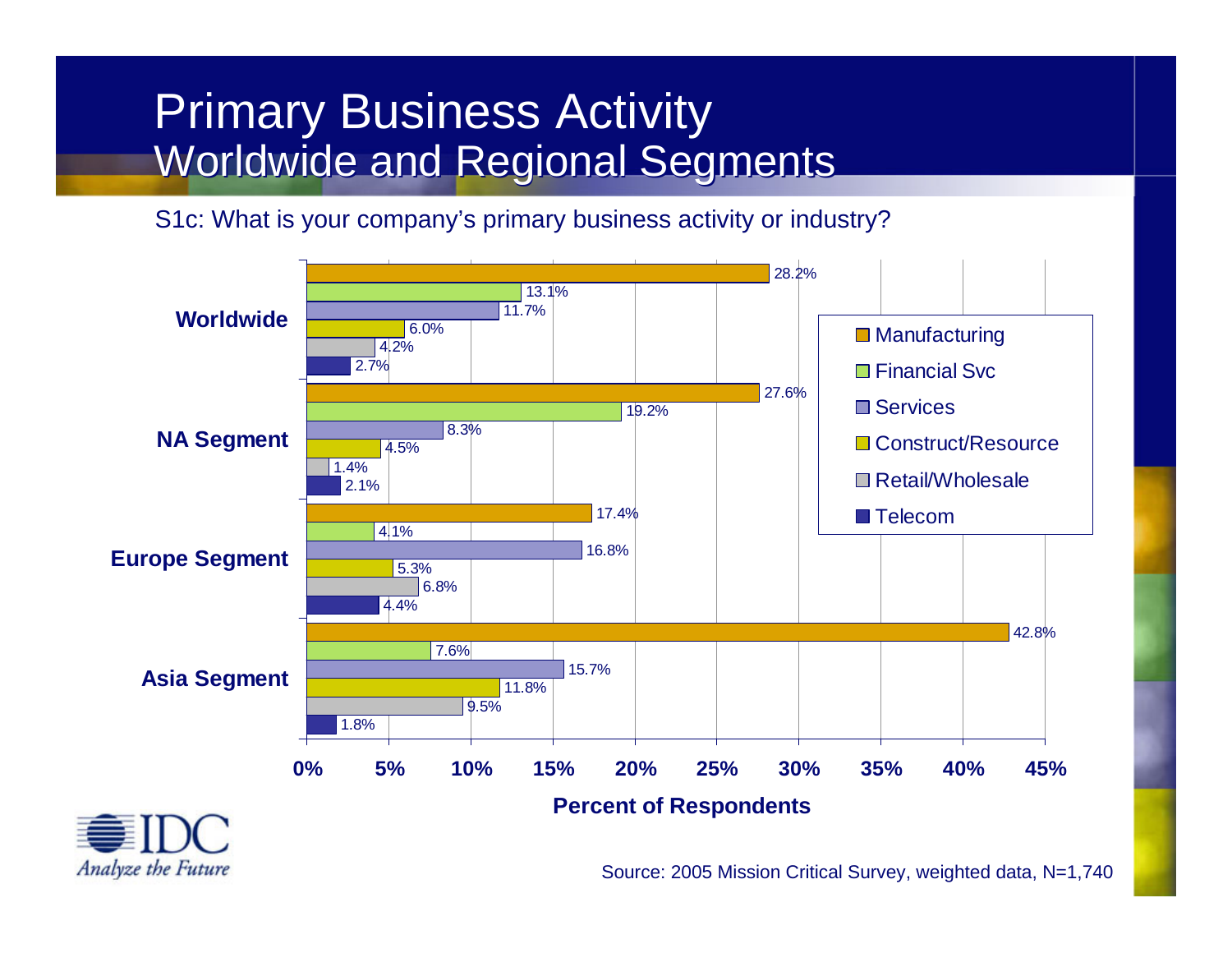# Primary Business Activity
## Worldwide and Regional Segments

S1c: What is your company's primary business activity or industry?

| | Manufacturing | Financial Svc | Services | Construct/Resource | Retail/Wholesale | Telecom |
|---|---|---|---|---|---|---|
| Worldwide | 28.2% | 13.1% | 11.7% | 6.0% | 4.2% | 2.7% |
| NA Segment | 27.6% | 19.2% | 8.3% | 4.5% | 1.4% | 2.1% |
| Europe Segment | 17.4% | 4.1% | 16.8% | 5.3% | 6.8% | 4.4% |
| Asia Segment | 42.8% | 7.6% | 15.7% | 11.8% | 9.5% | 1.8% |

**Percent of Respondents**

Source: 2005 Mission Critical Survey, weighted data, N=1,740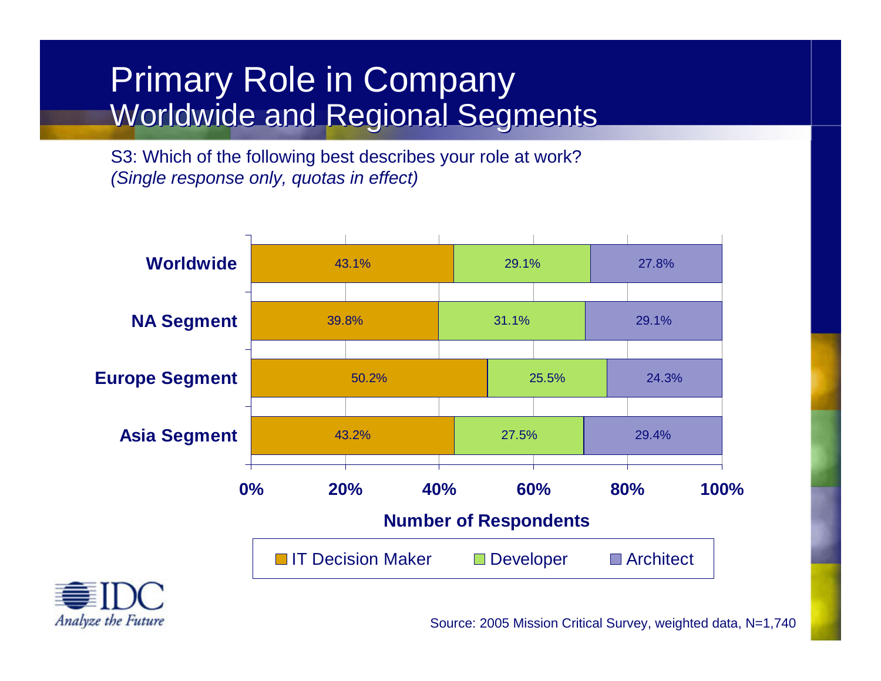# Primary Role in Company
## Worldwide and Regional Segments

S3: Which of the following best describes your role at work?
*(Single response only, quotas in effect)*

| | IT Decision Maker | Developer | Architect |
|---|---|---|---|
| Worldwide | 43.1% | 29.1% | 27.8% |
| NA Segment | 39.8% | 31.1% | 29.1% |
| Europe Segment | 50.2% | 25.5% | 24.3% |
| Asia Segment | 43.2% | 27.5% | 29.4% |

Number of Respondents

Source: 2005 Mission Critical Survey, weighted data, N=1,740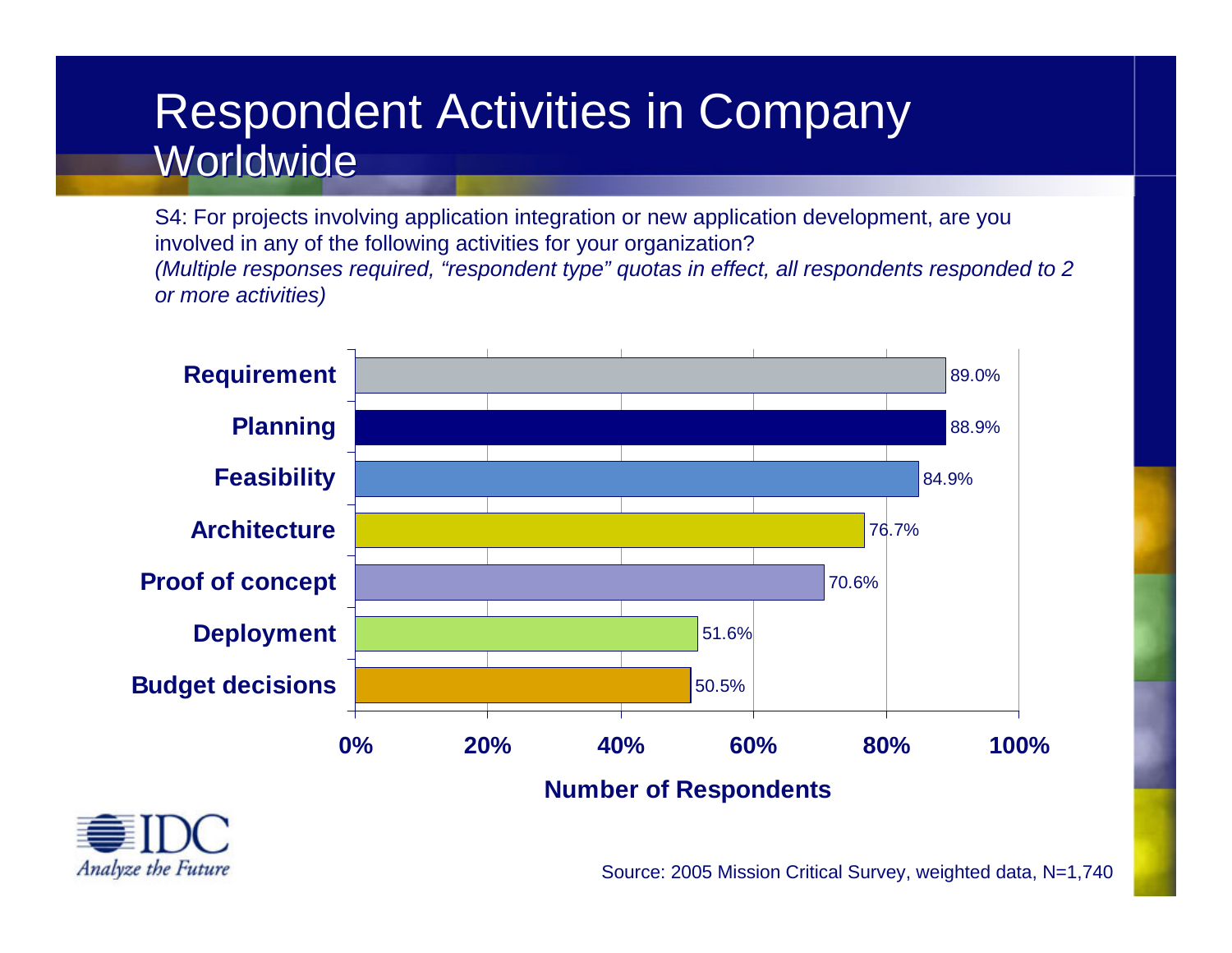# Respondent Activities in Company Worldwide

S4: For projects involving application integration or new application development, are you involved in any of the following activities for your organization?

*(Multiple responses required, "respondent type" quotas in effect, all respondents responded to 2 or more activities)*

| Activity | Number of Respondents |
|---|---|
| Requirement | 89.0% |
| Planning | 88.9% |
| Feasibility | 84.9% |
| Architecture | 76.7% |
| Proof of concept | 70.6% |
| Deployment | 51.6% |
| Budget decisions | 50.5% |

IDC Analyze the Future

Source: 2005 Mission Critical Survey, weighted data, N=1,740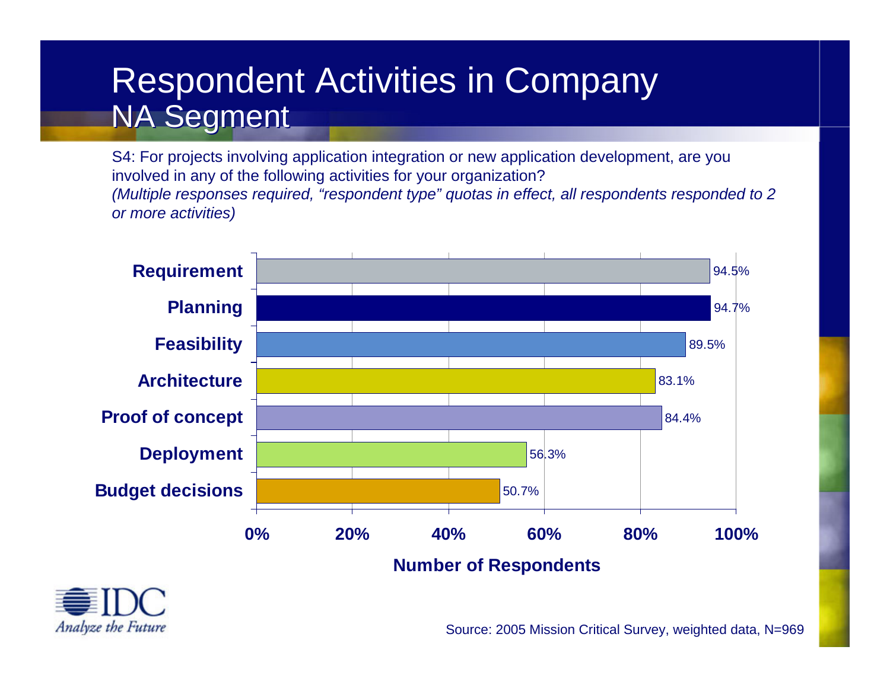# Respondent Activities in Company
## NA Segment

S4: For projects involving application integration or new application development, are you involved in any of the following activities for your organization?
*(Multiple responses required, "respondent type" quotas in effect, all respondents responded to 2 or more activities)*

| Activity | Number of Respondents |
|---|---|
| Requirement | 94.5% |
| Planning | 94.7% |
| Feasibility | 89.5% |
| Architecture | 83.1% |
| Proof of concept | 84.4% |
| Deployment | 56.3% |
| Budget decisions | 50.7% |

IDC Analyze the Future

Source: 2005 Mission Critical Survey, weighted data, N=969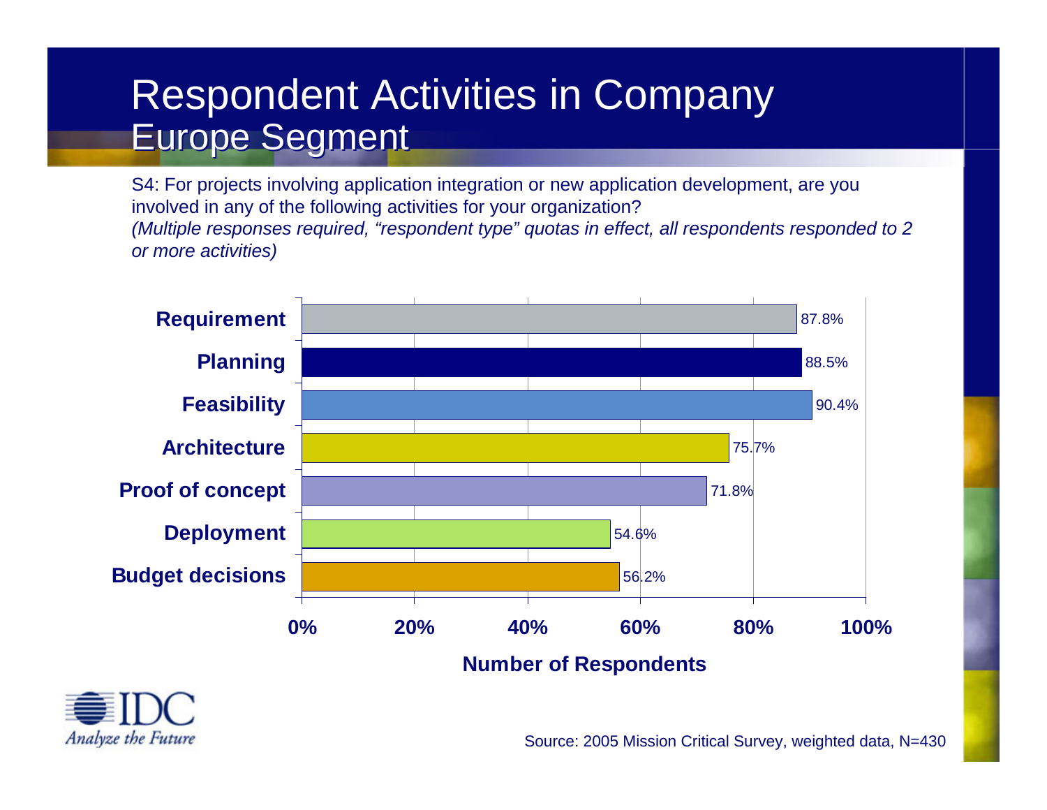# Respondent Activities in Company
## Europe Segment

S4: For projects involving application integration or new application development, are you involved in any of the following activities for your organization?
*(Multiple responses required, "respondent type" quotas in effect, all respondents responded to 2 or more activities)*

| Activity | Number of Respondents |
|---|---|
| Requirement | 87.8% |
| Planning | 88.5% |
| Feasibility | 90.4% |
| Architecture | 75.7% |
| Proof of concept | 71.8% |
| Deployment | 54.6% |
| Budget decisions | 56.2% |

IDC Analyze the Future

Source: 2005 Mission Critical Survey, weighted data, N=430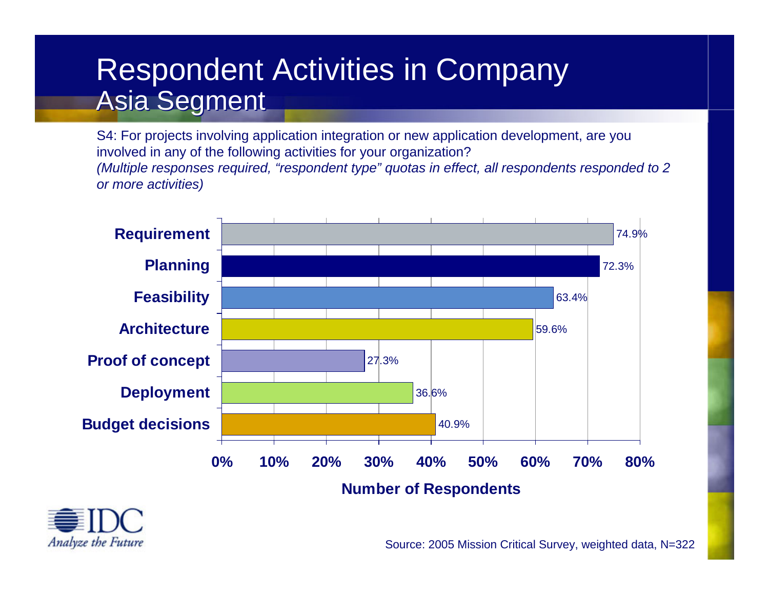# Respondent Activities in Company
## Asia Segment

S4: For projects involving application integration or new application development, are you involved in any of the following activities for your organization?
*(Multiple responses required, "respondent type" quotas in effect, all respondents responded to 2 or more activities)*

| Activity | Number of Respondents |
|---|---|
| Requirement | 74.9% |
| Planning | 72.3% |
| Feasibility | 63.4% |
| Architecture | 59.6% |
| Proof of concept | 27.3% |
| Deployment | 36.6% |
| Budget decisions | 40.9% |

IDC
*Analyze the Future*

Source: 2005 Mission Critical Survey, weighted data, N=322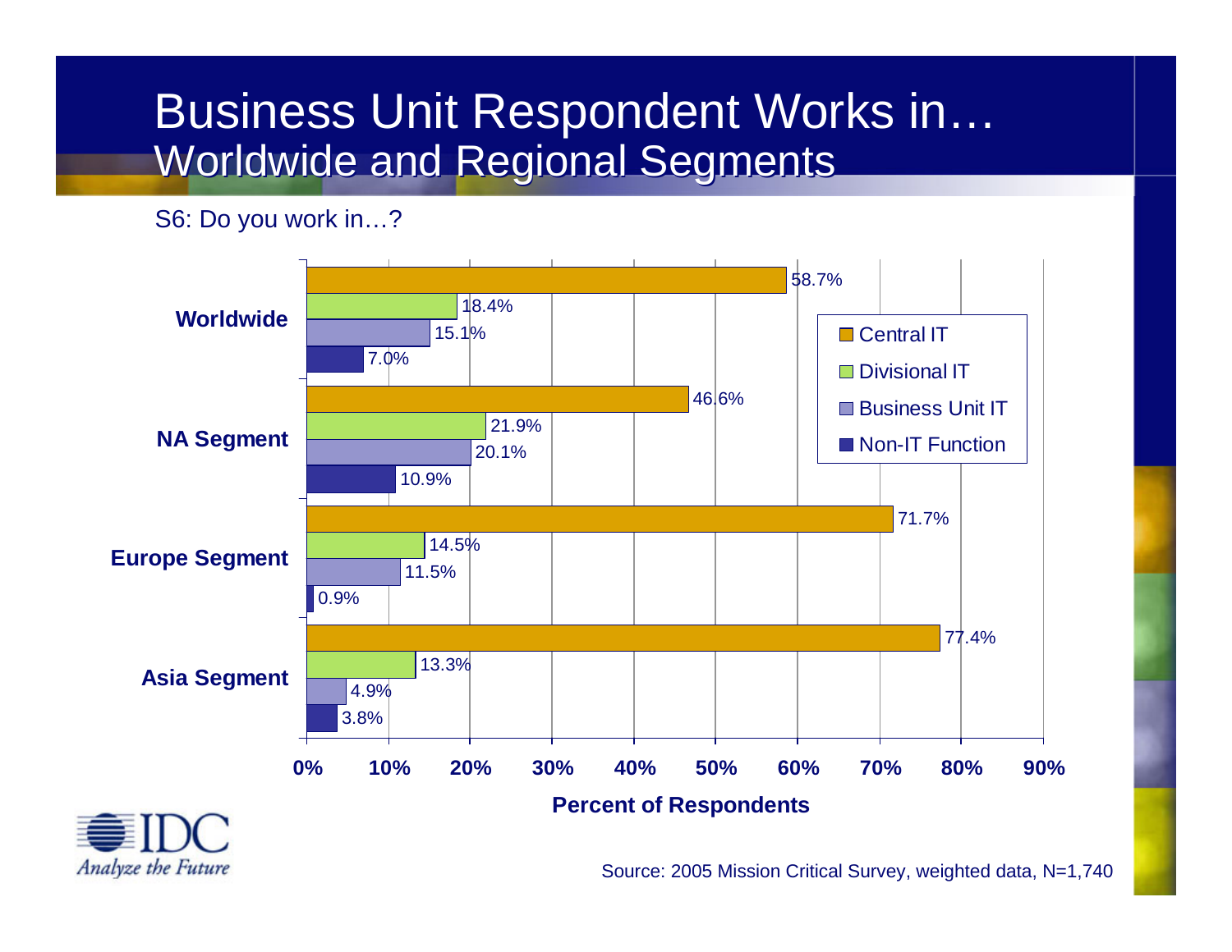# Business Unit Respondent Works in…
## Worldwide and Regional Segments

S6: Do you work in…?

| | Central IT | Divisional IT | Business Unit IT | Non-IT Function |
|---|---|---|---|---|
| Worldwide | 58.7% | 18.4% | 15.1% | 7.0% |
| NA Segment | 46.6% | 21.9% | 20.1% | 10.9% |
| Europe Segment | 71.7% | 14.5% | 11.5% | 0.9% |
| Asia Segment | 77.4% | 13.3% | 4.9% | 3.8% |

Percent of Respondents

IDC
*Analyze the Future*

Source: 2005 Mission Critical Survey, weighted data, N=1,740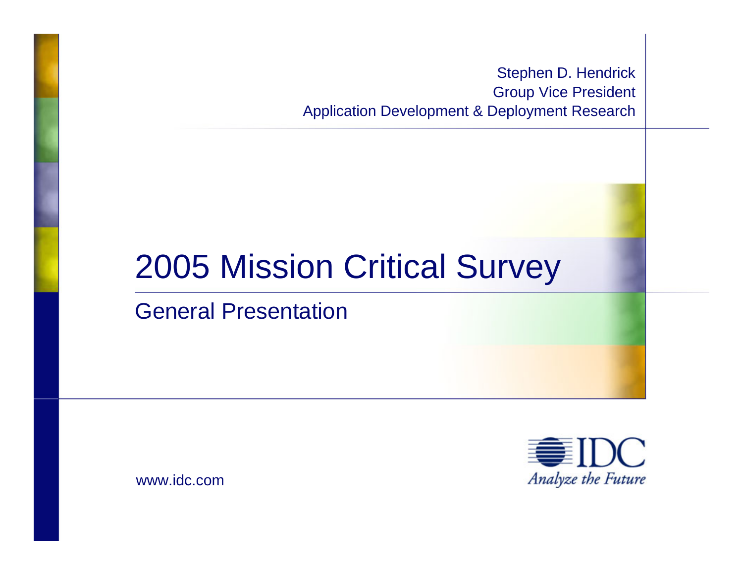Stephen D. Hendrick
Group Vice President
Application Development & Deployment Research

# 2005 Mission Critical Survey

## General Presentation

www.idc.com

IDC
*Analyze the Future*